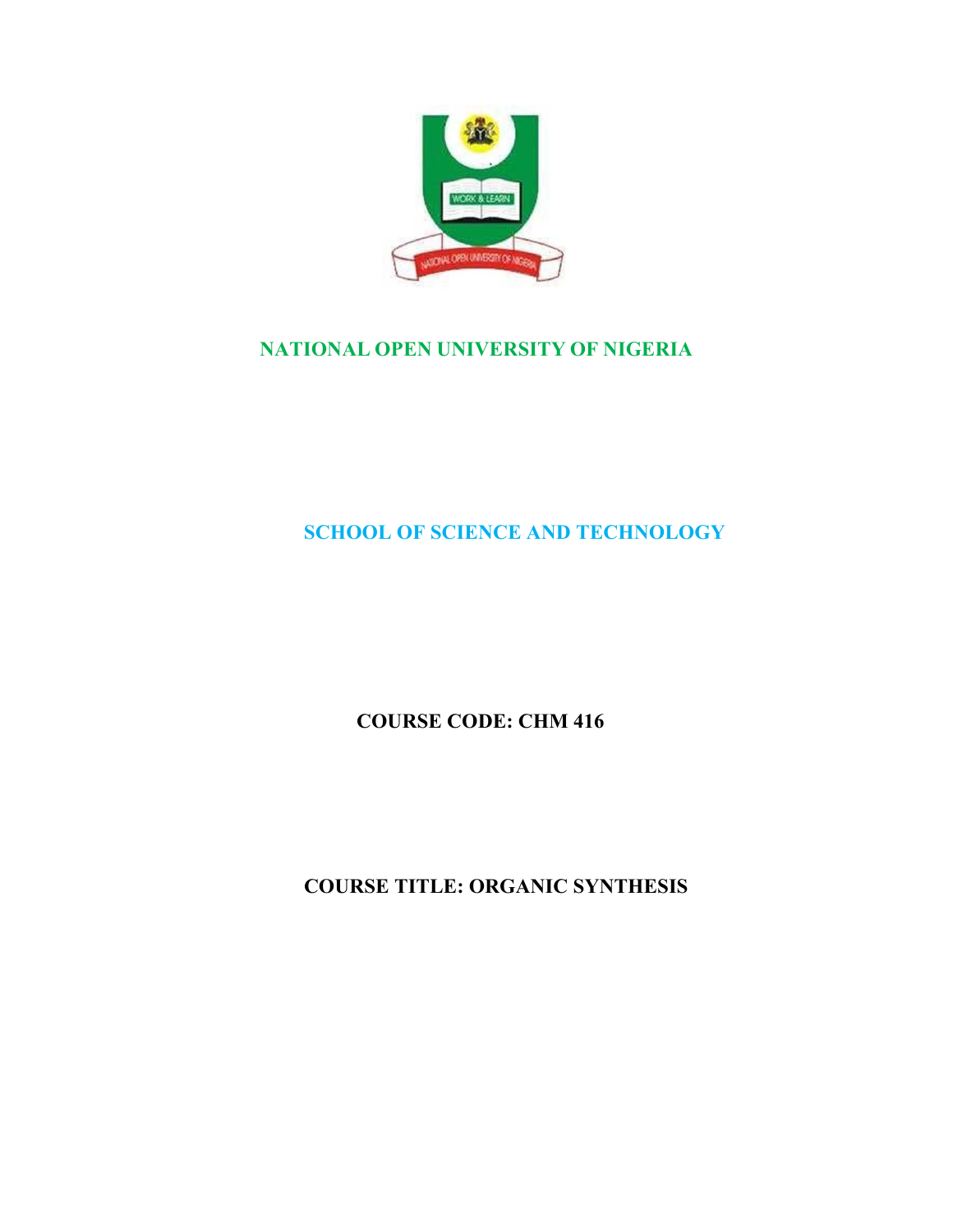# NATIONAL OPEN UNIVERSITY OF NIGERIA

## SCHOOL OF SCIENCE AND TECHNOLOGY

**COURSE CODE: CHM 416**

**COURSE TITLE: ORGANIC SYNTHESIS**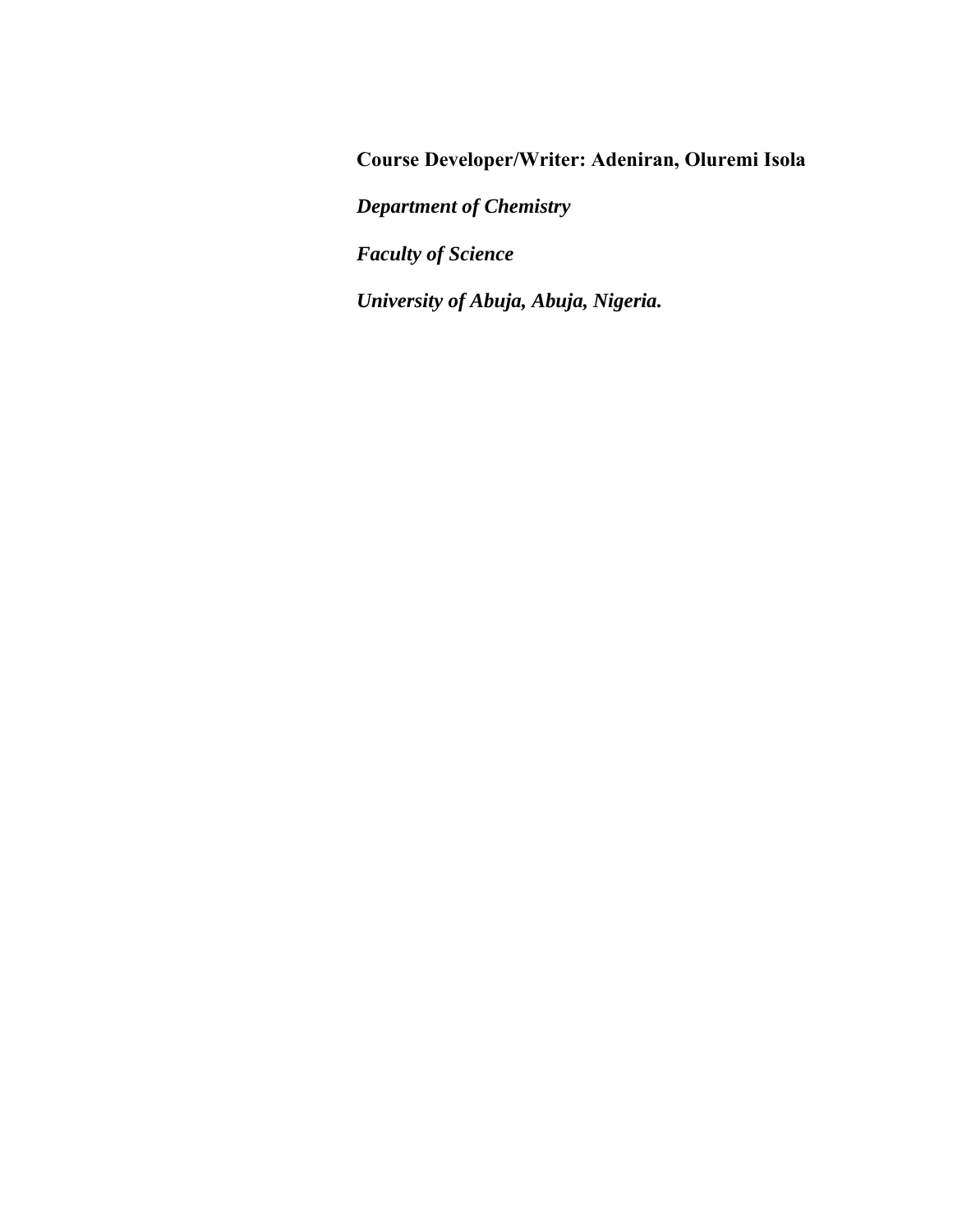**Course Developer/Writer: Adeniran, Oluremi Isola**

***Department of Chemistry***

***Faculty of Science***

***University of Abuja, Abuja, Nigeria.***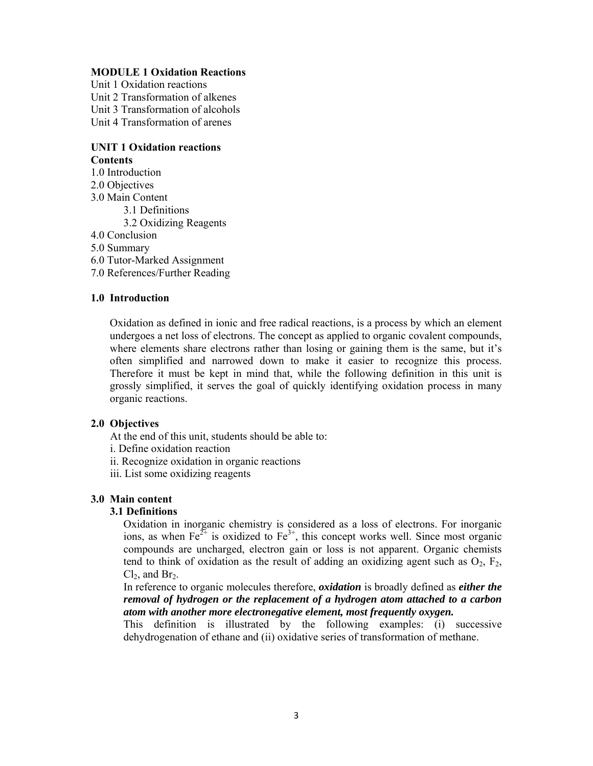**MODULE 1 Oxidation Reactions**

Unit 1 Oxidation reactions
Unit 2 Transformation of alkenes
Unit 3 Transformation of alcohols
Unit 4 Transformation of arenes

## UNIT 1 Oxidation reactions

**Contents**

1.0 Introduction
2.0 Objectives
3.0 Main Content
  3.1 Definitions
  3.2 Oxidizing Reagents
4.0 Conclusion
5.0 Summary
6.0 Tutor-Marked Assignment
7.0 References/Further Reading

### 1.0 Introduction

Oxidation as defined in ionic and free radical reactions, is a process by which an element undergoes a net loss of electrons. The concept as applied to organic covalent compounds, where elements share electrons rather than losing or gaining them is the same, but it's often simplified and narrowed down to make it easier to recognize this process. Therefore it must be kept in mind that, while the following definition in this unit is grossly simplified, it serves the goal of quickly identifying oxidation process in many organic reactions.

### 2.0 Objectives

At the end of this unit, students should be able to:

i. Define oxidation reaction
ii. Recognize oxidation in organic reactions
iii. List some oxidizing reagents

### 3.0 Main content

#### 3.1 Definitions

Oxidation in inorganic chemistry is considered as a loss of electrons. For inorganic ions, as when $Fe^{2+}$ is oxidized to $Fe^{3+}$, this concept works well. Since most organic compounds are uncharged, electron gain or loss is not apparent. Organic chemists tend to think of oxidation as the result of adding an oxidizing agent such as $O_2$, $F_2$, $Cl_2$, and $Br_2$.

In reference to organic molecules therefore, ***oxidation*** is broadly defined as ***either the removal of hydrogen or the replacement of a hydrogen atom attached to a carbon atom with another more electronegative element, most frequently oxygen.***

This definition is illustrated by the following examples: (i) successive dehydrogenation of ethane and (ii) oxidative series of transformation of methane.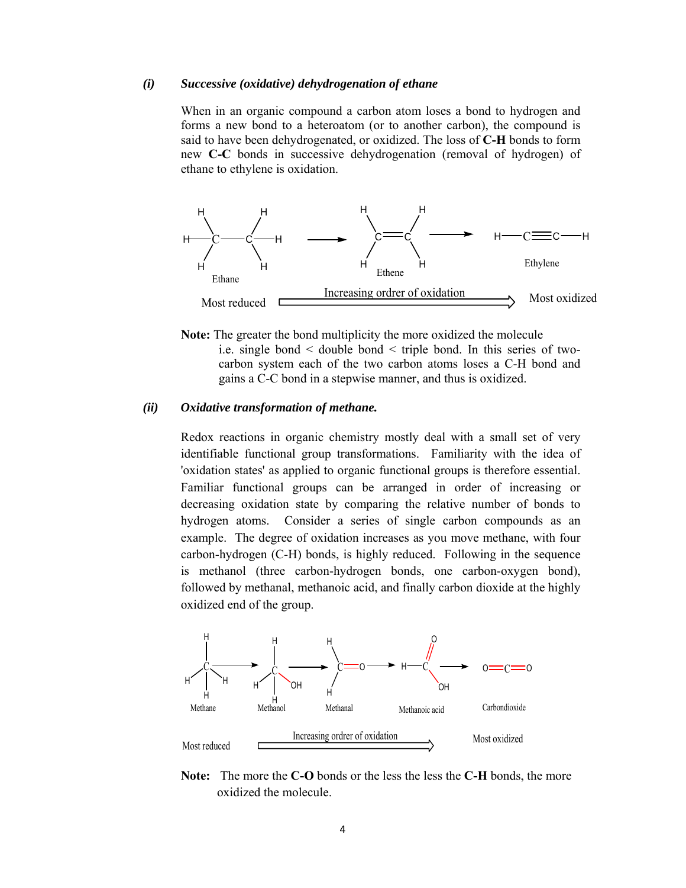*(i)* ***Successive (oxidative) dehydrogenation of ethane***

When in an organic compound a carbon atom loses a bond to hydrogen and forms a new bond to a heteroatom (or to another carbon), the compound is said to have been dehydrogenated, or oxidized. The loss of **C-H** bonds to form new **C-C** bonds in successive dehydrogenation (removal of hydrogen) of ethane to ethylene is oxidation.

Ethane → Ethene → Ethylene

Most reduced — Increasing order of oxidation → Most oxidized

**Note:** The greater the bond multiplicity the more oxidized the molecule i.e. single bond < double bond < triple bond. In this series of two-carbon system each of the two carbon atoms loses a C-H bond and gains a C-C bond in a stepwise manner, and thus is oxidized.

*(ii)* ***Oxidative transformation of methane.***

Redox reactions in organic chemistry mostly deal with a small set of very identifiable functional group transformations. Familiarity with the idea of 'oxidation states' as applied to organic functional groups is therefore essential. Familiar functional groups can be arranged in order of increasing or decreasing oxidation state by comparing the relative number of bonds to hydrogen atoms. Consider a series of single carbon compounds as an example. The degree of oxidation increases as you move methane, with four carbon-hydrogen (C-H) bonds, is highly reduced. Following in the sequence is methanol (three carbon-hydrogen bonds, one carbon-oxygen bond), followed by methanal, methanoic acid, and finally carbon dioxide at the highly oxidized end of the group.

Methane → Methanol → Methanal → Methanoic acid → Carbondioxide

Most reduced — Increasing order of oxidation → Most oxidized

**Note:** The more the **C-O** bonds or the less the less the **C-H** bonds, the more oxidized the molecule.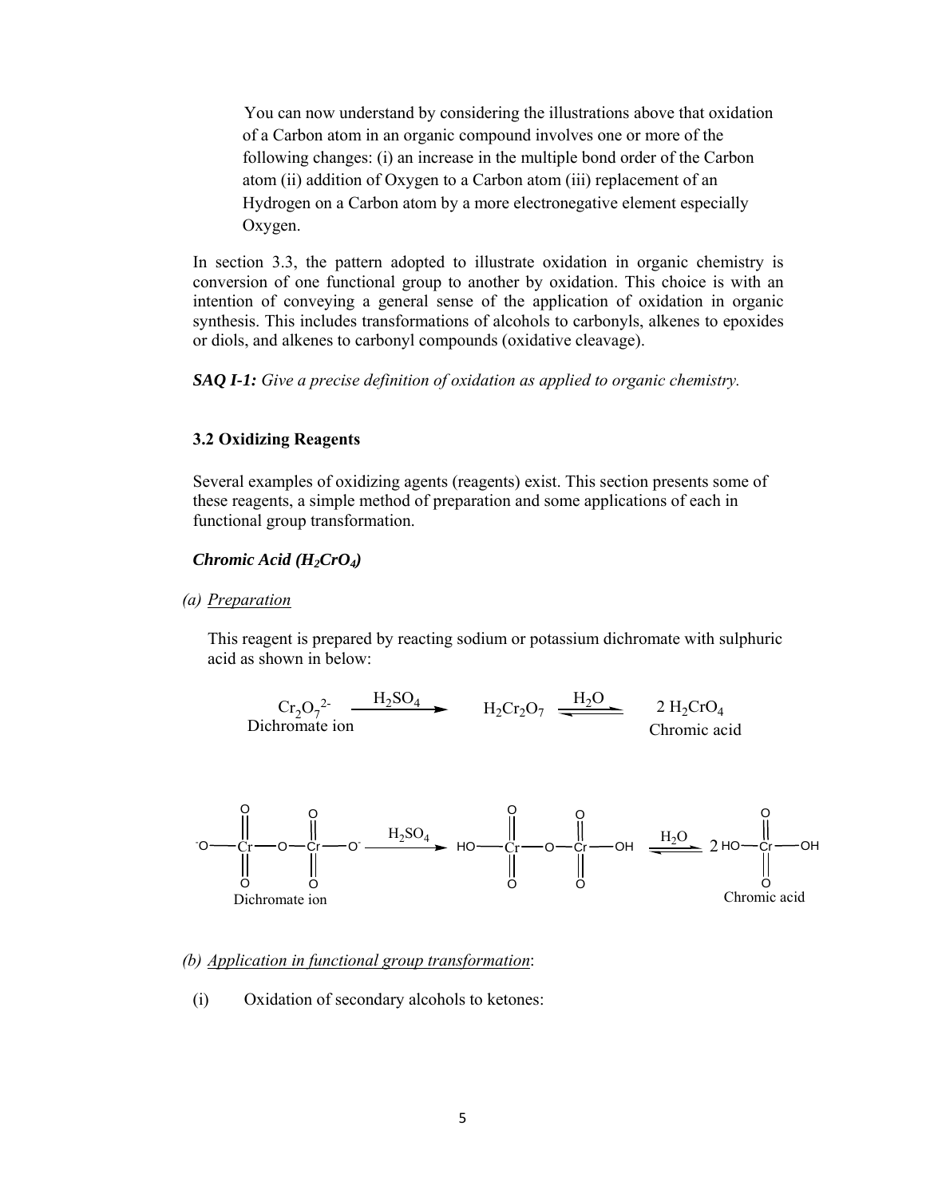You can now understand by considering the illustrations above that oxidation of a Carbon atom in an organic compound involves one or more of the following changes: (i) an increase in the multiple bond order of the Carbon atom (ii) addition of Oxygen to a Carbon atom (iii) replacement of an Hydrogen on a Carbon atom by a more electronegative element especially Oxygen.

In section 3.3, the pattern adopted to illustrate oxidation in organic chemistry is conversion of one functional group to another by oxidation. This choice is with an intention of conveying a general sense of the application of oxidation in organic synthesis. This includes transformations of alcohols to carbonyls, alkenes to epoxides or diols, and alkenes to carbonyl compounds (oxidative cleavage).

***SAQ I-1:*** *Give a precise definition of oxidation as applied to organic chemistry.*

### 3.2 Oxidizing Reagents

Several examples of oxidizing agents (reagents) exist. This section presents some of these reagents, a simple method of preparation and some applications of each in functional group transformation.

***Chromic Acid ($H_2CrO_4$)***

*(a) Preparation*

This reagent is prepared by reacting sodium or potassium dichromate with sulphuric acid as shown in below:

$$\underset{\text{Dichromate ion}}{Cr_2O_7^{2-}} \xrightarrow{H_2SO_4} H_2Cr_2O_7 \underset{}{\overset{H_2O}{\rightleftharpoons}} \underset{\text{Chromic acid}}{2\ H_2CrO_4}$$

$$\underset{\text{Dichromate ion}}{{}^{-}O-Cr(=O)_2-O-Cr(=O)_2-O^{-}} \xrightarrow{H_2SO_4} HO-Cr(=O)_2-O-Cr(=O)_2-OH \overset{H_2O}{\rightleftharpoons} \underset{\text{Chromic acid}}{2\ HO-Cr(=O)_2-OH}$$

*(b) Application in functional group transformation:*

(i) Oxidation of secondary alcohols to ketones: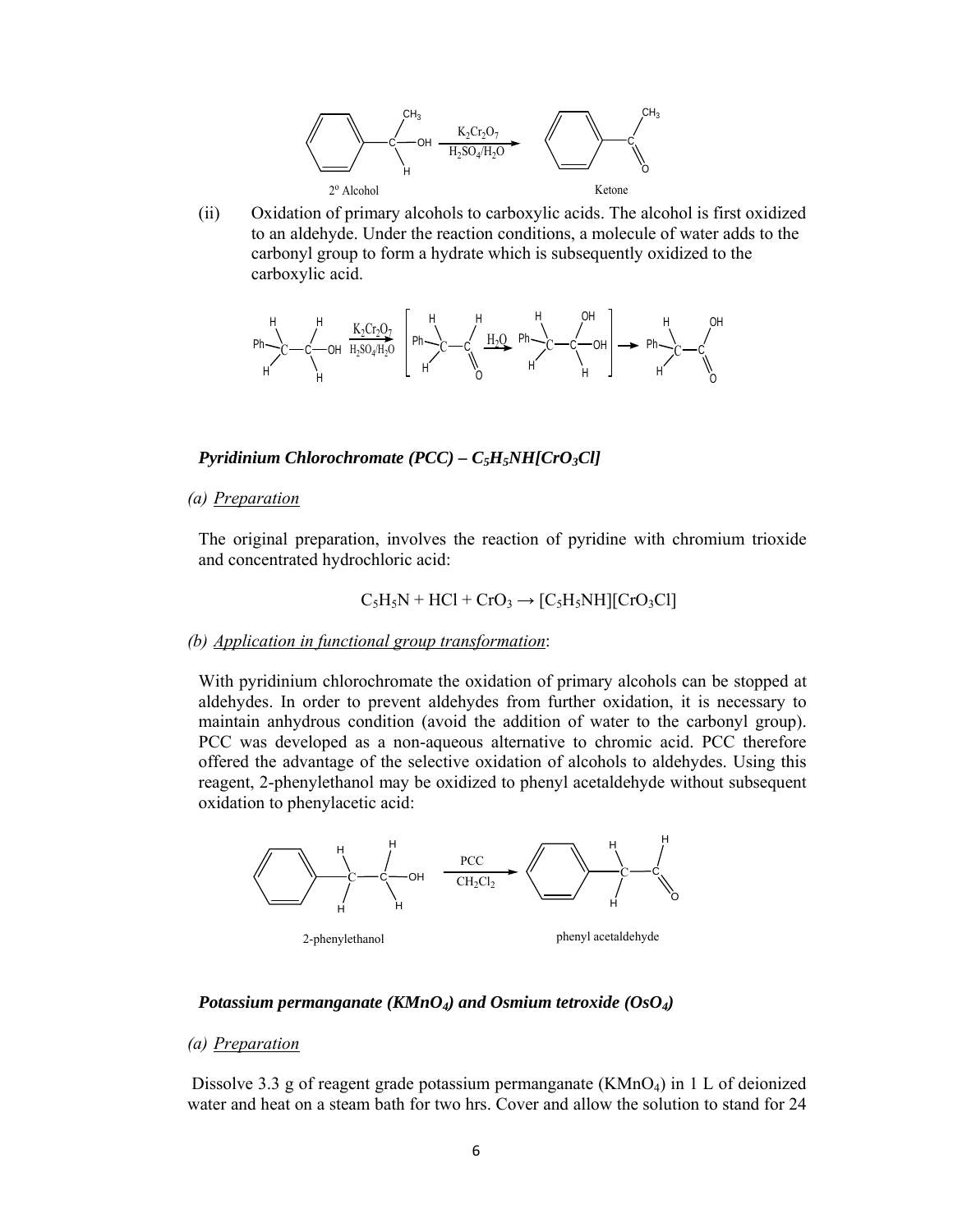2° Alcohol $\xrightarrow[H_2SO_4/H_2O]{K_2Cr_2O_7}$ Ketone

(ii) Oxidation of primary alcohols to carboxylic acids. The alcohol is first oxidized to an aldehyde. Under the reaction conditions, a molecule of water adds to the carbonyl group to form a hydrate which is subsequently oxidized to the carboxylic acid.

***Pyridinium Chlorochromate (PCC) – $C_5H_5NH[CrO_3Cl]$***

*(a) Preparation*

The original preparation, involves the reaction of pyridine with chromium trioxide and concentrated hydrochloric acid:

$$C_5H_5N + HCl + CrO_3 \rightarrow [C_5H_5NH][CrO_3Cl]$$

*(b) Application in functional group transformation*:

With pyridinium chlorochromate the oxidation of primary alcohols can be stopped at aldehydes. In order to prevent aldehydes from further oxidation, it is necessary to maintain anhydrous condition (avoid the addition of water to the carbonyl group). PCC was developed as a non-aqueous alternative to chromic acid. PCC therefore offered the advantage of the selective oxidation of alcohols to aldehydes. Using this reagent, 2-phenylethanol may be oxidized to phenyl acetaldehyde without subsequent oxidation to phenylacetic acid:

2-phenylethanol $\xrightarrow[CH_2Cl_2]{PCC}$ phenyl acetaldehyde

***Potassium permanganate ($KMnO_4$) and Osmium tetroxide ($OsO_4$)***

*(a) Preparation*

Dissolve 3.3 g of reagent grade potassium permanganate ($KMnO_4$) in 1 L of deionized water and heat on a steam bath for two hrs. Cover and allow the solution to stand for 24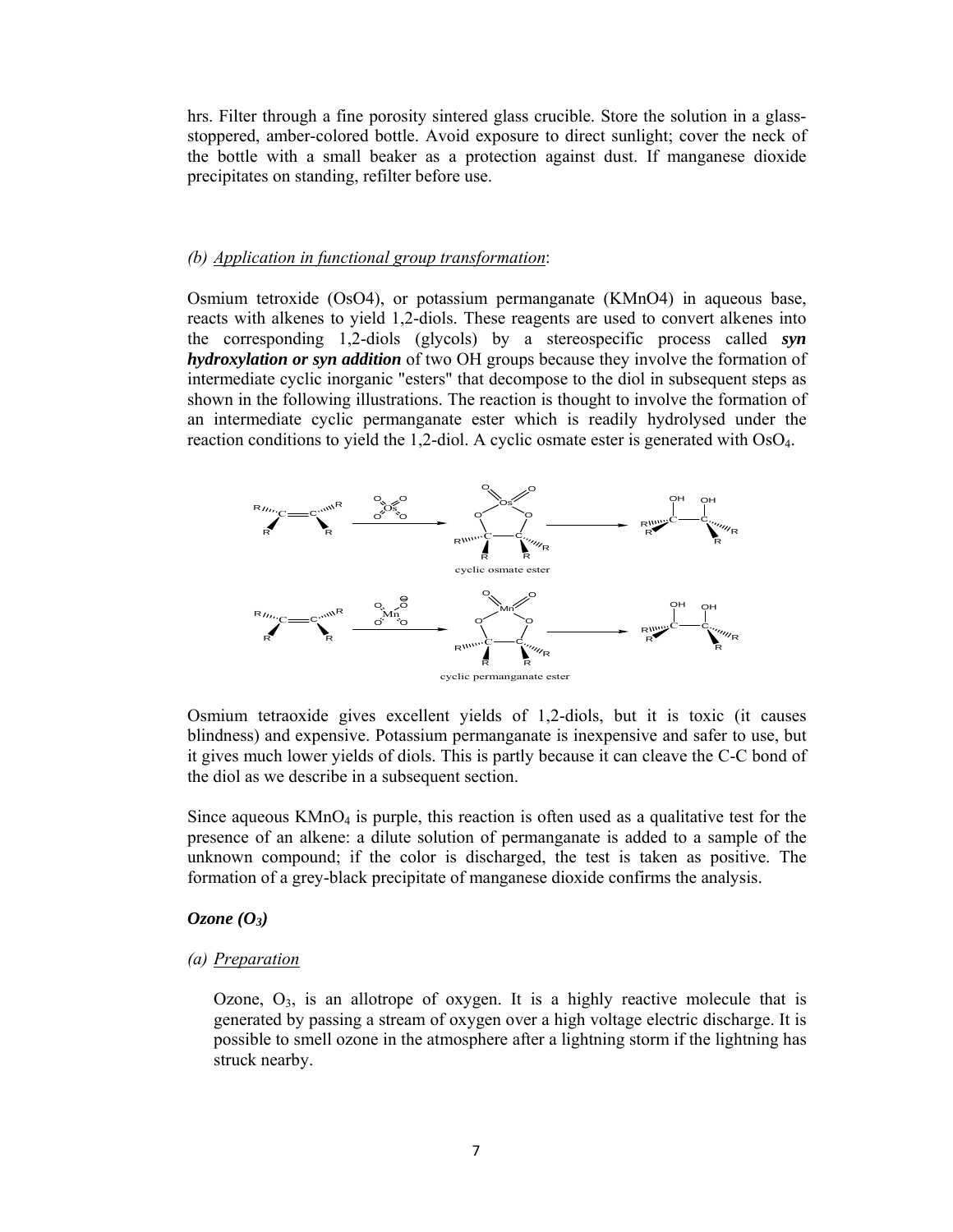hrs. Filter through a fine porosity sintered glass crucible. Store the solution in a glass-stoppered, amber-colored bottle. Avoid exposure to direct sunlight; cover the neck of the bottle with a small beaker as a protection against dust. If manganese dioxide precipitates on standing, refilter before use.

*(b) Application in functional group transformation*:

Osmium tetroxide (OsO4), or potassium permanganate (KMnO4) in aqueous base, reacts with alkenes to yield 1,2-diols. These reagents are used to convert alkenes into the corresponding 1,2-diols (glycols) by a stereospecific process called ***syn hydroxylation or syn addition*** of two OH groups because they involve the formation of intermediate cyclic inorganic "esters" that decompose to the diol in subsequent steps as shown in the following illustrations. The reaction is thought to involve the formation of an intermediate cyclic permanganate ester which is readily hydrolysed under the reaction conditions to yield the 1,2-diol. A cyclic osmate ester is generated with $OsO_4$.

cyclic osmate ester

cyclic permanganate ester

Osmium tetraoxide gives excellent yields of 1,2-diols, but it is toxic (it causes blindness) and expensive. Potassium permanganate is inexpensive and safer to use, but it gives much lower yields of diols. This is partly because it can cleave the C-C bond of the diol as we describe in a subsequent section.

Since aqueous $KMnO_4$ is purple, this reaction is often used as a qualitative test for the presence of an alkene: a dilute solution of permanganate is added to a sample of the unknown compound; if the color is discharged, the test is taken as positive. The formation of a grey-black precipitate of manganese dioxide confirms the analysis.

***Ozone ($O_3$)***

*(a) Preparation*

Ozone, $O_3$, is an allotrope of oxygen. It is a highly reactive molecule that is generated by passing a stream of oxygen over a high voltage electric discharge. It is possible to smell ozone in the atmosphere after a lightning storm if the lightning has struck nearby.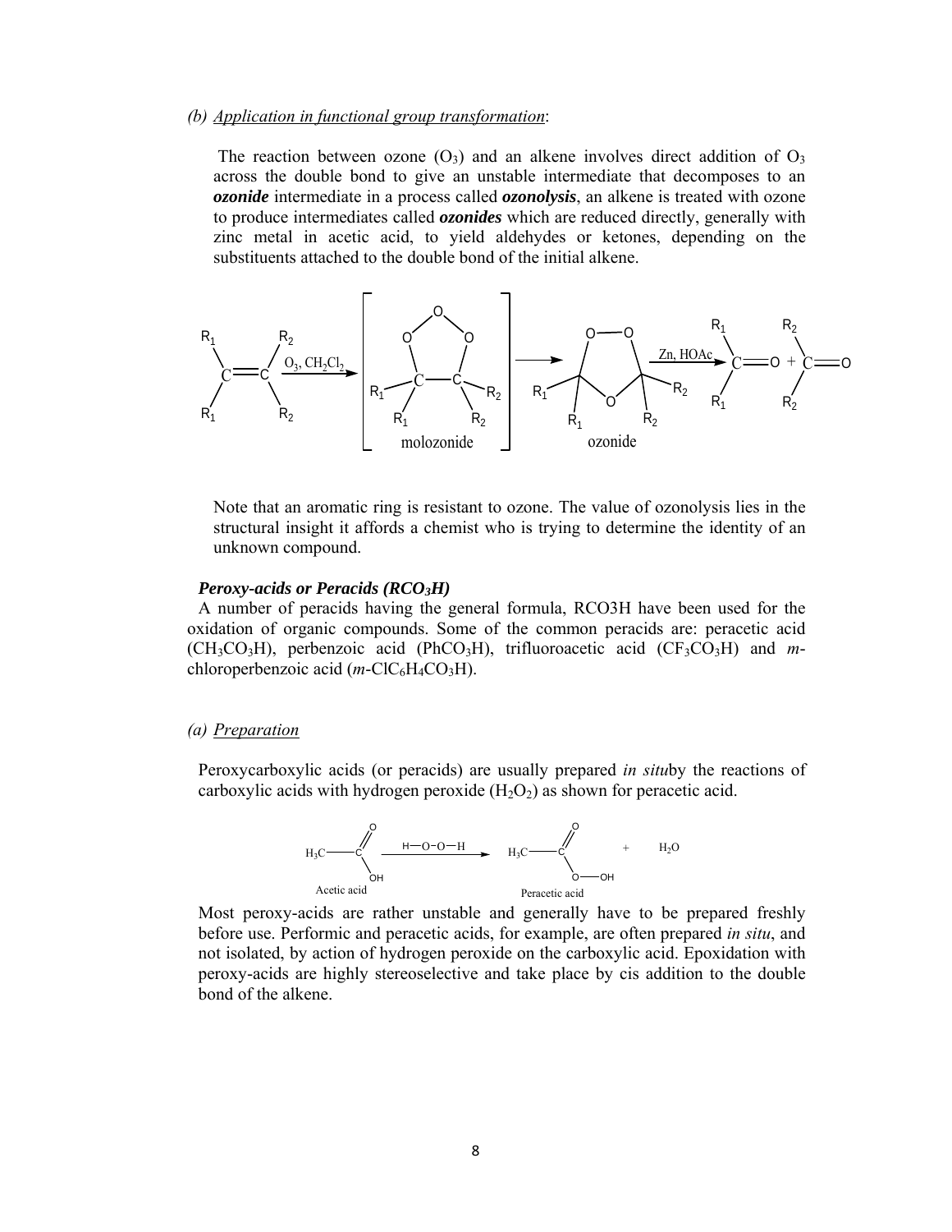*(b) Application in functional group transformation*:

The reaction between ozone ($O_3$) and an alkene involves direct addition of $O_3$ across the double bond to give an unstable intermediate that decomposes to an ***ozonide*** intermediate in a process called ***ozonolysis***, an alkene is treated with ozone to produce intermediates called ***ozonides*** which are reduced directly, generally with zinc metal in acetic acid, to yield aldehydes or ketones, depending on the substituents attached to the double bond of the initial alkene.

Note that an aromatic ring is resistant to ozone. The value of ozonolysis lies in the structural insight it affords a chemist who is trying to determine the identity of an unknown compound.

***Peroxy-acids or Peracids ($RCO_3H$)***

A number of peracids having the general formula, RCO3H have been used for the oxidation of organic compounds. Some of the common peracids are: peracetic acid ($CH_3CO_3H$), perbenzoic acid ($PhCO_3H$), trifluoroacetic acid ($CF_3CO_3H$) and *m*-chloroperbenzoic acid (*m*-$ClC_6H_4CO_3H$).

*(a) Preparation*

Peroxycarboxylic acids (or peracids) are usually prepared *in situ*by the reactions of carboxylic acids with hydrogen peroxide ($H_2O_2$) as shown for peracetic acid.

Most peroxy-acids are rather unstable and generally have to be prepared freshly before use. Performic and peracetic acids, for example, are often prepared *in situ*, and not isolated, by action of hydrogen peroxide on the carboxylic acid. Epoxidation with peroxy-acids are highly stereoselective and take place by cis addition to the double bond of the alkene.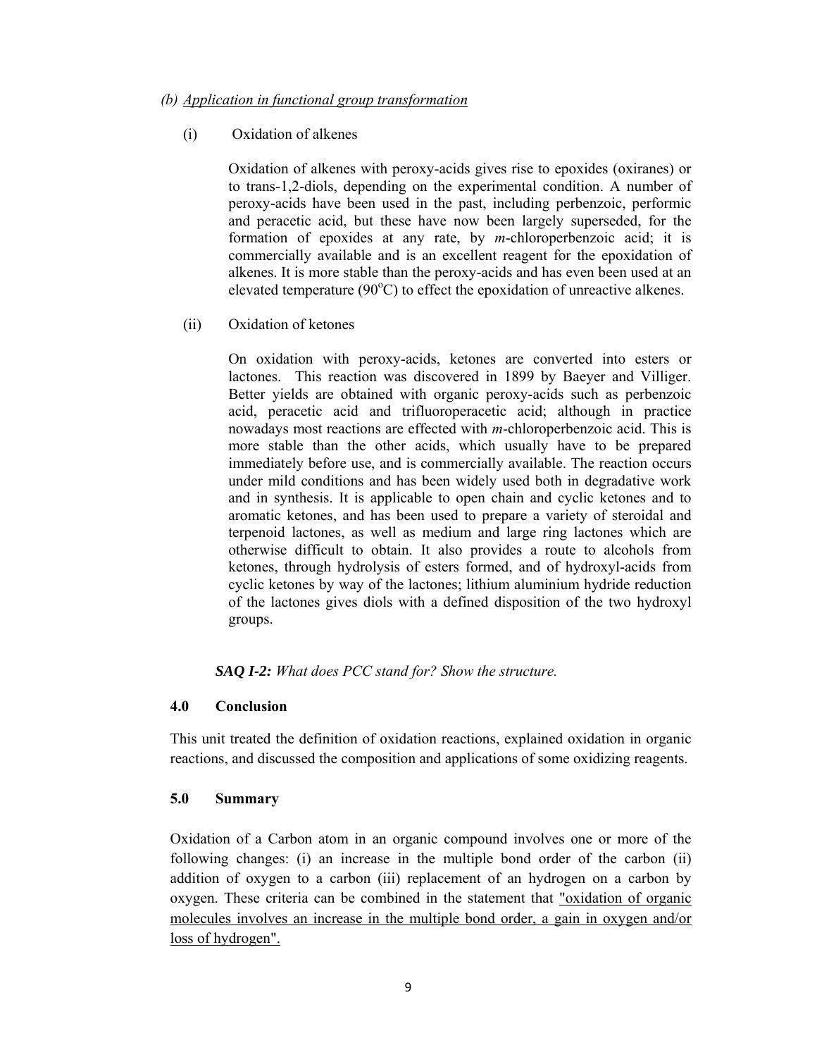*(b) Application in functional group transformation*

(i) Oxidation of alkenes

Oxidation of alkenes with peroxy-acids gives rise to epoxides (oxiranes) or to trans-1,2-diols, depending on the experimental condition. A number of peroxy-acids have been used in the past, including perbenzoic, performic and peracetic acid, but these have now been largely superseded, for the formation of epoxides at any rate, by *m*-chloroperbenzoic acid; it is commercially available and is an excellent reagent for the epoxidation of alkenes. It is more stable than the peroxy-acids and has even been used at an elevated temperature ($90^oC$) to effect the epoxidation of unreactive alkenes.

(ii) Oxidation of ketones

On oxidation with peroxy-acids, ketones are converted into esters or lactones. This reaction was discovered in 1899 by Baeyer and Villiger. Better yields are obtained with organic peroxy-acids such as perbenzoic acid, peracetic acid and trifluoroperacetic acid; although in practice nowadays most reactions are effected with *m*-chloroperbenzoic acid. This is more stable than the other acids, which usually have to be prepared immediately before use, and is commercially available. The reaction occurs under mild conditions and has been widely used both in degradative work and in synthesis. It is applicable to open chain and cyclic ketones and to aromatic ketones, and has been used to prepare a variety of steroidal and terpenoid lactones, as well as medium and large ring lactones which are otherwise difficult to obtain. It also provides a route to alcohols from ketones, through hydrolysis of esters formed, and of hydroxyl-acids from cyclic ketones by way of the lactones; lithium aluminium hydride reduction of the lactones gives diols with a defined disposition of the two hydroxyl groups.

***SAQ I-2:*** *What does PCC stand for? Show the structure.*

## 4.0 Conclusion

This unit treated the definition of oxidation reactions, explained oxidation in organic reactions, and discussed the composition and applications of some oxidizing reagents.

## 5.0 Summary

Oxidation of a Carbon atom in an organic compound involves one or more of the following changes: (i) an increase in the multiple bond order of the carbon (ii) addition of oxygen to a carbon (iii) replacement of an hydrogen on a carbon by oxygen. These criteria can be combined in the statement that "oxidation of organic molecules involves an increase in the multiple bond order, a gain in oxygen and/or loss of hydrogen".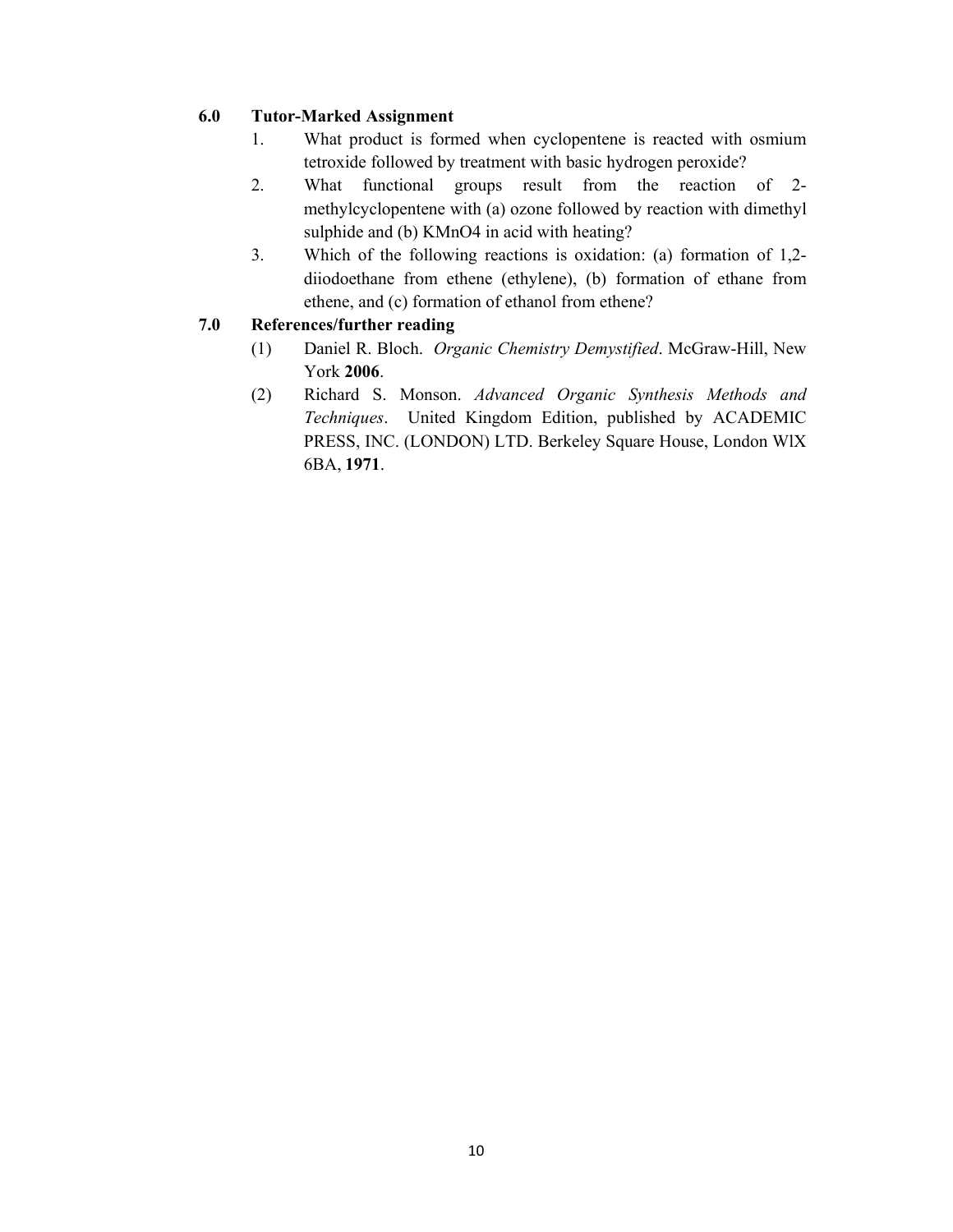## 6.0 Tutor-Marked Assignment

1. What product is formed when cyclopentene is reacted with osmium tetroxide followed by treatment with basic hydrogen peroxide?
2. What functional groups result from the reaction of 2-methylcyclopentene with (a) ozone followed by reaction with dimethyl sulphide and (b) $KMnO_4$ in acid with heating?
3. Which of the following reactions is oxidation: (a) formation of 1,2-diiodoethane from ethene (ethylene), (b) formation of ethane from ethene, and (c) formation of ethanol from ethene?

## 7.0 References/further reading

(1) Daniel R. Bloch. *Organic Chemistry Demystified*. McGraw-Hill, New York **2006**.

(2) Richard S. Monson. *Advanced Organic Synthesis Methods and Techniques*. United Kingdom Edition, published by ACADEMIC PRESS, INC. (LONDON) LTD. Berkeley Square House, London WlX 6BA, **1971**.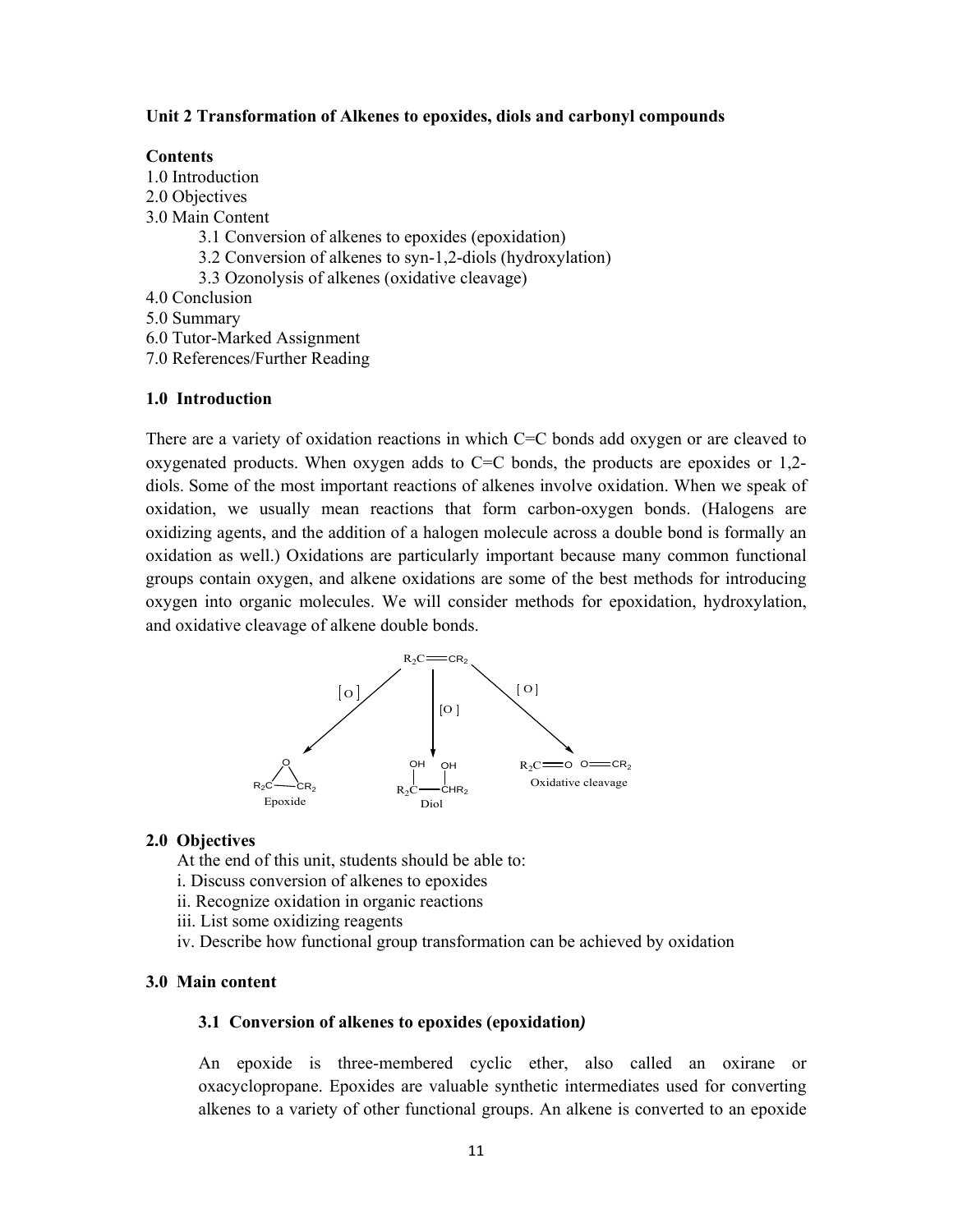**Unit 2 Transformation of Alkenes to epoxides, diols and carbonyl compounds**

**Contents**

1.0 Introduction
2.0 Objectives
3.0 Main Content
  3.1 Conversion of alkenes to epoxides (epoxidation)
  3.2 Conversion of alkenes to syn-1,2-diols (hydroxylation)
  3.3 Ozonolysis of alkenes (oxidative cleavage)
4.0 Conclusion
5.0 Summary
6.0 Tutor-Marked Assignment
7.0 References/Further Reading

### 1.0 Introduction

There are a variety of oxidation reactions in which C=C bonds add oxygen or are cleaved to oxygenated products. When oxygen adds to C=C bonds, the products are epoxides or 1,2-diols. Some of the most important reactions of alkenes involve oxidation. When we speak of oxidation, we usually mean reactions that form carbon-oxygen bonds. (Halogens are oxidizing agents, and the addition of a halogen molecule across a double bond is formally an oxidation as well.) Oxidations are particularly important because many common functional groups contain oxygen, and alkene oxidations are some of the best methods for introducing oxygen into organic molecules. We will consider methods for epoxidation, hydroxylation, and oxidative cleavage of alkene double bonds.

$$R_2C{=}CR_2 \xrightarrow{[O]} \text{Epoxide } (R_2C{-}CR_2 \text{ bridged by O}) \qquad R_2C{=}CR_2 \xrightarrow{[O]} \text{Diol } (R_2C(OH){-}CHR_2(OH)) \qquad R_2C{=}CR_2 \xrightarrow{[O]} R_2C{=}O \;\; O{=}CR_2 \text{ (Oxidative cleavage)}$$

### 2.0 Objectives

At the end of this unit, students should be able to:

i. Discuss conversion of alkenes to epoxides
ii. Recognize oxidation in organic reactions
iii. List some oxidizing reagents
iv. Describe how functional group transformation can be achieved by oxidation

### 3.0 Main content

#### 3.1 Conversion of alkenes to epoxides (epoxidation)

An epoxide is three-membered cyclic ether, also called an oxirane or oxacyclopropane. Epoxides are valuable synthetic intermediates used for converting alkenes to a variety of other functional groups. An alkene is converted to an epoxide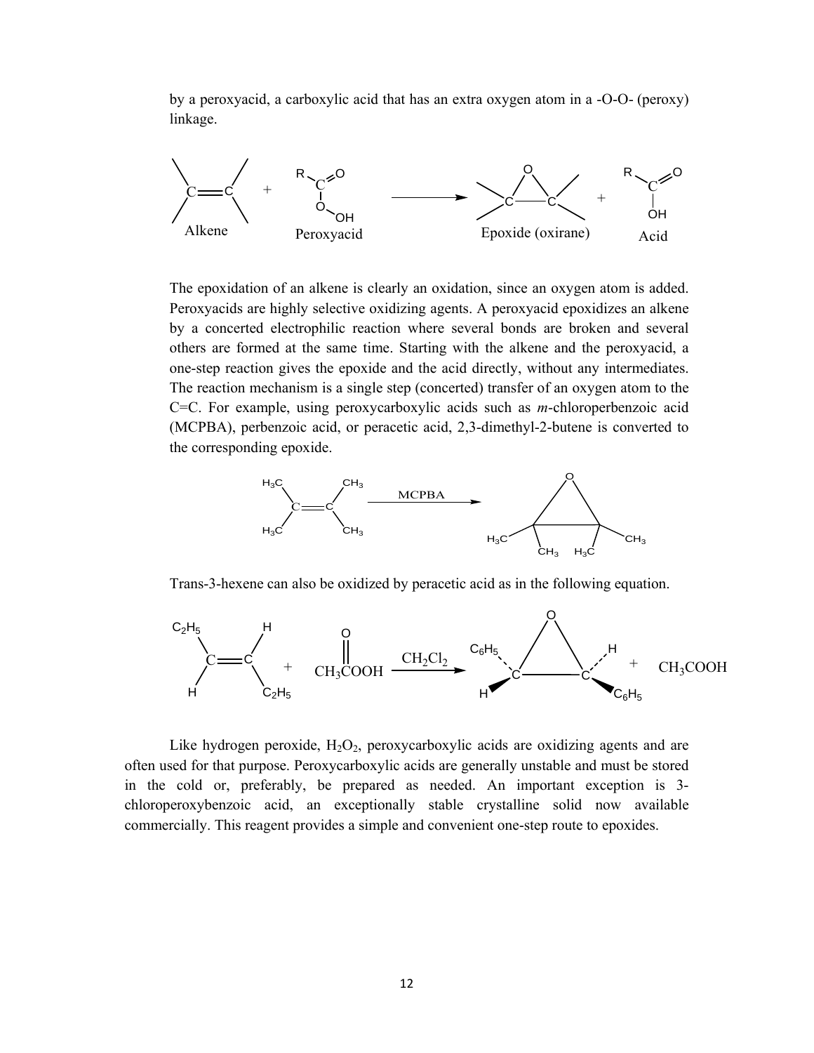by a peroxyacid, a carboxylic acid that has an extra oxygen atom in a -O-O- (peroxy) linkage.

$$\text{Alkene} + \text{Peroxyacid } (RCO_3H) \longrightarrow \text{Epoxide (oxirane)} + \text{Acid } (RCOOH)$$

The epoxidation of an alkene is clearly an oxidation, since an oxygen atom is added. Peroxyacids are highly selective oxidizing agents. A peroxyacid epoxidizes an alkene by a concerted electrophilic reaction where several bonds are broken and several others are formed at the same time. Starting with the alkene and the peroxyacid, a one-step reaction gives the epoxide and the acid directly, without any intermediates. The reaction mechanism is a single step (concerted) transfer of an oxygen atom to the C=C. For example, using peroxycarboxylic acids such as *m*-chloroperbenzoic acid (MCPBA), perbenzoic acid, or peracetic acid, 2,3-dimethyl-2-butene is converted to the corresponding epoxide.

$$(H_3C)_2C=C(CH_3)_2 \xrightarrow{\text{MCPBA}} \text{tetramethyloxirane}$$

Trans-3-hexene can also be oxidized by peracetic acid as in the following equation.

$$C_2H_5CH=CHC_2H_5 + CH_3\overset{O}{\overset{\|}{C}}OOH \xrightarrow{CH_2Cl_2} \text{epoxide } (C_6H_5, H / H, C_6H_5) + CH_3COOH$$

Like hydrogen peroxide, $H_2O_2$, peroxycarboxylic acids are oxidizing agents and are often used for that purpose. Peroxycarboxylic acids are generally unstable and must be stored in the cold or, preferably, be prepared as needed. An important exception is 3-chloroperoxybenzoic acid, an exceptionally stable crystalline solid now available commercially. This reagent provides a simple and convenient one-step route to epoxides.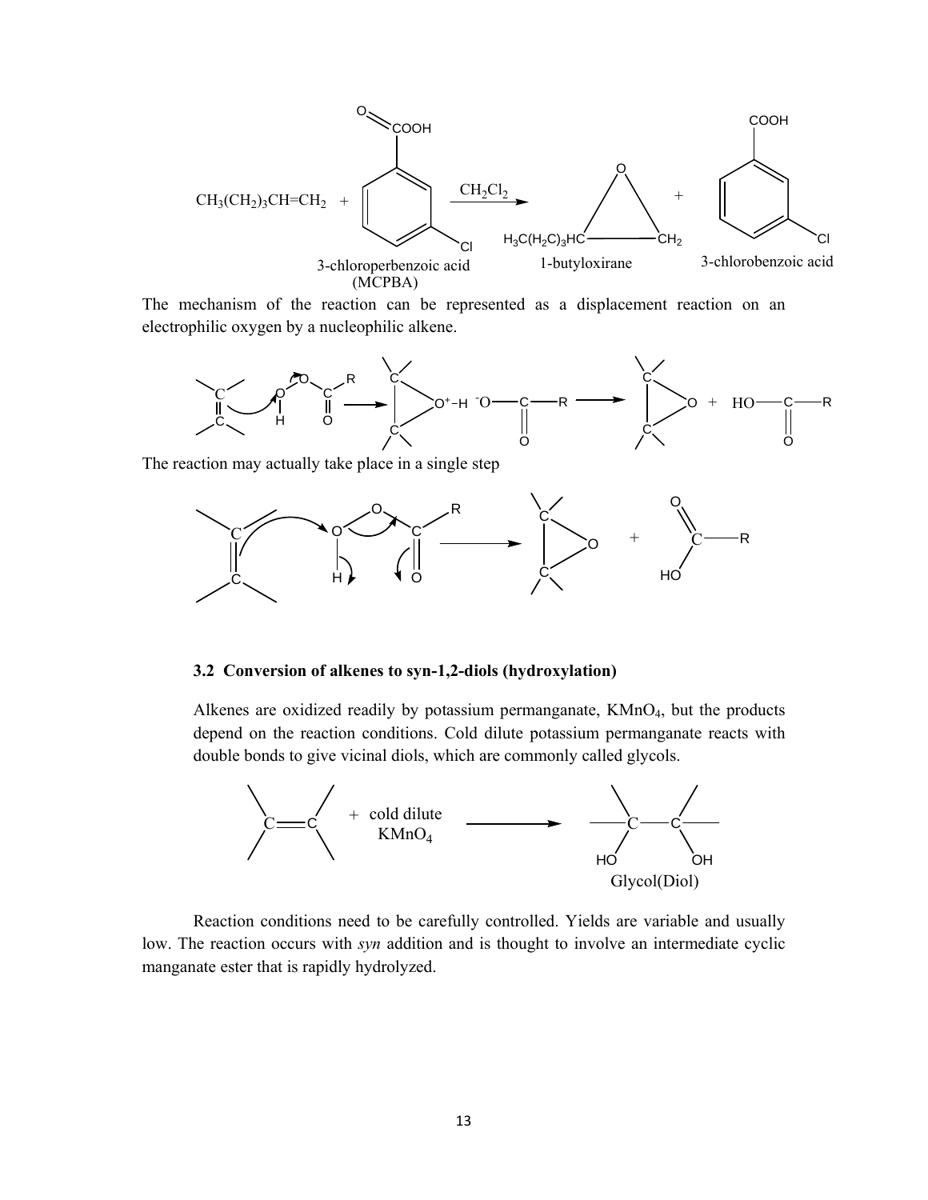$$CH_3(CH_2)_3CH{=}CH_2 + \text{3-chloroperbenzoic acid (MCPBA)} \xrightarrow{CH_2Cl_2} \text{1-butyloxirane} + \text{3-chlorobenzoic acid}$$

The mechanism of the reaction can be represented as a displacement reaction on an electrophilic oxygen by a nucleophilic alkene.

The reaction may actually take place in a single step

### 3.2 Conversion of alkenes to syn-1,2-diols (hydroxylation)

Alkenes are oxidized readily by potassium permanganate, $KMnO_4$, but the products depend on the reaction conditions. Cold dilute potassium permanganate reacts with double bonds to give vicinal diols, which are commonly called glycols.

$$C{=}C + \text{cold dilute } KMnO_4 \longrightarrow \text{Glycol(Diol)}$$

Reaction conditions need to be carefully controlled. Yields are variable and usually low. The reaction occurs with *syn* addition and is thought to involve an intermediate cyclic manganate ester that is rapidly hydrolyzed.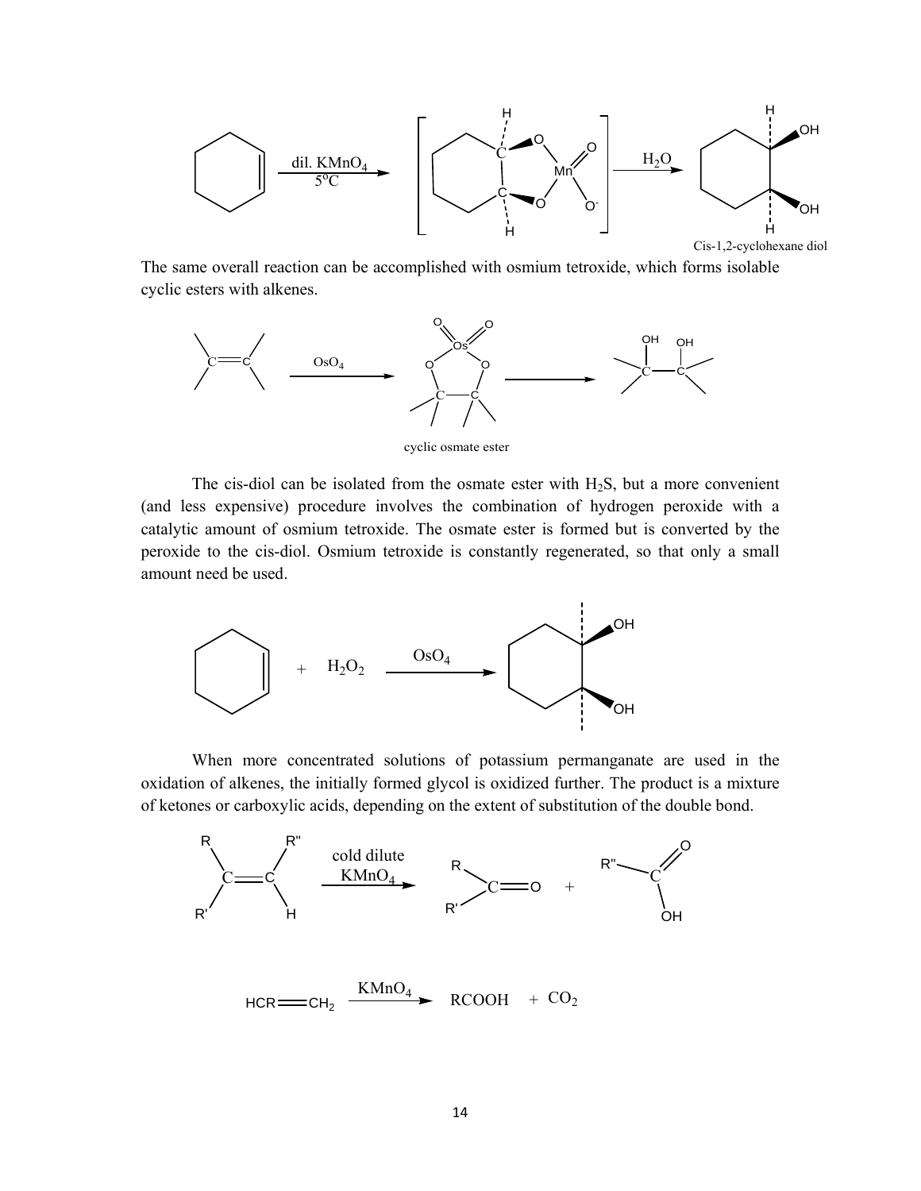dil. $KMnO_4$, 5°C; $H_2O$

Cis-1,2-cyclohexane diol

The same overall reaction can be accomplished with osmium tetroxide, which forms isolable cyclic esters with alkenes.

$OsO_4$

cyclic osmate ester

The cis-diol can be isolated from the osmate ester with $H_2S$, but a more convenient (and less expensive) procedure involves the combination of hydrogen peroxide with a catalytic amount of osmium tetroxide. The osmate ester is formed but is converted by the peroxide to the cis-diol. Osmium tetroxide is constantly regenerated, so that only a small amount need be used.

$+ \; H_2O_2 \xrightarrow{OsO_4}$

When more concentrated solutions of potassium permanganate are used in the oxidation of alkenes, the initially formed glycol is oxidized further. The product is a mixture of ketones or carboxylic acids, depending on the extent of substitution of the double bond.

cold dilute $KMnO_4$

$$HCR{=}CH_2 \xrightarrow{KMnO_4} RCOOH + CO_2$$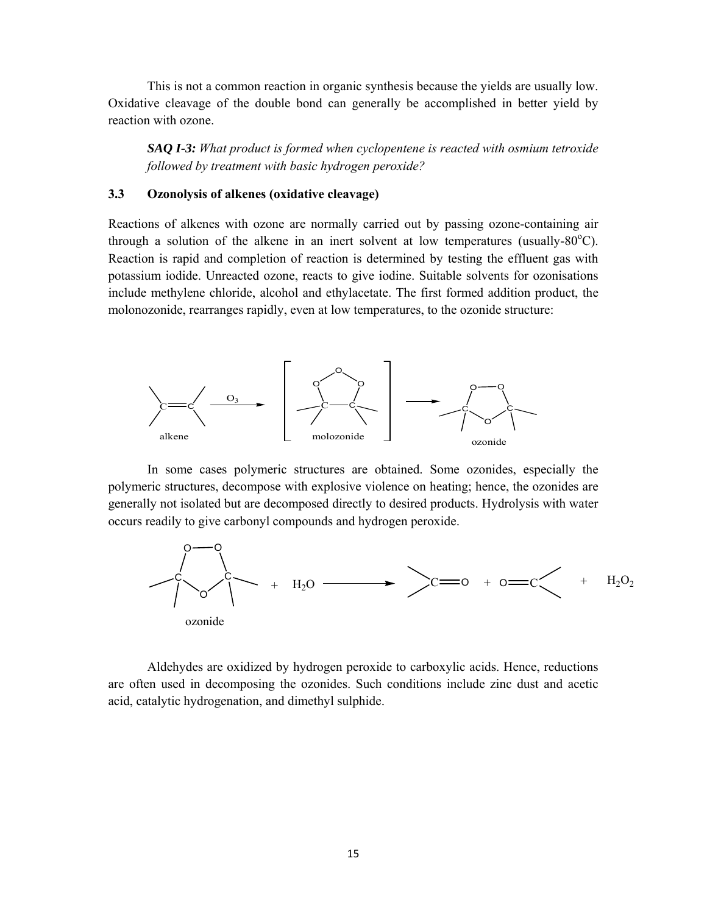This is not a common reaction in organic synthesis because the yields are usually low. Oxidative cleavage of the double bond can generally be accomplished in better yield by reaction with ozone.

> ***SAQ I-3:*** *What product is formed when cyclopentene is reacted with osmium tetroxide followed by treatment with basic hydrogen peroxide?*

### 3.3 Ozonolysis of alkenes (oxidative cleavage)

Reactions of alkenes with ozone are normally carried out by passing ozone-containing air through a solution of the alkene in an inert solvent at low temperatures (usually-80$^{o}$C). Reaction is rapid and completion of reaction is determined by testing the effluent gas with potassium iodide. Unreacted ozone, reacts to give iodine. Suitable solvents for ozonisations include methylene chloride, alcohol and ethylacetate. The first formed addition product, the molonozonide, rearranges rapidly, even at low temperatures, to the ozonide structure:

alkene $\xrightarrow{O_3}$ [molozonide] $\longrightarrow$ ozonide

In some cases polymeric structures are obtained. Some ozonides, especially the polymeric structures, decompose with explosive violence on heating; hence, the ozonides are generally not isolated but are decomposed directly to desired products. Hydrolysis with water occurs readily to give carbonyl compounds and hydrogen peroxide.

ozonide + $H_2O$ $\longrightarrow$ $>C{=}O$ + $O{=}C<$ + $H_2O_2$

Aldehydes are oxidized by hydrogen peroxide to carboxylic acids. Hence, reductions are often used in decomposing the ozonides. Such conditions include zinc dust and acetic acid, catalytic hydrogenation, and dimethyl sulphide.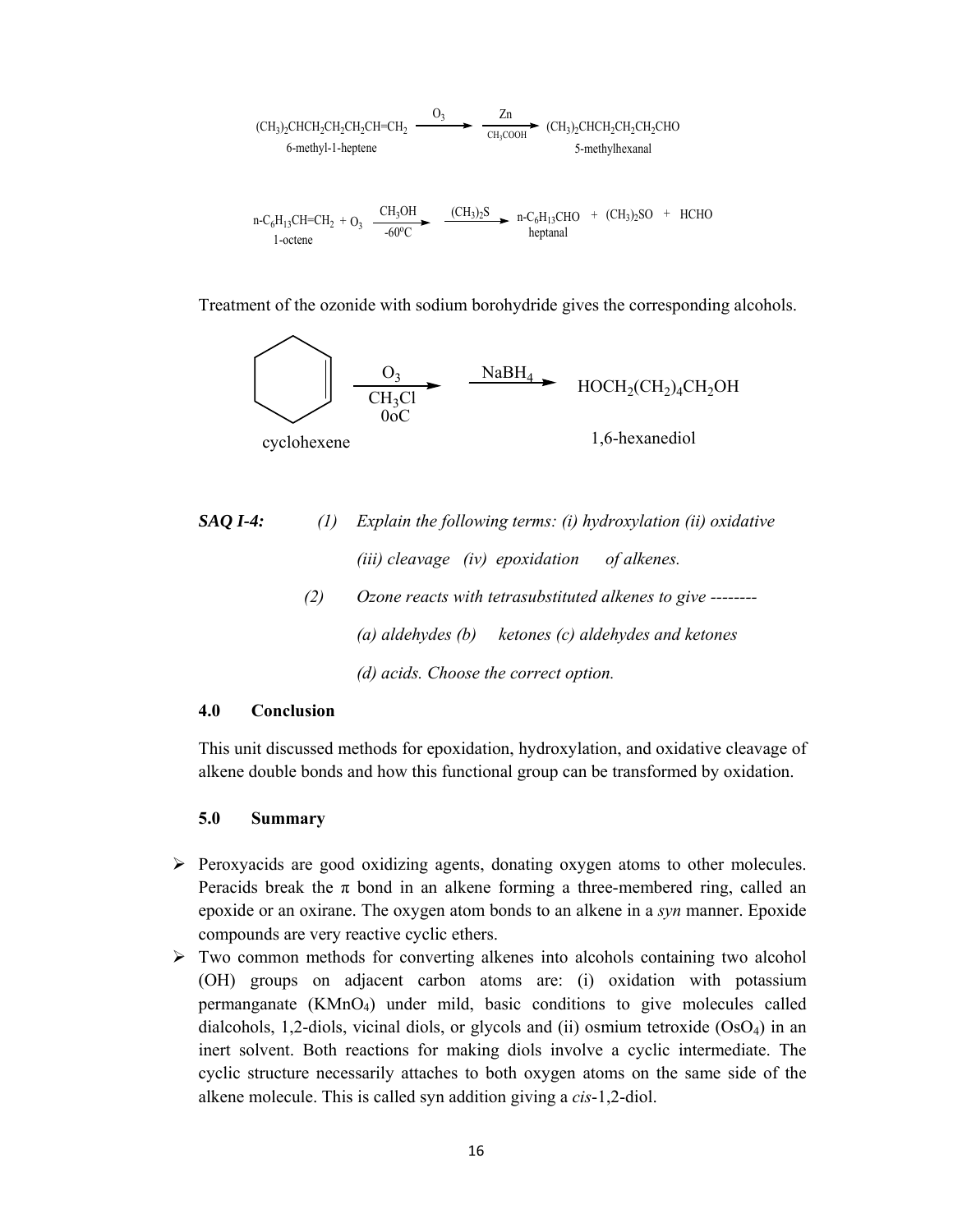$$(CH_3)_2CHCH_2CH_2CH_2CH{=}CH_2 \xrightarrow{O_3} \xrightarrow[CH_3COOH]{Zn} (CH_3)_2CHCH_2CH_2CH_2CHO$$

6-methyl-1-heptene → 5-methylhexanal

$$n\text{-}C_6H_{13}CH{=}CH_2 + O_3 \xrightarrow[-60^oC]{CH_3OH} \xrightarrow{(CH_3)_2S} n\text{-}C_6H_{13}CHO + (CH_3)_2SO + HCHO$$

1-octene → heptanal

Treatment of the ozonide with sodium borohydride gives the corresponding alcohols.

$$\text{cyclohexene} \xrightarrow[\substack{CH_3Cl \\ 0oC}]{O_3} \xrightarrow{NaBH_4} HOCH_2(CH_2)_4CH_2OH$$

cyclohexene → 1,6-hexanediol

***SAQ I-4:*** *(1) Explain the following terms: (i) hydroxylation (ii) oxidative (iii) cleavage (iv) epoxidation of alkenes.*

*(2) Ozone reacts with tetrasubstituted alkenes to give --------*

*(a) aldehydes (b) ketones (c) aldehydes and ketones*

*(d) acids. Choose the correct option.*

## 4.0 Conclusion

This unit discussed methods for epoxidation, hydroxylation, and oxidative cleavage of alkene double bonds and how this functional group can be transformed by oxidation.

## 5.0 Summary

- Peroxyacids are good oxidizing agents, donating oxygen atoms to other molecules. Peracids break the π bond in an alkene forming a three-membered ring, called an epoxide or an oxirane. The oxygen atom bonds to an alkene in a *syn* manner. Epoxide compounds are very reactive cyclic ethers.
- Two common methods for converting alkenes into alcohols containing two alcohol (OH) groups on adjacent carbon atoms are: (i) oxidation with potassium permanganate ($KMnO_4$) under mild, basic conditions to give molecules called dialcohols, 1,2-diols, vicinal diols, or glycols and (ii) osmium tetroxide ($OsO_4$) in an inert solvent. Both reactions for making diols involve a cyclic intermediate. The cyclic structure necessarily attaches to both oxygen atoms on the same side of the alkene molecule. This is called syn addition giving a *cis*-1,2-diol.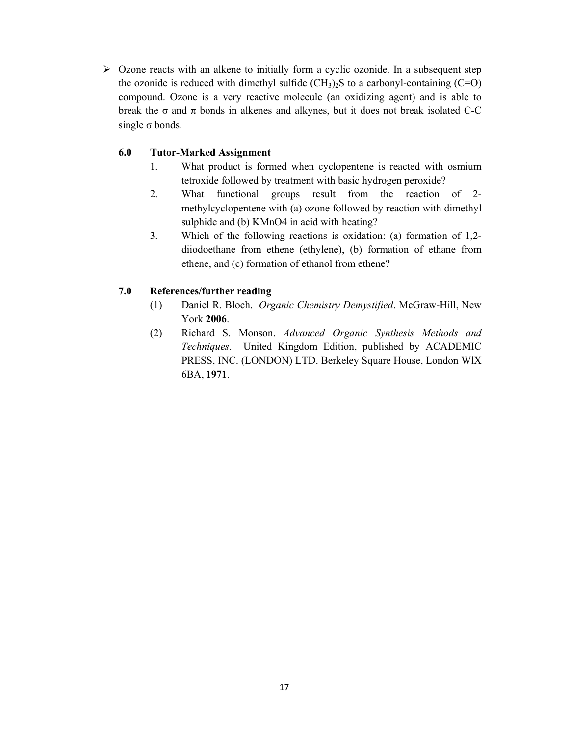- Ozone reacts with an alkene to initially form a cyclic ozonide. In a subsequent step the ozonide is reduced with dimethyl sulfide $(CH_3)_2S$ to a carbonyl-containing (C=O) compound. Ozone is a very reactive molecule (an oxidizing agent) and is able to break the σ and π bonds in alkenes and alkynes, but it does not break isolated C-C single σ bonds.

## 6.0 Tutor-Marked Assignment

1. What product is formed when cyclopentene is reacted with osmium tetroxide followed by treatment with basic hydrogen peroxide?
2. What functional groups result from the reaction of 2-methylcyclopentene with (a) ozone followed by reaction with dimethyl sulphide and (b) KMnO4 in acid with heating?
3. Which of the following reactions is oxidation: (a) formation of 1,2-diiodoethane from ethene (ethylene), (b) formation of ethane from ethene, and (c) formation of ethanol from ethene?

## 7.0 References/further reading

(1) Daniel R. Bloch. *Organic Chemistry Demystified*. McGraw-Hill, New York **2006**.

(2) Richard S. Monson. *Advanced Organic Synthesis Methods and Techniques*. United Kingdom Edition, published by ACADEMIC PRESS, INC. (LONDON) LTD. Berkeley Square House, London WlX 6BA, **1971**.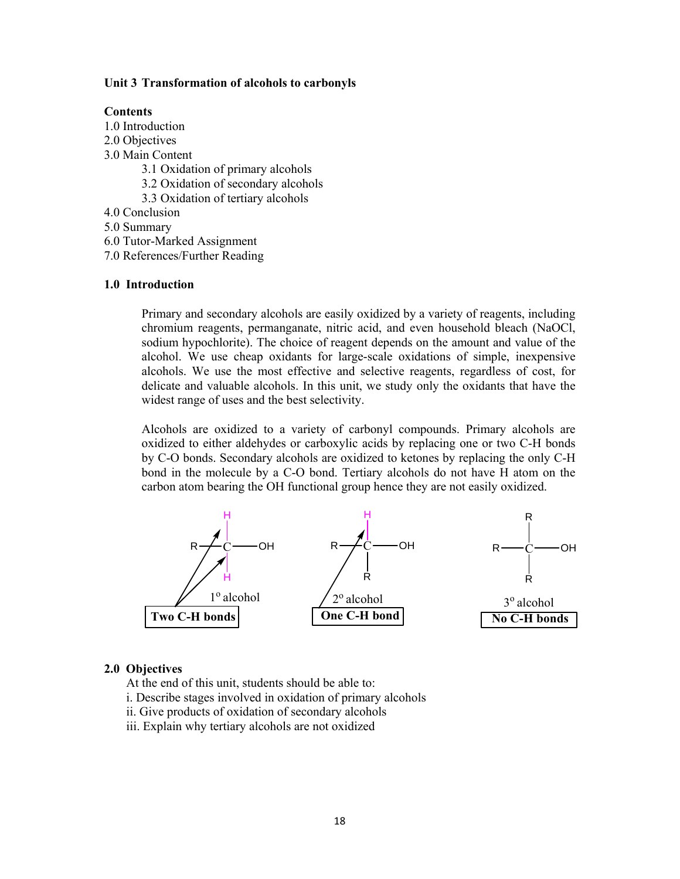**Unit 3 Transformation of alcohols to carbonyls**

**Contents**

1.0 Introduction
2.0 Objectives
3.0 Main Content
  3.1 Oxidation of primary alcohols
  3.2 Oxidation of secondary alcohols
  3.3 Oxidation of tertiary alcohols
4.0 Conclusion
5.0 Summary
6.0 Tutor-Marked Assignment
7.0 References/Further Reading

## 1.0 Introduction

Primary and secondary alcohols are easily oxidized by a variety of reagents, including chromium reagents, permanganate, nitric acid, and even household bleach (NaOCl, sodium hypochlorite). The choice of reagent depends on the amount and value of the alcohol. We use cheap oxidants for large-scale oxidations of simple, inexpensive alcohols. We use the most effective and selective reagents, regardless of cost, for delicate and valuable alcohols. In this unit, we study only the oxidants that have the widest range of uses and the best selectivity.

Alcohols are oxidized to a variety of carbonyl compounds. Primary alcohols are oxidized to either aldehydes or carboxylic acids by replacing one or two C-H bonds by C-O bonds. Secondary alcohols are oxidized to ketones by replacing the only C-H bond in the molecule by a C-O bond. Tertiary alcohols do not have H atom on the carbon atom bearing the OH functional group hence they are not easily oxidized.

| Structure | Type | C-H bonds |
|---|---|---|
| $RCH_2OH$ (R–C(H)(H)–OH) | $1^o$ alcohol | **Two C-H bonds** |
| $R_2CHOH$ (R–C(H)(R)–OH) | $2^o$ alcohol | **One C-H bond** |
| $R_3COH$ (R–C(R)(R)–OH) | $3^o$ alcohol | **No C-H bonds** |

## 2.0 Objectives

At the end of this unit, students should be able to:

i. Describe stages involved in oxidation of primary alcohols
ii. Give products of oxidation of secondary alcohols
iii. Explain why tertiary alcohols are not oxidized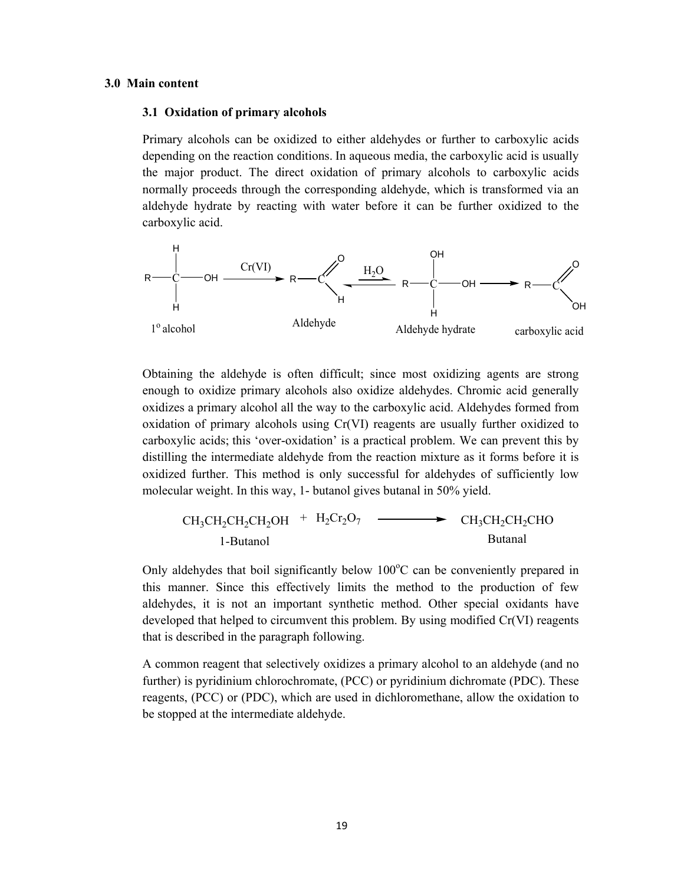## 3.0 Main content

### 3.1 Oxidation of primary alcohols

Primary alcohols can be oxidized to either aldehydes or further to carboxylic acids depending on the reaction conditions. In aqueous media, the carboxylic acid is usually the major product. The direct oxidation of primary alcohols to carboxylic acids normally proceeds through the corresponding aldehyde, which is transformed via an aldehyde hydrate by reacting with water before it can be further oxidized to the carboxylic acid.

$$R-CH_2-OH \xrightarrow{Cr(VI)} R-CHO \underset{}{\overset{H_2O}{\rightleftharpoons}} R-CH(OH)-OH \longrightarrow R-COOH$$

1° alcohol — Aldehyde — Aldehyde hydrate — carboxylic acid

Obtaining the aldehyde is often difficult; since most oxidizing agents are strong enough to oxidize primary alcohols also oxidize aldehydes. Chromic acid generally oxidizes a primary alcohol all the way to the carboxylic acid. Aldehydes formed from oxidation of primary alcohols using Cr(VI) reagents are usually further oxidized to carboxylic acids; this 'over-oxidation' is a practical problem. We can prevent this by distilling the intermediate aldehyde from the reaction mixture as it forms before it is oxidized further. This method is only successful for aldehydes of sufficiently low molecular weight. In this way, 1- butanol gives butanal in 50% yield.

$$CH_3CH_2CH_2CH_2OH + H_2Cr_2O_7 \longrightarrow CH_3CH_2CH_2CHO$$

1-Butanol — Butanal

Only aldehydes that boil significantly below 100°C can be conveniently prepared in this manner. Since this effectively limits the method to the production of few aldehydes, it is not an important synthetic method. Other special oxidants have developed that helped to circumvent this problem. By using modified Cr(VI) reagents that is described in the paragraph following.

A common reagent that selectively oxidizes a primary alcohol to an aldehyde (and no further) is pyridinium chlorochromate, (PCC) or pyridinium dichromate (PDC). These reagents, (PCC) or (PDC), which are used in dichloromethane, allow the oxidation to be stopped at the intermediate aldehyde.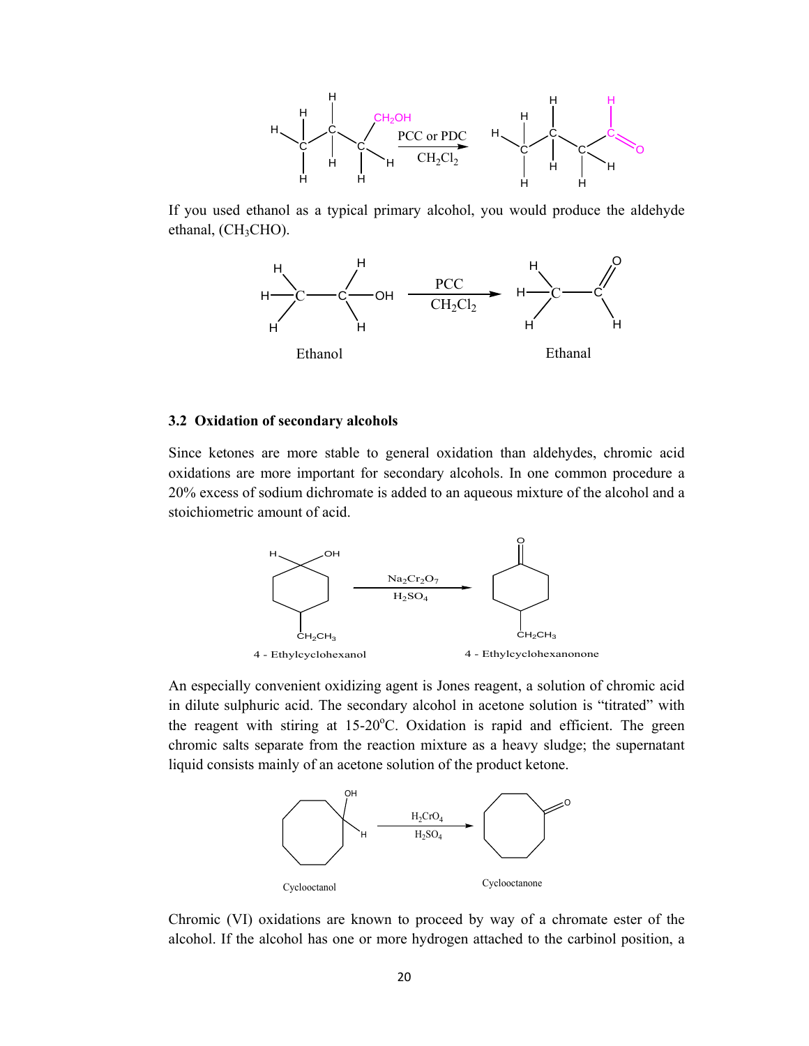PCC or PDC

$CH_2Cl_2$

If you used ethanol as a typical primary alcohol, you would produce the aldehyde ethanal, ($CH_3CHO$).

PCC

$CH_2Cl_2$

Ethanol

Ethanal

### 3.2 Oxidation of secondary alcohols

Since ketones are more stable to general oxidation than aldehydes, chromic acid oxidations are more important for secondary alcohols. In one common procedure a 20% excess of sodium dichromate is added to an aqueous mixture of the alcohol and a stoichiometric amount of acid.

$Na_2Cr_2O_7$

$H_2SO_4$

4 - Ethylcyclohexanol

4 - Ethylcyclohexanonone

An especially convenient oxidizing agent is Jones reagent, a solution of chromic acid in dilute sulphuric acid. The secondary alcohol in acetone solution is "titrated" with the reagent with stirring at 15-20$^{o}$C. Oxidation is rapid and efficient. The green chromic salts separate from the reaction mixture as a heavy sludge; the supernatant liquid consists mainly of an acetone solution of the product ketone.

$H_2CrO_4$

$H_2SO_4$

Cyclooctanol

Cyclooctanone

Chromic (VI) oxidations are known to proceed by way of a chromate ester of the alcohol. If the alcohol has one or more hydrogen attached to the carbinol position, a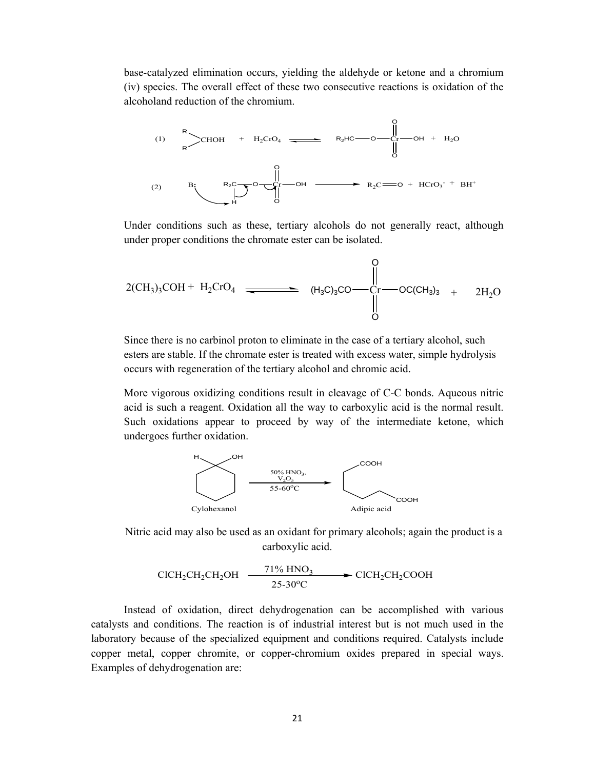base-catalyzed elimination occurs, yielding the aldehyde or ketone and a chromium (iv) species. The overall effect of these two consecutive reactions is oxidation of the alcoholand reduction of the chromium.

$$(1)\quad R_2CHOH + H_2CrO_4 \rightleftharpoons R_2HC{-}O{-}Cr(=O)_2{-}OH + H_2O$$

$$(2)\quad B\!: + R_2C(H){-}O{-}Cr(=O)_2{-}OH \longrightarrow R_2C{=}O + HCrO_3^- + BH^+$$

Under conditions such as these, tertiary alcohols do not generally react, although under proper conditions the chromate ester can be isolated.

$$2(CH_3)_3COH + H_2CrO_4 \rightleftharpoons (H_3C)_3CO{-}Cr(=O)_2{-}OC(CH_3)_3 + 2H_2O$$

Since there is no carbinol proton to eliminate in the case of a tertiary alcohol, such esters are stable. If the chromate ester is treated with excess water, simple hydrolysis occurs with regeneration of the tertiary alcohol and chromic acid.

More vigorous oxidizing conditions result in cleavage of C-C bonds. Aqueous nitric acid is such a reagent. Oxidation all the way to carboxylic acid is the normal result. Such oxidations appear to proceed by way of the intermediate ketone, which undergoes further oxidation.

$$\text{Cylohexanol} \xrightarrow[55\text{-}60^oC]{50\%\ HNO_3,\ V_2O_5} \text{Adipic acid}$$

Nitric acid may also be used as an oxidant for primary alcohols; again the product is a carboxylic acid.

$$ClCH_2CH_2CH_2OH \xrightarrow[25\text{-}30^oC]{71\%\ HNO_3} ClCH_2CH_2COOH$$

Instead of oxidation, direct dehydrogenation can be accomplished with various catalysts and conditions. The reaction is of industrial interest but is not much used in the laboratory because of the specialized equipment and conditions required. Catalysts include copper metal, copper chromite, or copper-chromium oxides prepared in special ways. Examples of dehydrogenation are: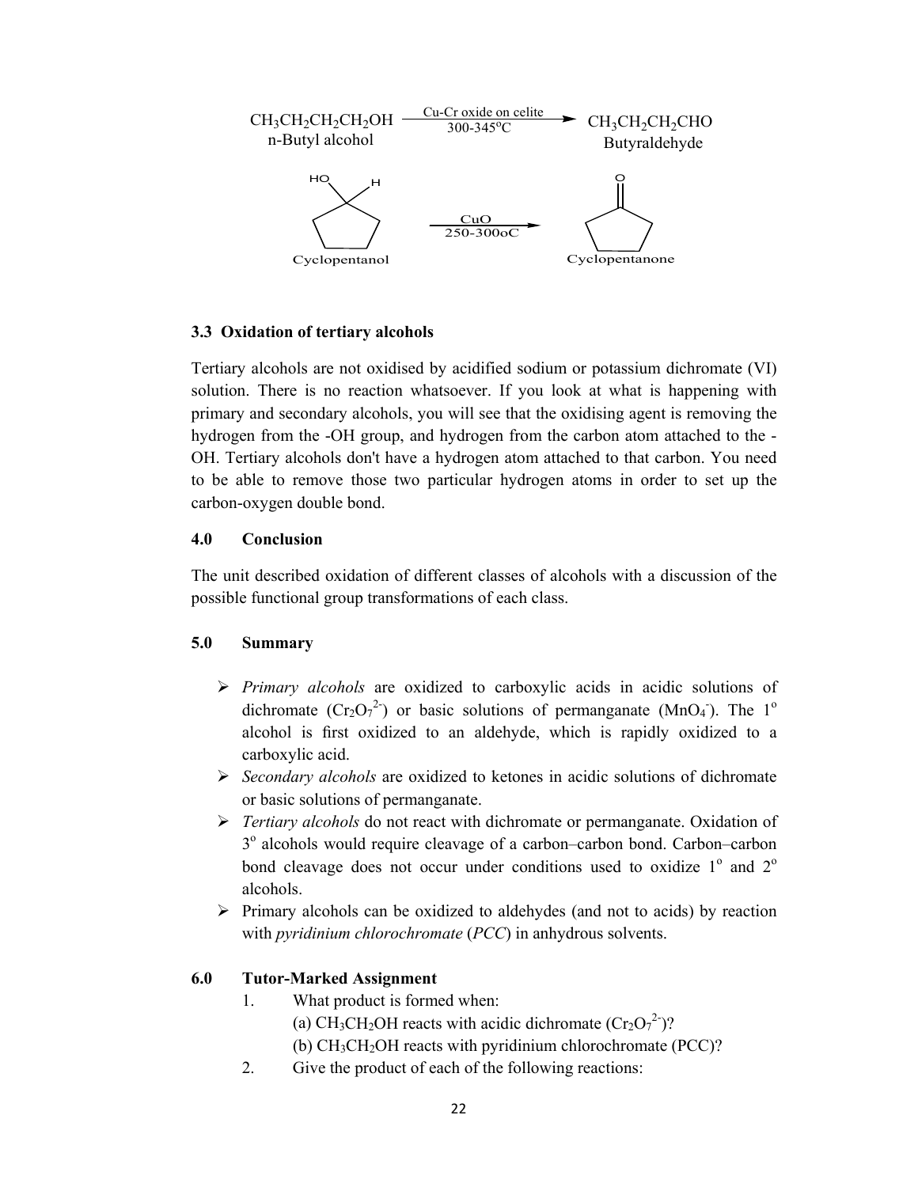$$CH_3CH_2CH_2CH_2OH \xrightarrow[300\text{-}345^oC]{\text{Cu-Cr oxide on celite}} CH_3CH_2CH_2CHO$$

n-Butyl alcohol → Butyraldehyde

Cyclopentanol $\xrightarrow[250\text{-}300oC]{CuO}$ Cyclopentanone

### 3.3 Oxidation of tertiary alcohols

Tertiary alcohols are not oxidised by acidified sodium or potassium dichromate (VI) solution. There is no reaction whatsoever. If you look at what is happening with primary and secondary alcohols, you will see that the oxidising agent is removing the hydrogen from the -OH group, and hydrogen from the carbon atom attached to the -OH. Tertiary alcohols don't have a hydrogen atom attached to that carbon. You need to be able to remove those two particular hydrogen atoms in order to set up the carbon-oxygen double bond.

## 4.0 Conclusion

The unit described oxidation of different classes of alcohols with a discussion of the possible functional group transformations of each class.

## 5.0 Summary

- *Primary alcohols* are oxidized to carboxylic acids in acidic solutions of dichromate ($Cr_2O_7^{2-}$) or basic solutions of permanganate ($MnO_4^-$). The 1$^o$ alcohol is first oxidized to an aldehyde, which is rapidly oxidized to a carboxylic acid.
- *Secondary alcohols* are oxidized to ketones in acidic solutions of dichromate or basic solutions of permanganate.
- *Tertiary alcohols* do not react with dichromate or permanganate. Oxidation of 3$^o$ alcohols would require cleavage of a carbon–carbon bond. Carbon–carbon bond cleavage does not occur under conditions used to oxidize 1$^o$ and 2$^o$ alcohols.
- Primary alcohols can be oxidized to aldehydes (and not to acids) by reaction with *pyridinium chlorochromate* (*PCC*) in anhydrous solvents.

## 6.0 Tutor-Marked Assignment

1. What product is formed when:
   (a) $CH_3CH_2OH$ reacts with acidic dichromate ($Cr_2O_7^{2-}$)?
   (b) $CH_3CH_2OH$ reacts with pyridinium chlorochromate (PCC)?
2. Give the product of each of the following reactions: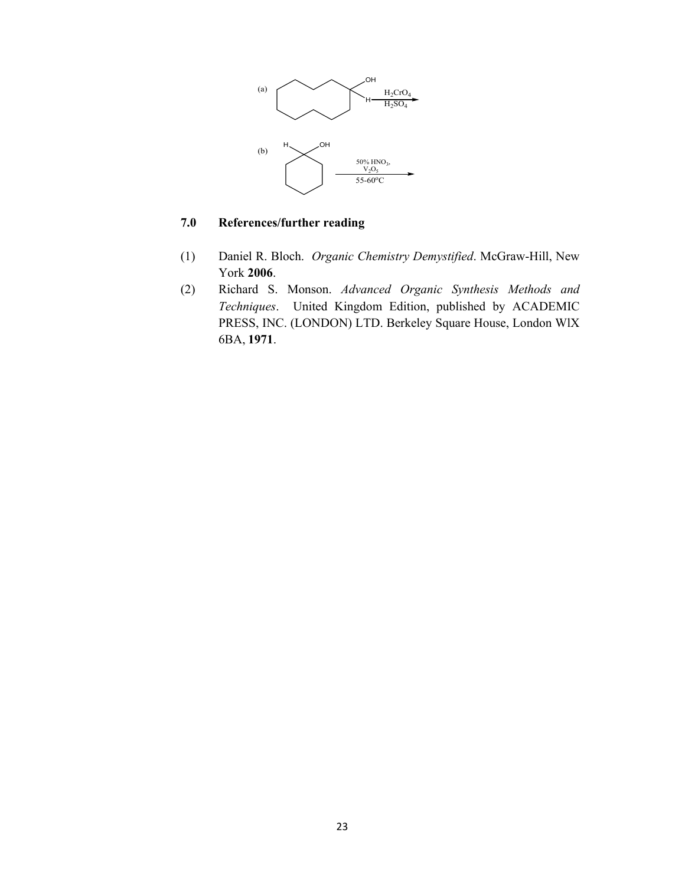(a) [cyclodecanol with OH and H on the same carbon] $\xrightarrow[H_2SO_4]{H_2CrO_4}$

(b) [cyclohexanol with H and OH on the same carbon] $\xrightarrow[55\text{-}60^oC]{50\%\ HNO_3,\ V_2O_5}$

## 7.0 References/further reading

(1) Daniel R. Bloch. *Organic Chemistry Demystified*. McGraw-Hill, New York **2006**.

(2) Richard S. Monson. *Advanced Organic Synthesis Methods and Techniques*. United Kingdom Edition, published by ACADEMIC PRESS, INC. (LONDON) LTD. Berkeley Square House, London WlX 6BA, **1971**.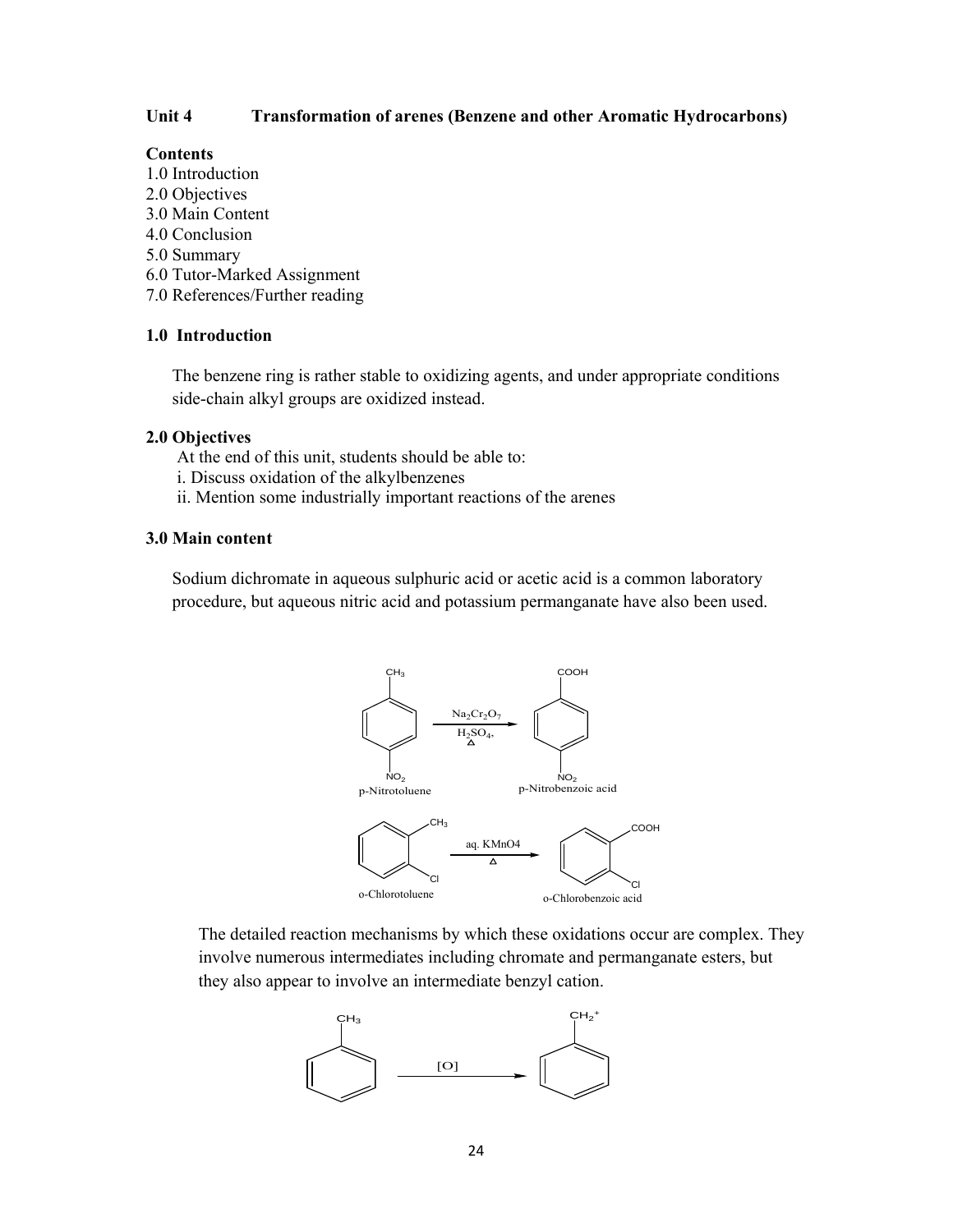**Unit 4 Transformation of arenes (Benzene and other Aromatic Hydrocarbons)**

**Contents**

1.0 Introduction
2.0 Objectives
3.0 Main Content
4.0 Conclusion
5.0 Summary
6.0 Tutor-Marked Assignment
7.0 References/Further reading

## 1.0 Introduction

The benzene ring is rather stable to oxidizing agents, and under appropriate conditions side-chain alkyl groups are oxidized instead.

## 2.0 Objectives

At the end of this unit, students should be able to:

i. Discuss oxidation of the alkylbenzenes
ii. Mention some industrially important reactions of the arenes

## 3.0 Main content

Sodium dichromate in aqueous sulphuric acid or acetic acid is a common laboratory procedure, but aqueous nitric acid and potassium permanganate have also been used.

p-Nitrotoluene $\xrightarrow[H_2SO_4,\ \Delta]{Na_2Cr_2O_7}$ p-Nitrobenzoic acid

o-Chlorotoluene $\xrightarrow[\Delta]{aq.\ KMnO_4}$ o-Chlorobenzoic acid

The detailed reaction mechanisms by which these oxidations occur are complex. They involve numerous intermediates including chromate and permanganate esters, but they also appear to involve an intermediate benzyl cation.

$C_6H_5CH_3 \xrightarrow{[O]} C_6H_5CH_2^+$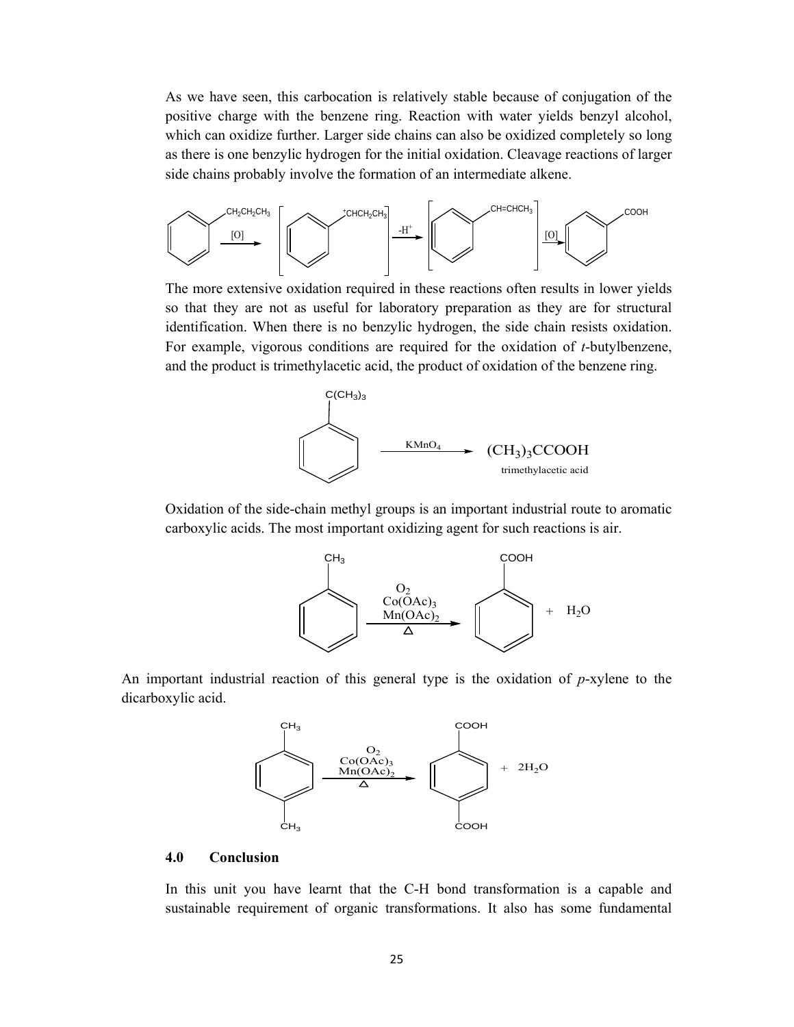As we have seen, this carbocation is relatively stable because of conjugation of the positive charge with the benzene ring. Reaction with water yields benzyl alcohol, which can oxidize further. Larger side chains can also be oxidized completely so long as there is one benzylic hydrogen for the initial oxidation. Cleavage reactions of larger side chains probably involve the formation of an intermediate alkene.

$$C_6H_5CH_2CH_2CH_3 \xrightarrow{[O]} \left[C_6H_5\overset{+}{C}HCH_2CH_3\right] \xrightarrow{-H^+} \left[C_6H_5CH{=}CHCH_3\right] \xrightarrow{[O]} C_6H_5COOH$$

The more extensive oxidation required in these reactions often results in lower yields so that they are not as useful for laboratory preparation as they are for structural identification. When there is no benzylic hydrogen, the side chain resists oxidation. For example, vigorous conditions are required for the oxidation of *t*-butylbenzene, and the product is trimethylacetic acid, the product of oxidation of the benzene ring.

$$C_6H_5C(CH_3)_3 \xrightarrow{KMnO_4} (CH_3)_3CCOOH$$

trimethylacetic acid

Oxidation of the side-chain methyl groups is an important industrial route to aromatic carboxylic acids. The most important oxidizing agent for such reactions is air.

$$C_6H_5CH_3 \xrightarrow[\Delta]{O_2,\ Co(OAc)_3,\ Mn(OAc)_2} C_6H_5COOH + H_2O$$

An important industrial reaction of this general type is the oxidation of *p*-xylene to the dicarboxylic acid.

$$p\text{-}CH_3C_6H_4CH_3 \xrightarrow[\Delta]{O_2,\ Co(OAc)_3,\ Mn(OAc)_2} p\text{-}HOOCC_6H_4COOH + 2H_2O$$

### 4.0 Conclusion

In this unit you have learnt that the C-H bond transformation is a capable and sustainable requirement of organic transformations. It also has some fundamental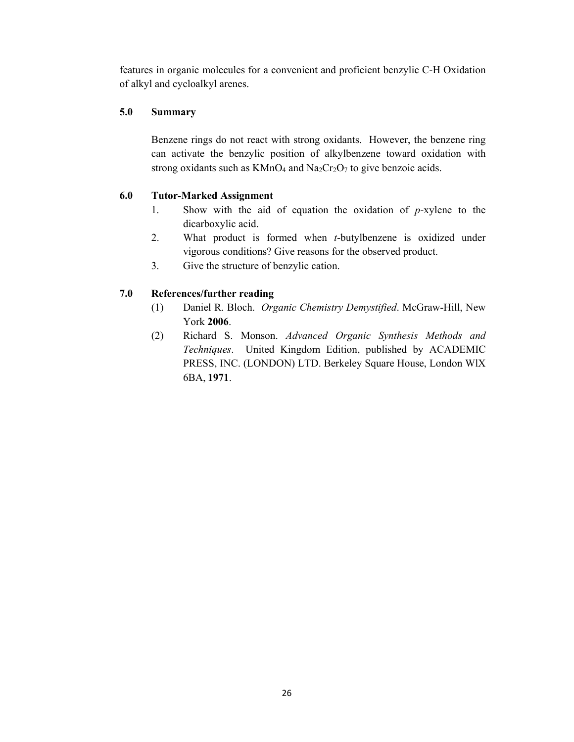features in organic molecules for a convenient and proficient benzylic C-H Oxidation of alkyl and cycloalkyl arenes.

## 5.0 Summary

Benzene rings do not react with strong oxidants. However, the benzene ring can activate the benzylic position of alkylbenzene toward oxidation with strong oxidants such as $KMnO_4$ and $Na_2Cr_2O_7$ to give benzoic acids.

## 6.0 Tutor-Marked Assignment

1. Show with the aid of equation the oxidation of *p*-xylene to the dicarboxylic acid.
2. What product is formed when *t*-butylbenzene is oxidized under vigorous conditions? Give reasons for the observed product.
3. Give the structure of benzylic cation.

## 7.0 References/further reading

(1) Daniel R. Bloch. *Organic Chemistry Demystified*. McGraw-Hill, New York **2006**.

(2) Richard S. Monson. *Advanced Organic Synthesis Methods and Techniques*. United Kingdom Edition, published by ACADEMIC PRESS, INC. (LONDON) LTD. Berkeley Square House, London WlX 6BA, **1971**.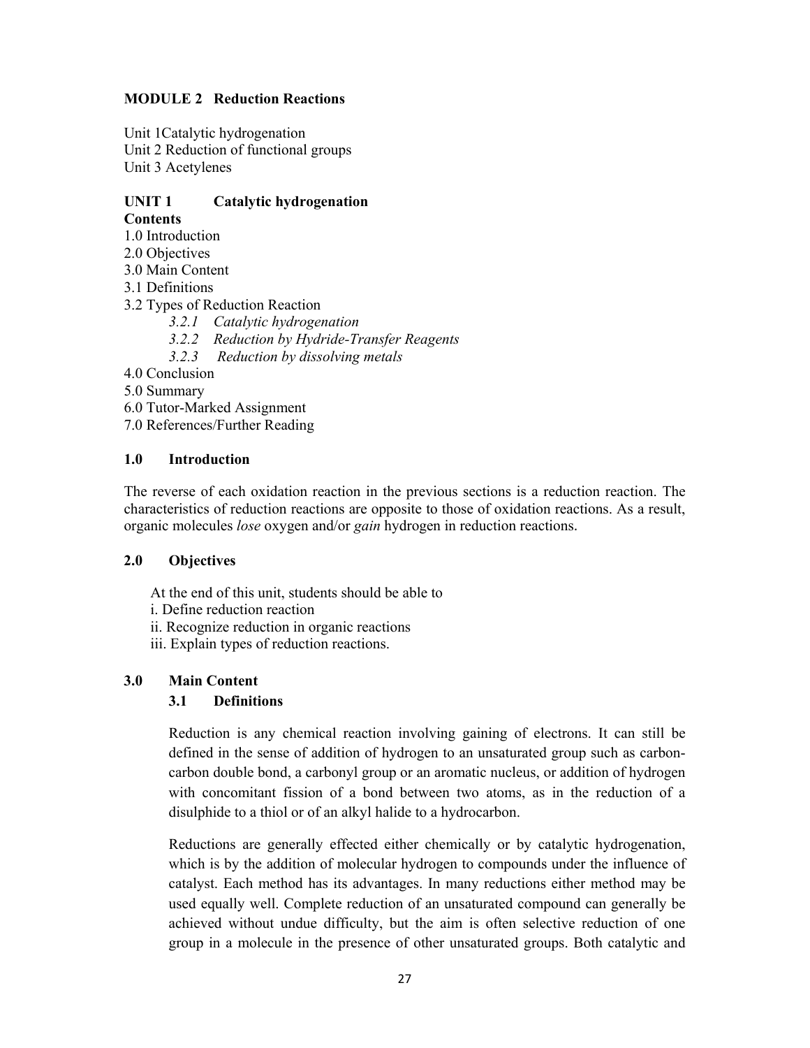## MODULE 2 Reduction Reactions

Unit 1Catalytic hydrogenation
Unit 2 Reduction of functional groups
Unit 3 Acetylenes

### UNIT 1 Catalytic hydrogenation

**Contents**

1.0 Introduction
2.0 Objectives
3.0 Main Content
3.1 Definitions
3.2 Types of Reduction Reaction
    *3.2.1 Catalytic hydrogenation*
    *3.2.2 Reduction by Hydride-Transfer Reagents*
    *3.2.3 Reduction by dissolving metals*
4.0 Conclusion
5.0 Summary
6.0 Tutor-Marked Assignment
7.0 References/Further Reading

### 1.0 Introduction

The reverse of each oxidation reaction in the previous sections is a reduction reaction. The characteristics of reduction reactions are opposite to those of oxidation reactions. As a result, organic molecules *lose* oxygen and/or *gain* hydrogen in reduction reactions.

### 2.0 Objectives

At the end of this unit, students should be able to
i. Define reduction reaction
ii. Recognize reduction in organic reactions
iii. Explain types of reduction reactions.

### 3.0 Main Content

#### 3.1 Definitions

Reduction is any chemical reaction involving gaining of electrons. It can still be defined in the sense of addition of hydrogen to an unsaturated group such as carbon-carbon double bond, a carbonyl group or an aromatic nucleus, or addition of hydrogen with concomitant fission of a bond between two atoms, as in the reduction of a disulphide to a thiol or of an alkyl halide to a hydrocarbon.

Reductions are generally effected either chemically or by catalytic hydrogenation, which is by the addition of molecular hydrogen to compounds under the influence of catalyst. Each method has its advantages. In many reductions either method may be used equally well. Complete reduction of an unsaturated compound can generally be achieved without undue difficulty, but the aim is often selective reduction of one group in a molecule in the presence of other unsaturated groups. Both catalytic and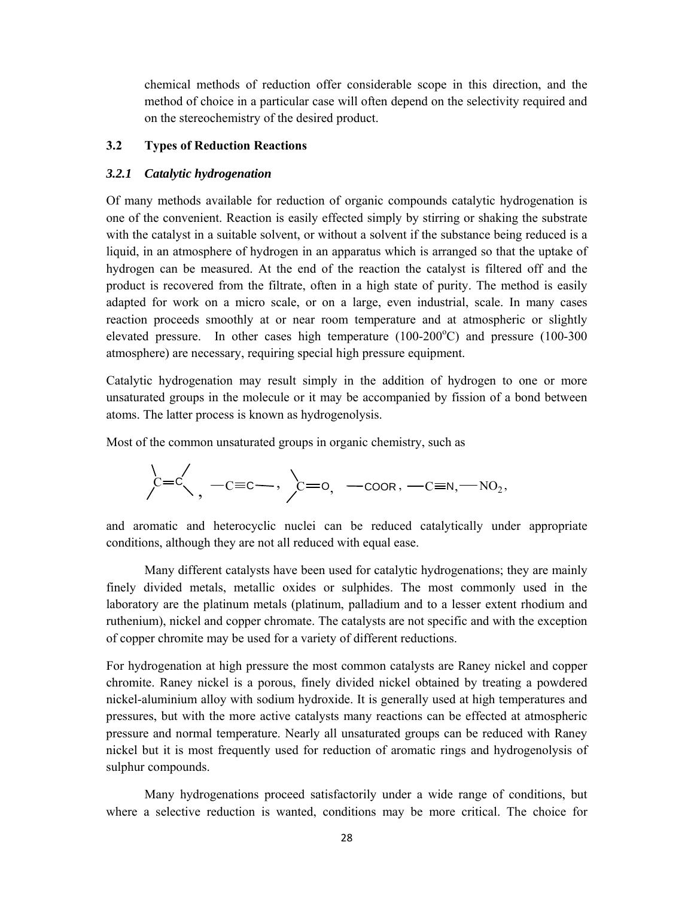chemical methods of reduction offer considerable scope in this direction, and the method of choice in a particular case will often depend on the selectivity required and on the stereochemistry of the desired product.

## 3.2 Types of Reduction Reactions

### *3.2.1 Catalytic hydrogenation*

Of many methods available for reduction of organic compounds catalytic hydrogenation is one of the convenient. Reaction is easily effected simply by stirring or shaking the substrate with the catalyst in a suitable solvent, or without a solvent if the substance being reduced is a liquid, in an atmosphere of hydrogen in an apparatus which is arranged so that the uptake of hydrogen can be measured. At the end of the reaction the catalyst is filtered off and the product is recovered from the filtrate, often in a high state of purity. The method is easily adapted for work on a micro scale, or on a large, even industrial, scale. In many cases reaction proceeds smoothly at or near room temperature and at atmospheric or slightly elevated pressure. In other cases high temperature (100-200$^{o}$C) and pressure (100-300 atmosphere) are necessary, requiring special high pressure equipment.

Catalytic hydrogenation may result simply in the addition of hydrogen to one or more unsaturated groups in the molecule or it may be accompanied by fission of a bond between atoms. The latter process is known as hydrogenolysis.

Most of the common unsaturated groups in organic chemistry, such as

$$>C=C<, \quad -C\equiv C-, \quad >C=O, \quad -COOR, \quad -C\equiv N, \quad -NO_2,$$

and aromatic and heterocyclic nuclei can be reduced catalytically under appropriate conditions, although they are not all reduced with equal ease.

Many different catalysts have been used for catalytic hydrogenations; they are mainly finely divided metals, metallic oxides or sulphides. The most commonly used in the laboratory are the platinum metals (platinum, palladium and to a lesser extent rhodium and ruthenium), nickel and copper chromate. The catalysts are not specific and with the exception of copper chromite may be used for a variety of different reductions.

For hydrogenation at high pressure the most common catalysts are Raney nickel and copper chromite. Raney nickel is a porous, finely divided nickel obtained by treating a powdered nickel-aluminium alloy with sodium hydroxide. It is generally used at high temperatures and pressures, but with the more active catalysts many reactions can be effected at atmospheric pressure and normal temperature. Nearly all unsaturated groups can be reduced with Raney nickel but it is most frequently used for reduction of aromatic rings and hydrogenolysis of sulphur compounds.

Many hydrogenations proceed satisfactorily under a wide range of conditions, but where a selective reduction is wanted, conditions may be more critical. The choice for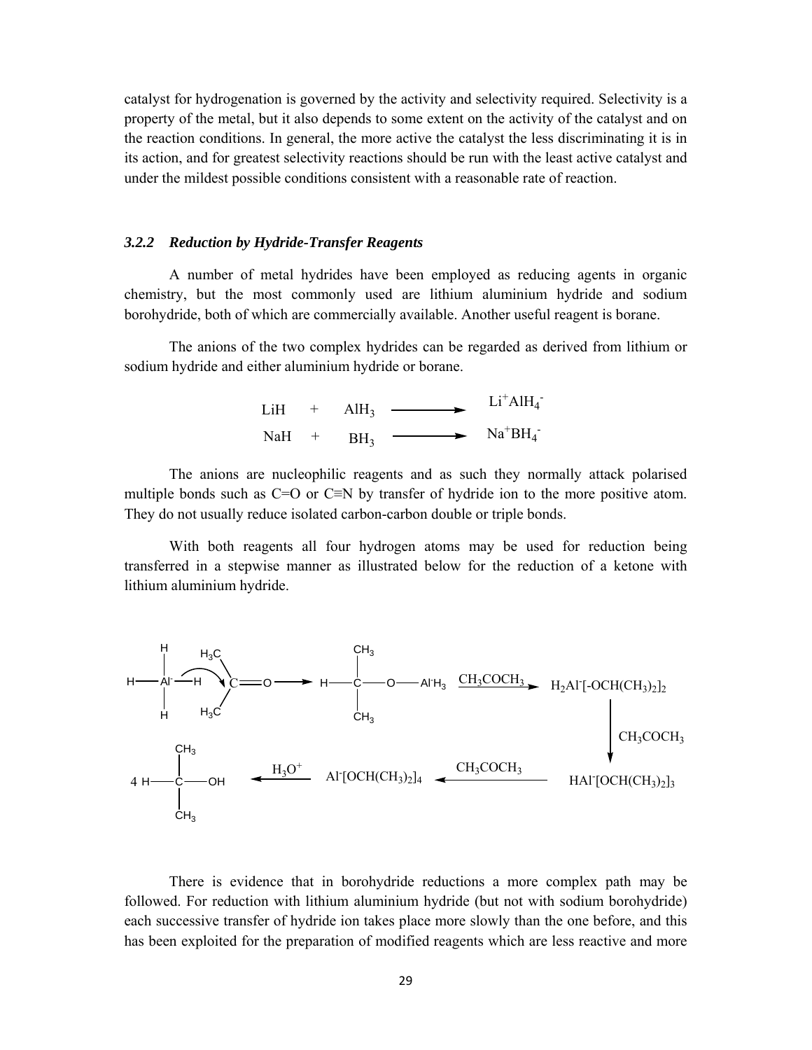catalyst for hydrogenation is governed by the activity and selectivity required. Selectivity is a property of the metal, but it also depends to some extent on the activity of the catalyst and on the reaction conditions. In general, the more active the catalyst the less discriminating it is in its action, and for greatest selectivity reactions should be run with the least active catalyst and under the mildest possible conditions consistent with a reasonable rate of reaction.

### *3.2.2 Reduction by Hydride-Transfer Reagents*

A number of metal hydrides have been employed as reducing agents in organic chemistry, but the most commonly used are lithium aluminium hydride and sodium borohydride, both of which are commercially available. Another useful reagent is borane.

The anions of the two complex hydrides can be regarded as derived from lithium or sodium hydride and either aluminium hydride or borane.

$$LiH + AlH_3 \longrightarrow Li^+AlH_4^-$$
$$NaH + BH_3 \longrightarrow Na^+BH_4^-$$

The anions are nucleophilic reagents and as such they normally attack polarised multiple bonds such as C=O or C≡N by transfer of hydride ion to the more positive atom. They do not usually reduce isolated carbon-carbon double or triple bonds.

With both reagents all four hydrogen atoms may be used for reduction being transferred in a stepwise manner as illustrated below for the reduction of a ketone with lithium aluminium hydride.

$$H_3Al^-\text{–}H + (CH_3)_2C{=}O \longrightarrow H\text{–}C(CH_3)_2\text{–}O\text{–}Al^-H_3 \xrightarrow{CH_3COCH_3} H_2Al^-[\text{-}OCH(CH_3)_2]_2$$
$$H_2Al^-[\text{-}OCH(CH_3)_2]_2 \xrightarrow{CH_3COCH_3} HAl^-[OCH(CH_3)_2]_3 \xrightarrow{CH_3COCH_3} Al^-[OCH(CH_3)_2]_4 \xrightarrow{H_3O^+} 4\ H\text{–}C(CH_3)_2\text{–}OH$$

There is evidence that in borohydride reductions a more complex path may be followed. For reduction with lithium aluminium hydride (but not with sodium borohydride) each successive transfer of hydride ion takes place more slowly than the one before, and this has been exploited for the preparation of modified reagents which are less reactive and more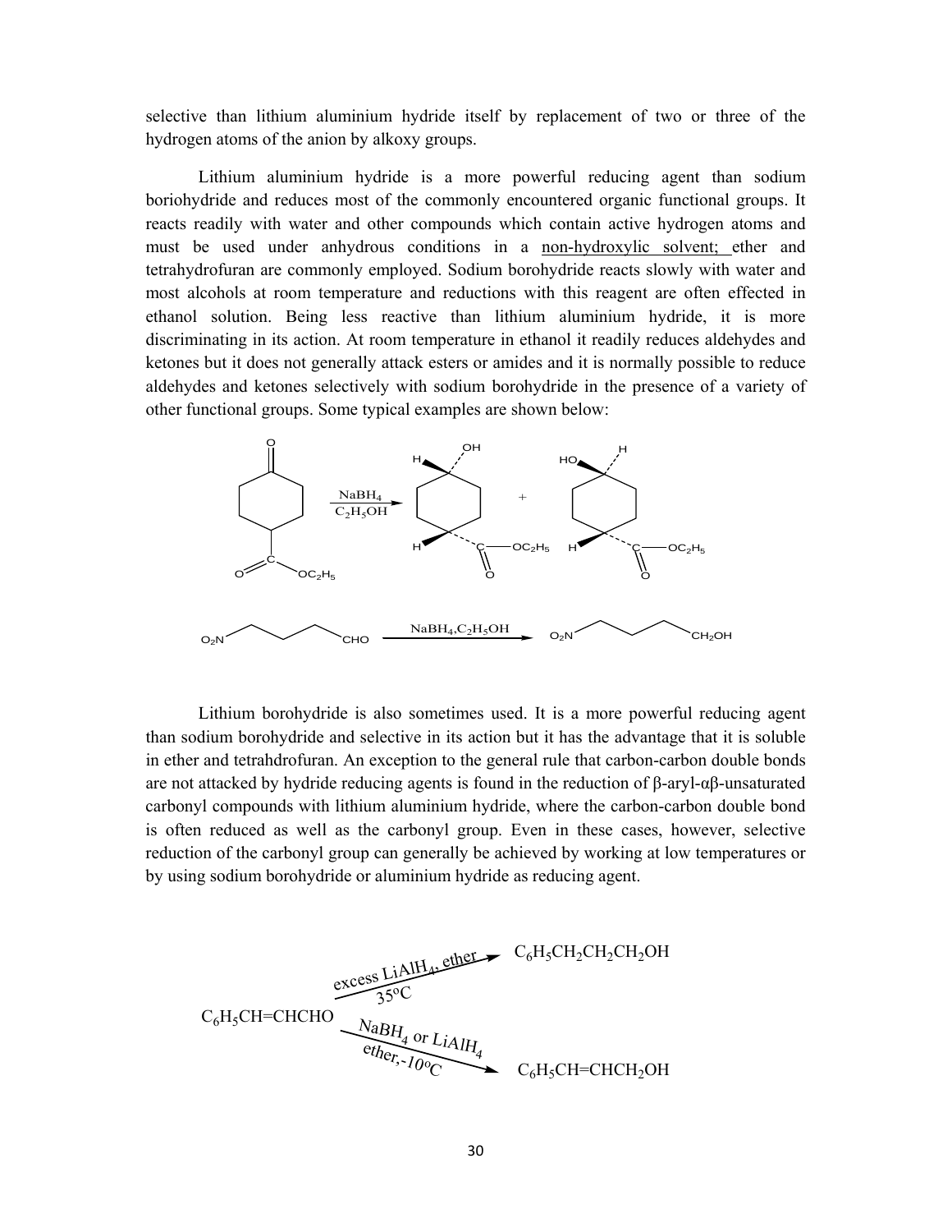selective than lithium aluminium hydride itself by replacement of two or three of the hydrogen atoms of the anion by alkoxy groups.

Lithium aluminium hydride is a more powerful reducing agent than sodium boriohydride and reduces most of the commonly encountered organic functional groups. It reacts readily with water and other compounds which contain active hydrogen atoms and must be used under anhydrous conditions in a non-hydroxylic solvent; ether and tetrahydrofuran are commonly employed. Sodium borohydride reacts slowly with water and most alcohols at room temperature and reductions with this reagent are often effected in ethanol solution. Being less reactive than lithium aluminium hydride, it is more discriminating in its action. At room temperature in ethanol it readily reduces aldehydes and ketones but it does not generally attack esters or amides and it is normally possible to reduce aldehydes and ketones selectively with sodium borohydride in the presence of a variety of other functional groups. Some typical examples are shown below:

$$\text{4-oxocyclohexane-}C(=O)OC_2H_5 \xrightarrow[C_2H_5OH]{NaBH_4} \text{cis-4-hydroxy} + \text{trans-4-hydroxy cyclohexane-}C(=O)OC_2H_5$$

$$O_2N\text{–}CH_2CH_2CH_2\text{–}CHO \xrightarrow{NaBH_4, C_2H_5OH} O_2N\text{–}CH_2CH_2CH_2\text{–}CH_2OH$$

Lithium borohydride is also sometimes used. It is a more powerful reducing agent than sodium borohydride and selective in its action but it has the advantage that it is soluble in ether and tetrahdrofuran. An exception to the general rule that carbon-carbon double bonds are not attacked by hydride reducing agents is found in the reduction of β-aryl-αβ-unsaturated carbonyl compounds with lithium aluminium hydride, where the carbon-carbon double bond is often reduced as well as the carbonyl group. Even in these cases, however, selective reduction of the carbonyl group can generally be achieved by working at low temperatures or by using sodium borohydride or aluminium hydride as reducing agent.

$$C_6H_5CH{=}CHCHO \xrightarrow[35^oC]{\text{excess } LiAlH_4\text{, ether}} C_6H_5CH_2CH_2CH_2OH$$

$$C_6H_5CH{=}CHCHO \xrightarrow[\text{ether}, -10^oC]{NaBH_4 \text{ or } LiAlH_4} C_6H_5CH{=}CHCH_2OH$$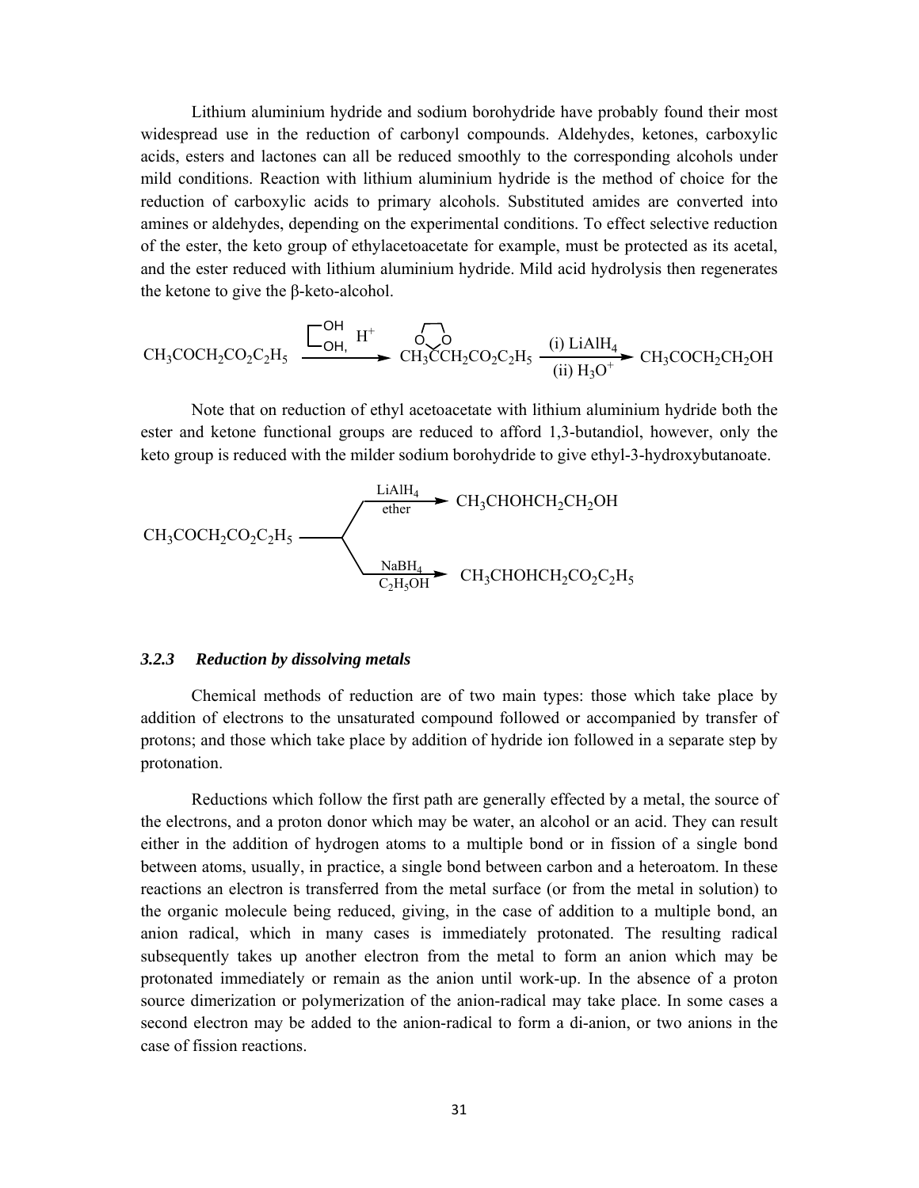Lithium aluminium hydride and sodium borohydride have probably found their most widespread use in the reduction of carbonyl compounds. Aldehydes, ketones, carboxylic acids, esters and lactones can all be reduced smoothly to the corresponding alcohols under mild conditions. Reaction with lithium aluminium hydride is the method of choice for the reduction of carboxylic acids to primary alcohols. Substituted amides are converted into amines or aldehydes, depending on the experimental conditions. To effect selective reduction of the ester, the keto group of ethylacetoacetate for example, must be protected as its acetal, and the ester reduced with lithium aluminium hydride. Mild acid hydrolysis then regenerates the ketone to give the β-keto-alcohol.

$$CH_3COCH_2CO_2C_2H_5 \xrightarrow{HOCH_2CH_2OH,\ H^+} CH_3C(OCH_2CH_2O)CH_2CO_2C_2H_5 \xrightarrow[(ii)\ H_3O^+]{(i)\ LiAlH_4} CH_3COCH_2CH_2OH$$

Note that on reduction of ethyl acetoacetate with lithium aluminium hydride both the ester and ketone functional groups are reduced to afford 1,3-butandiol, however, only the keto group is reduced with the milder sodium borohydride to give ethyl-3-hydroxybutanoate.

$$CH_3COCH_2CO_2C_2H_5 \xrightarrow[ether]{LiAlH_4} CH_3CHOHCH_2CH_2OH$$

$$CH_3COCH_2CO_2C_2H_5 \xrightarrow[C_2H_5OH]{NaBH_4} CH_3CHOHCH_2CO_2C_2H_5$$

### *3.2.3 Reduction by dissolving metals*

Chemical methods of reduction are of two main types: those which take place by addition of electrons to the unsaturated compound followed or accompanied by transfer of protons; and those which take place by addition of hydride ion followed in a separate step by protonation.

Reductions which follow the first path are generally effected by a metal, the source of the electrons, and a proton donor which may be water, an alcohol or an acid. They can result either in the addition of hydrogen atoms to a multiple bond or in fission of a single bond between atoms, usually, in practice, a single bond between carbon and a heteroatom. In these reactions an electron is transferred from the metal surface (or from the metal in solution) to the organic molecule being reduced, giving, in the case of addition to a multiple bond, an anion radical, which in many cases is immediately protonated. The resulting radical subsequently takes up another electron from the metal to form an anion which may be protonated immediately or remain as the anion until work-up. In the absence of a proton source dimerization or polymerization of the anion-radical may take place. In some cases a second electron may be added to the anion-radical to form a di-anion, or two anions in the case of fission reactions.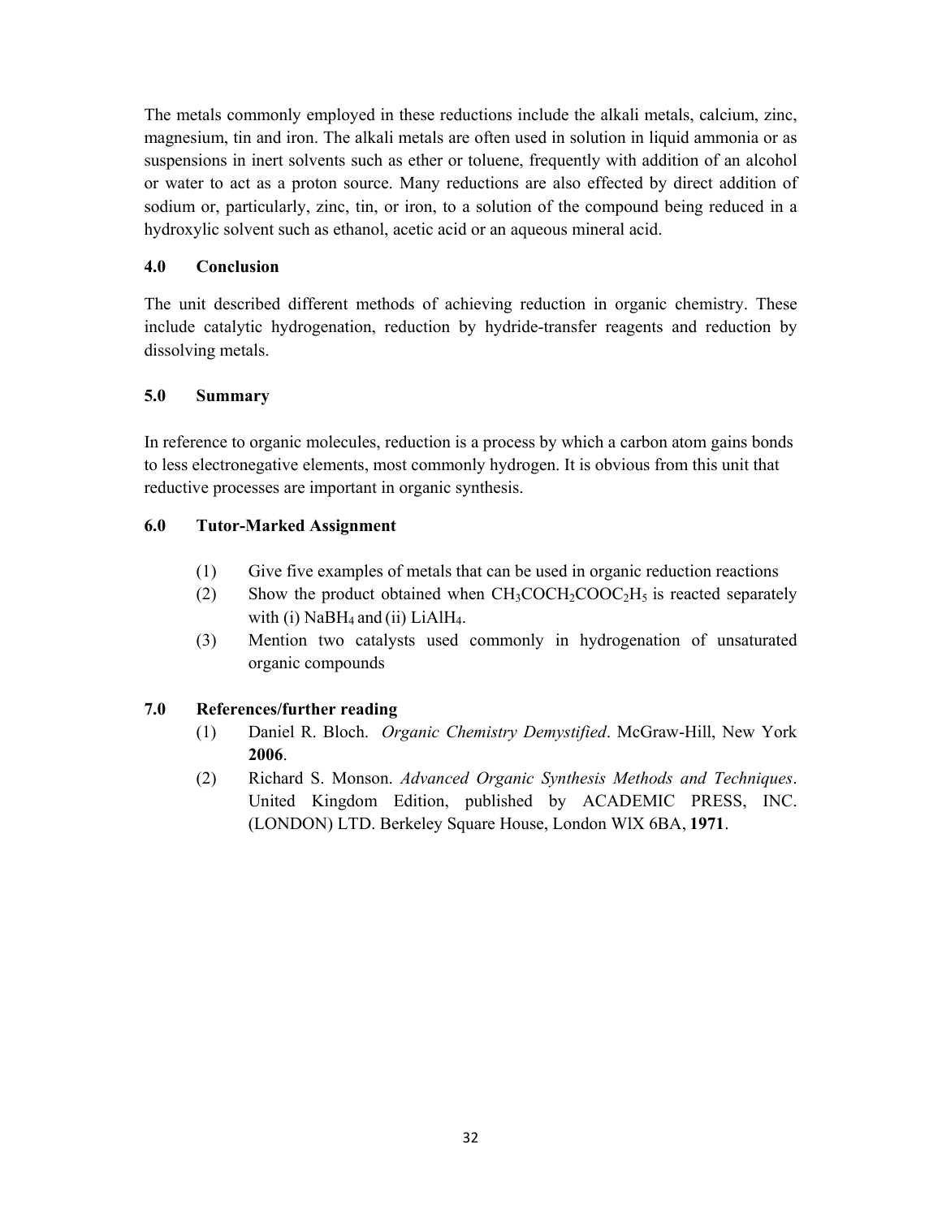The metals commonly employed in these reductions include the alkali metals, calcium, zinc, magnesium, tin and iron. The alkali metals are often used in solution in liquid ammonia or as suspensions in inert solvents such as ether or toluene, frequently with addition of an alcohol or water to act as a proton source. Many reductions are also effected by direct addition of sodium or, particularly, zinc, tin, or iron, to a solution of the compound being reduced in a hydroxylic solvent such as ethanol, acetic acid or an aqueous mineral acid.

## 4.0 Conclusion

The unit described different methods of achieving reduction in organic chemistry. These include catalytic hydrogenation, reduction by hydride-transfer reagents and reduction by dissolving metals.

## 5.0 Summary

In reference to organic molecules, reduction is a process by which a carbon atom gains bonds to less electronegative elements, most commonly hydrogen. It is obvious from this unit that reductive processes are important in organic synthesis.

## 6.0 Tutor-Marked Assignment

(1) Give five examples of metals that can be used in organic reduction reactions

(2) Show the product obtained when $CH_3COCH_2COOC_2H_5$ is reacted separately with (i) $NaBH_4$ and (ii) $LiAlH_4$.

(3) Mention two catalysts used commonly in hydrogenation of unsaturated organic compounds

## 7.0 References/further reading

(1) Daniel R. Bloch. *Organic Chemistry Demystified*. McGraw-Hill, New York **2006**.

(2) Richard S. Monson. *Advanced Organic Synthesis Methods and Techniques*. United Kingdom Edition, published by ACADEMIC PRESS, INC. (LONDON) LTD. Berkeley Square House, London WlX 6BA, **1971**.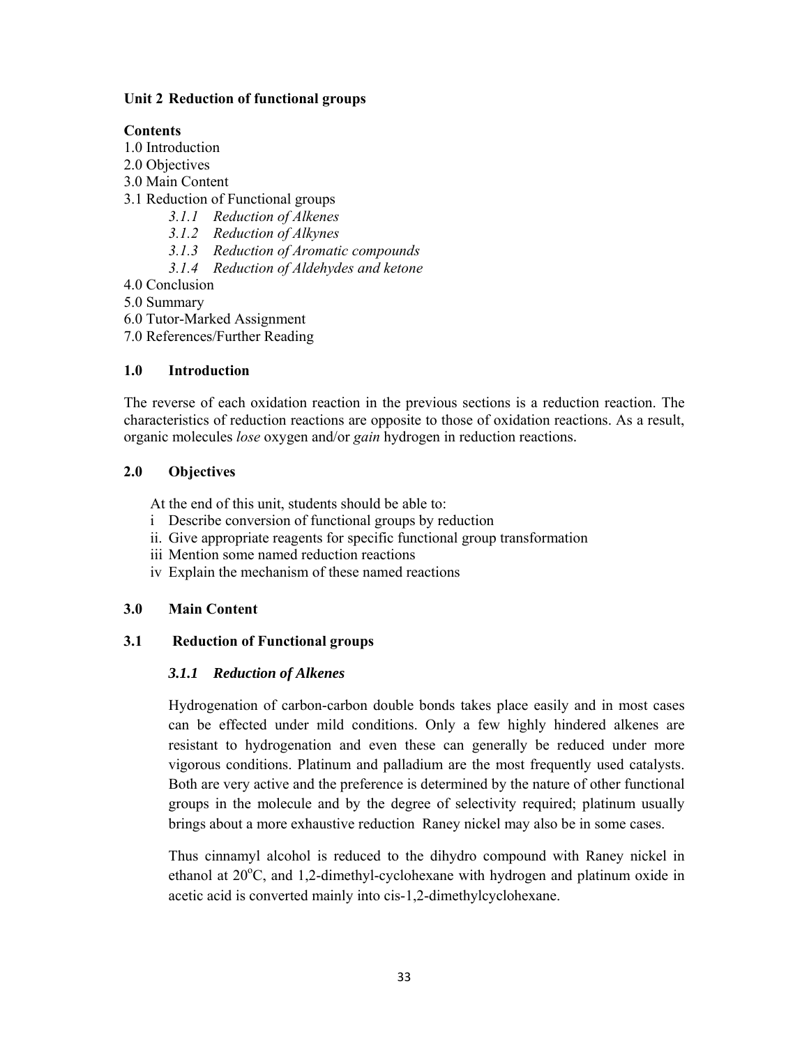**Unit 2 Reduction of functional groups**

**Contents**

1.0 Introduction
2.0 Objectives
3.0 Main Content
3.1 Reduction of Functional groups
  *3.1.1 Reduction of Alkenes*
  *3.1.2 Reduction of Alkynes*
  *3.1.3 Reduction of Aromatic compounds*
  *3.1.4 Reduction of Aldehydes and ketone*
4.0 Conclusion
5.0 Summary
6.0 Tutor-Marked Assignment
7.0 References/Further Reading

## 1.0 Introduction

The reverse of each oxidation reaction in the previous sections is a reduction reaction. The characteristics of reduction reactions are opposite to those of oxidation reactions. As a result, organic molecules *lose* oxygen and/or *gain* hydrogen in reduction reactions.

## 2.0 Objectives

At the end of this unit, students should be able to:

i Describe conversion of functional groups by reduction
ii. Give appropriate reagents for specific functional group transformation
iii Mention some named reduction reactions
iv Explain the mechanism of these named reactions

## 3.0 Main Content

### 3.1 Reduction of Functional groups

#### *3.1.1 Reduction of Alkenes*

Hydrogenation of carbon-carbon double bonds takes place easily and in most cases can be effected under mild conditions. Only a few highly hindered alkenes are resistant to hydrogenation and even these can generally be reduced under more vigorous conditions. Platinum and palladium are the most frequently used catalysts. Both are very active and the preference is determined by the nature of other functional groups in the molecule and by the degree of selectivity required; platinum usually brings about a more exhaustive reduction Raney nickel may also be in some cases.

Thus cinnamyl alcohol is reduced to the dihydro compound with Raney nickel in ethanol at $20^{o}$C, and 1,2-dimethyl-cyclohexane with hydrogen and platinum oxide in acetic acid is converted mainly into cis-1,2-dimethylcyclohexane.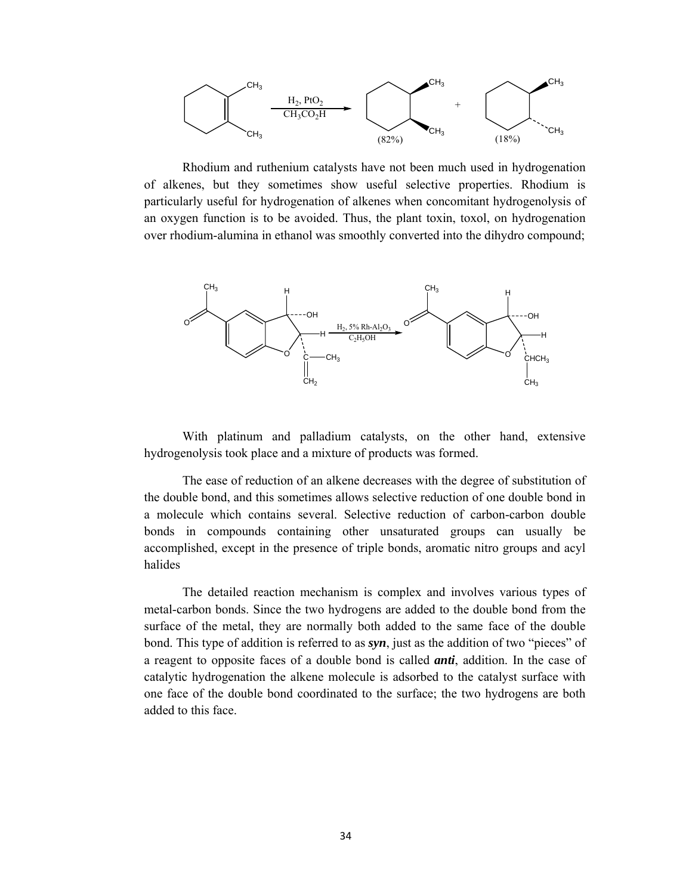Rhodium and ruthenium catalysts have not been much used in hydrogenation of alkenes, but they sometimes show useful selective properties. Rhodium is particularly useful for hydrogenation of alkenes when concomitant hydrogenolysis of an oxygen function is to be avoided. Thus, the plant toxin, toxol, on hydrogenation over rhodium-alumina in ethanol was smoothly converted into the dihydro compound;

With platinum and palladium catalysts, on the other hand, extensive hydrogenolysis took place and a mixture of products was formed.

The ease of reduction of an alkene decreases with the degree of substitution of the double bond, and this sometimes allows selective reduction of one double bond in a molecule which contains several. Selective reduction of carbon-carbon double bonds in compounds containing other unsaturated groups can usually be accomplished, except in the presence of triple bonds, aromatic nitro groups and acyl halides

The detailed reaction mechanism is complex and involves various types of metal-carbon bonds. Since the two hydrogens are added to the double bond from the surface of the metal, they are normally both added to the same face of the double bond. This type of addition is referred to as ***syn***, just as the addition of two "pieces" of a reagent to opposite faces of a double bond is called ***anti***, addition. In the case of catalytic hydrogenation the alkene molecule is adsorbed to the catalyst surface with one face of the double bond coordinated to the surface; the two hydrogens are both added to this face.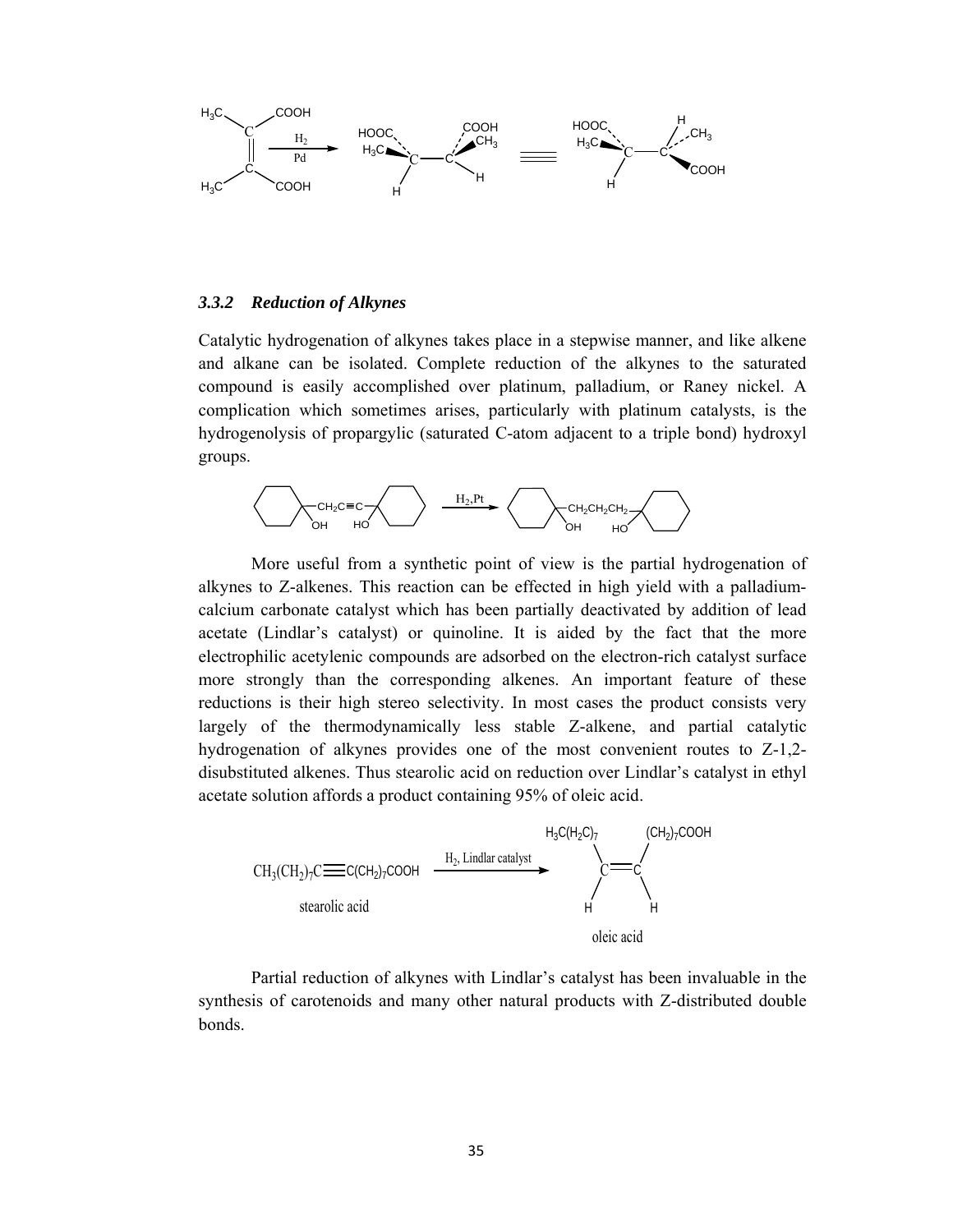### *3.3.2 Reduction of Alkynes*

Catalytic hydrogenation of alkynes takes place in a stepwise manner, and like alkene and alkane can be isolated. Complete reduction of the alkynes to the saturated compound is easily accomplished over platinum, palladium, or Raney nickel. A complication which sometimes arises, particularly with platinum catalysts, is the hydrogenolysis of propargylic (saturated C-atom adjacent to a triple bond) hydroxyl groups.

More useful from a synthetic point of view is the partial hydrogenation of alkynes to Z-alkenes. This reaction can be effected in high yield with a palladium-calcium carbonate catalyst which has been partially deactivated by addition of lead acetate (Lindlar's catalyst) or quinoline. It is aided by the fact that the more electrophilic acetylenic compounds are adsorbed on the electron-rich catalyst surface more strongly than the corresponding alkenes. An important feature of these reductions is their high stereo selectivity. In most cases the product consists very largely of the thermodynamically less stable Z-alkene, and partial catalytic hydrogenation of alkynes provides one of the most convenient routes to Z-1,2-disubstituted alkenes. Thus stearolic acid on reduction over Lindlar's catalyst in ethyl acetate solution affords a product containing 95% of oleic acid.

$$CH_3(CH_2)_7C\equiv C(CH_2)_7COOH \xrightarrow{H_2,\ \text{Lindlar catalyst}} \text{oleic acid}$$

stearolic acid → oleic acid

Partial reduction of alkynes with Lindlar's catalyst has been invaluable in the synthesis of carotenoids and many other natural products with Z-distributed double bonds.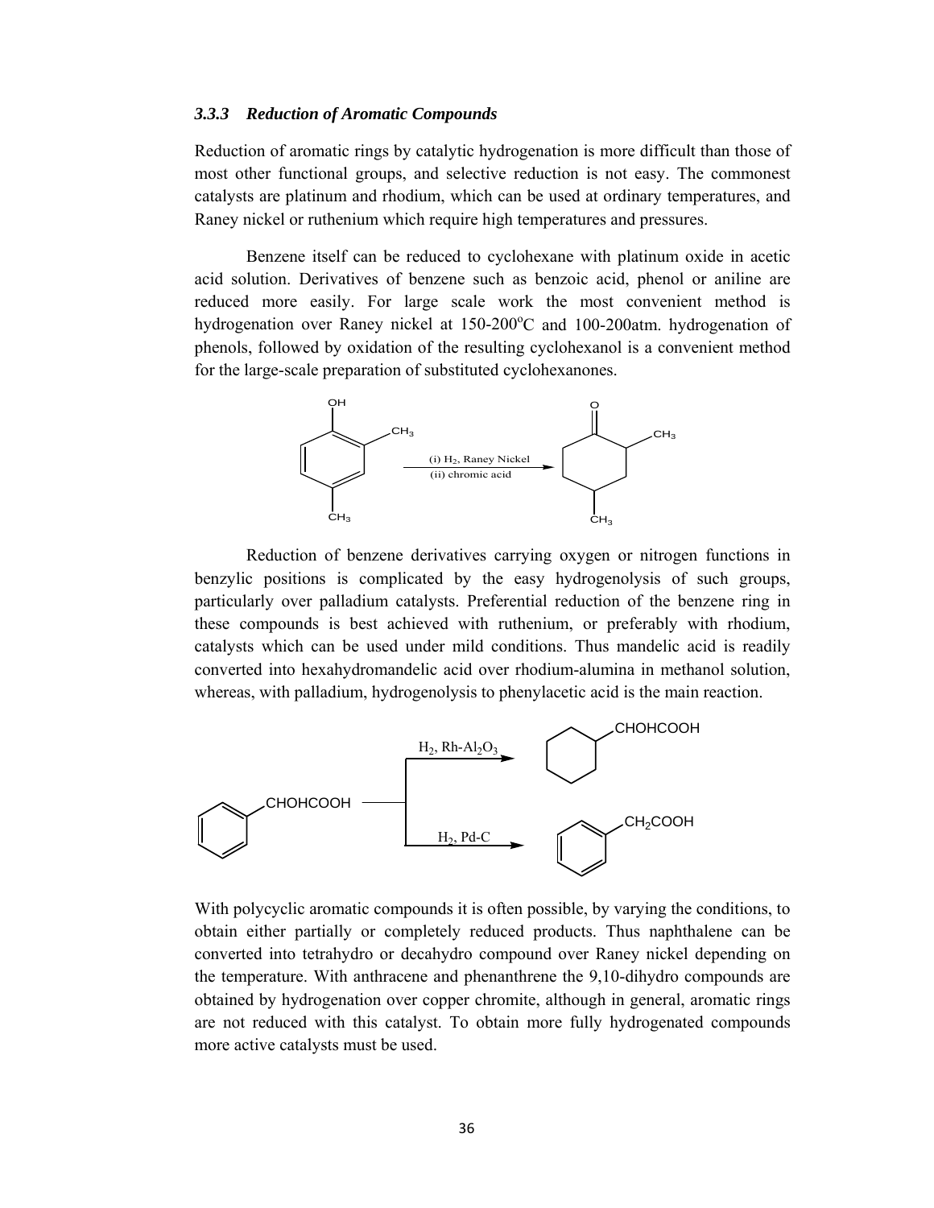### 3.3.3 *Reduction of Aromatic Compounds*

Reduction of aromatic rings by catalytic hydrogenation is more difficult than those of most other functional groups, and selective reduction is not easy. The commonest catalysts are platinum and rhodium, which can be used at ordinary temperatures, and Raney nickel or ruthenium which require high temperatures and pressures.

Benzene itself can be reduced to cyclohexane with platinum oxide in acetic acid solution. Derivatives of benzene such as benzoic acid, phenol or aniline are reduced more easily. For large scale work the most convenient method is hydrogenation over Raney nickel at 150-200$^oC$ and 100-200atm. hydrogenation of phenols, followed by oxidation of the resulting cyclohexanol is a convenient method for the large-scale preparation of substituted cyclohexanones.

(i) $H_2$, Raney Nickel
(ii) chromic acid

Reduction of benzene derivatives carrying oxygen or nitrogen functions in benzylic positions is complicated by the easy hydrogenolysis of such groups, particularly over palladium catalysts. Preferential reduction of the benzene ring in these compounds is best achieved with ruthenium, or preferably with rhodium, catalysts which can be used under mild conditions. Thus mandelic acid is readily converted into hexahydromandelic acid over rhodium-alumina in methanol solution, whereas, with palladium, hydrogenolysis to phenylacetic acid is the main reaction.

$C_6H_5CHOHCOOH \xrightarrow{H_2,\ Rh\text{-}Al_2O_3} C_6H_{11}CHOHCOOH$

$C_6H_5CHOHCOOH \xrightarrow{H_2,\ Pd\text{-}C} C_6H_5CH_2COOH$

With polycyclic aromatic compounds it is often possible, by varying the conditions, to obtain either partially or completely reduced products. Thus naphthalene can be converted into tetrahydro or decahydro compound over Raney nickel depending on the temperature. With anthracene and phenanthrene the 9,10-dihydro compounds are obtained by hydrogenation over copper chromite, although in general, aromatic rings are not reduced with this catalyst. To obtain more fully hydrogenated compounds more active catalysts must be used.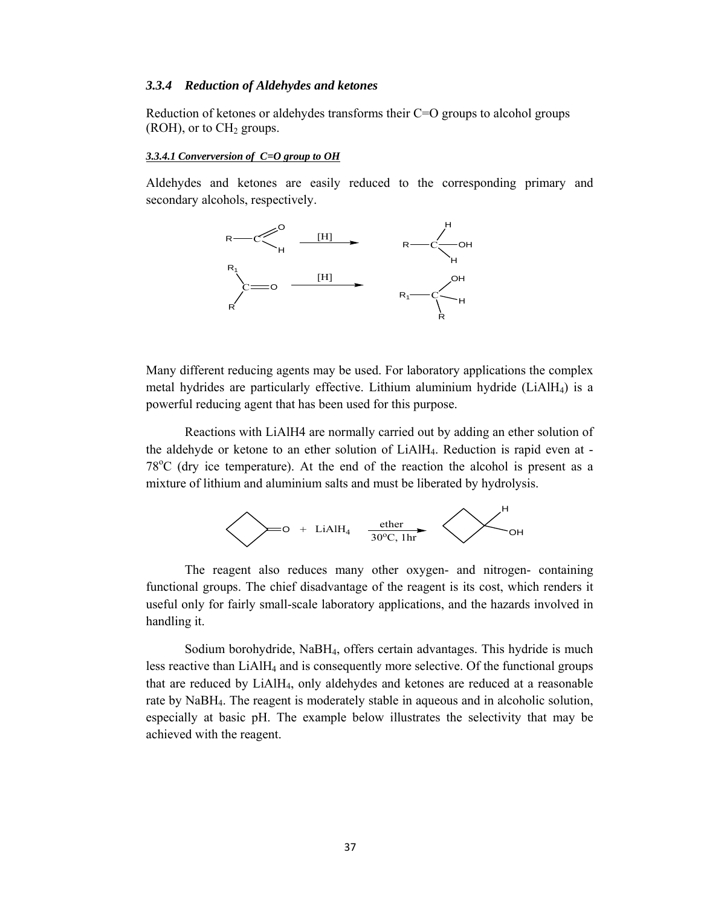### *3.3.4 Reduction of Aldehydes and ketones*

Reduction of ketones or aldehydes transforms their C=O groups to alcohol groups (ROH), or to $CH_2$ groups.

***3.3.4.1 Converversion of C=O group to OH***

Aldehydes and ketones are easily reduced to the corresponding primary and secondary alcohols, respectively.

Many different reducing agents may be used. For laboratory applications the complex metal hydrides are particularly effective. Lithium aluminium hydride ($LiAlH_4$) is a powerful reducing agent that has been used for this purpose.

Reactions with LiAlH4 are normally carried out by adding an ether solution of the aldehyde or ketone to an ether solution of $LiAlH_4$. Reduction is rapid even at -78°C (dry ice temperature). At the end of the reaction the alcohol is present as a mixture of lithium and aluminium salts and must be liberated by hydrolysis.

The reagent also reduces many other oxygen- and nitrogen- containing functional groups. The chief disadvantage of the reagent is its cost, which renders it useful only for fairly small-scale laboratory applications, and the hazards involved in handling it.

Sodium borohydride, $NaBH_4$, offers certain advantages. This hydride is much less reactive than $LiAlH_4$ and is consequently more selective. Of the functional groups that are reduced by $LiAlH_4$, only aldehydes and ketones are reduced at a reasonable rate by $NaBH_4$. The reagent is moderately stable in aqueous and in alcoholic solution, especially at basic pH. The example below illustrates the selectivity that may be achieved with the reagent.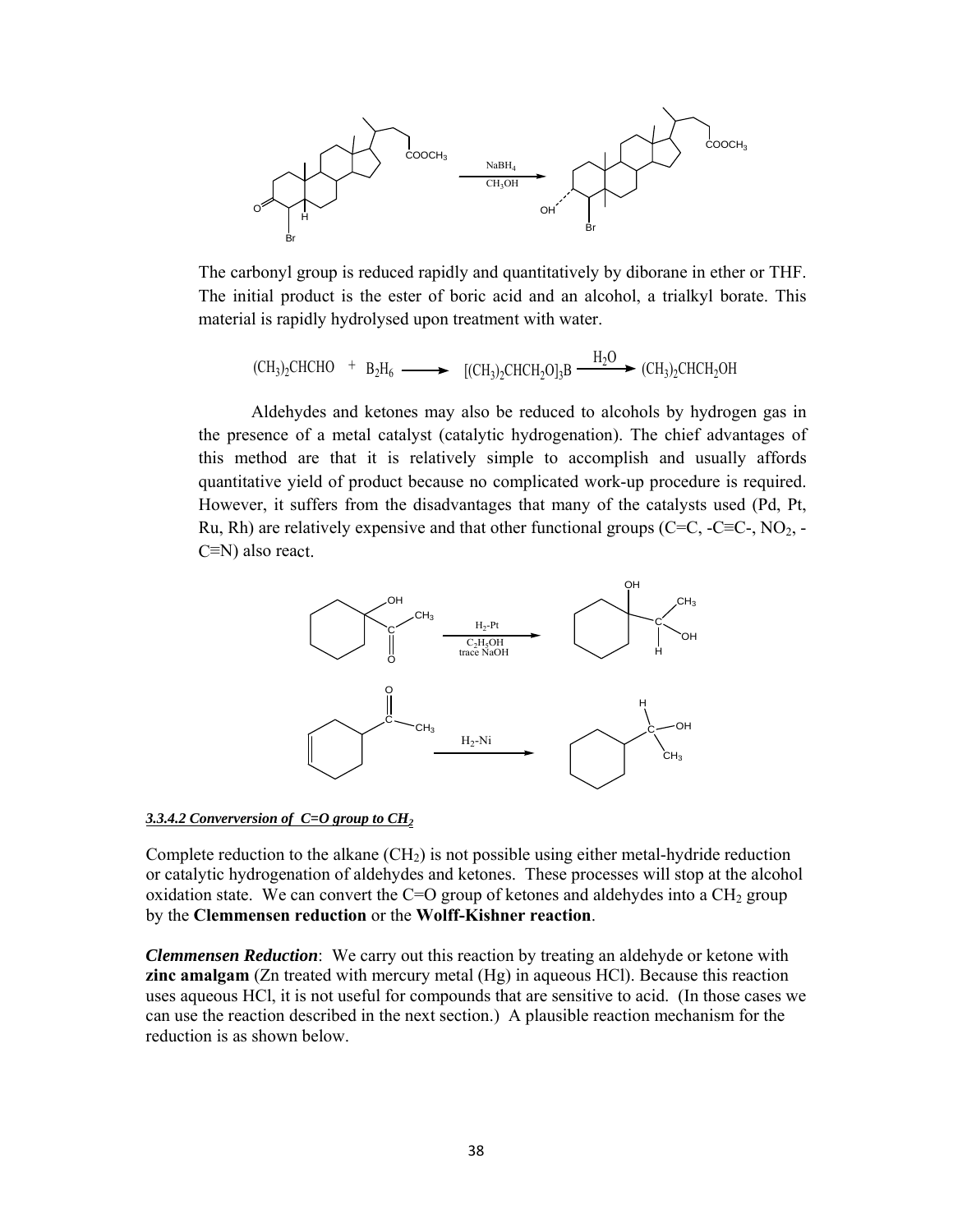The carbonyl group is reduced rapidly and quantitatively by diborane in ether or THF. The initial product is the ester of boric acid and an alcohol, a trialkyl borate. This material is rapidly hydrolysed upon treatment with water.

$$(CH_3)_2CHCHO + B_2H_6 \longrightarrow [(CH_3)_2CHCH_2O]_3B \xrightarrow{H_2O} (CH_3)_2CHCH_2OH$$

Aldehydes and ketones may also be reduced to alcohols by hydrogen gas in the presence of a metal catalyst (catalytic hydrogenation). The chief advantages of this method are that it is relatively simple to accomplish and usually affords quantitative yield of product because no complicated work-up procedure is required. However, it suffers from the disadvantages that many of the catalysts used (Pd, Pt, Ru, Rh) are relatively expensive and that other functional groups (C=C, -C≡C-, $NO_2$, -C≡N) also react.

*3.3.4.2 Converversion of C=O group to $CH_2$*

Complete reduction to the alkane ($CH_2$) is not possible using either metal-hydride reduction or catalytic hydrogenation of aldehydes and ketones. These processes will stop at the alcohol oxidation state. We can convert the C=O group of ketones and aldehydes into a $CH_2$ group by the **Clemmensen reduction** or the **Wolff-Kishner reaction**.

***Clemmensen Reduction***: We carry out this reaction by treating an aldehyde or ketone with **zinc amalgam** (Zn treated with mercury metal (Hg) in aqueous HCl). Because this reaction uses aqueous HCl, it is not useful for compounds that are sensitive to acid. (In those cases we can use the reaction described in the next section.) A plausible reaction mechanism for the reduction is as shown below.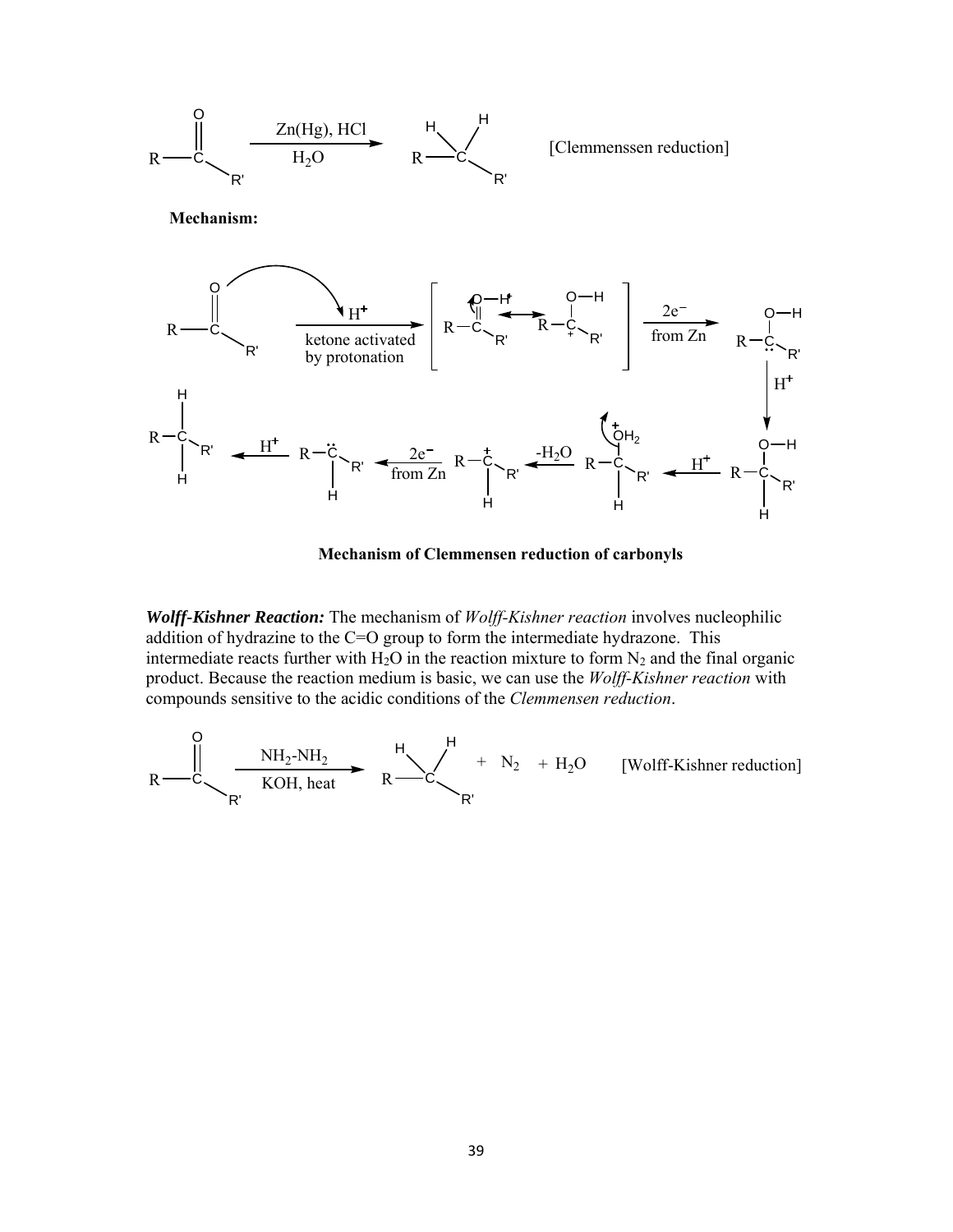$$R-CO-R' \xrightarrow[H_2O]{Zn(Hg),\ HCl} R-CH_2-R'$$ [Clemmenssen reduction]

**Mechanism:**

ketone activated by protonation

2e⁻ from Zn

$H^+$

$-H_2O$

**Mechanism of Clemmensen reduction of carbonyls**

***Wolff-Kishner Reaction:*** The mechanism of *Wolff-Kishner reaction* involves nucleophilic addition of hydrazine to the C=O group to form the intermediate hydrazone. This intermediate reacts further with $H_2O$ in the reaction mixture to form $N_2$ and the final organic product. Because the reaction medium is basic, we can use the *Wolff-Kishner reaction* with compounds sensitive to the acidic conditions of the *Clemmensen reduction*.

$$R-CO-R' \xrightarrow[KOH,\ heat]{NH_2\text{-}NH_2} R-CH_2-R' + N_2 + H_2O$$ [Wolff-Kishner reduction]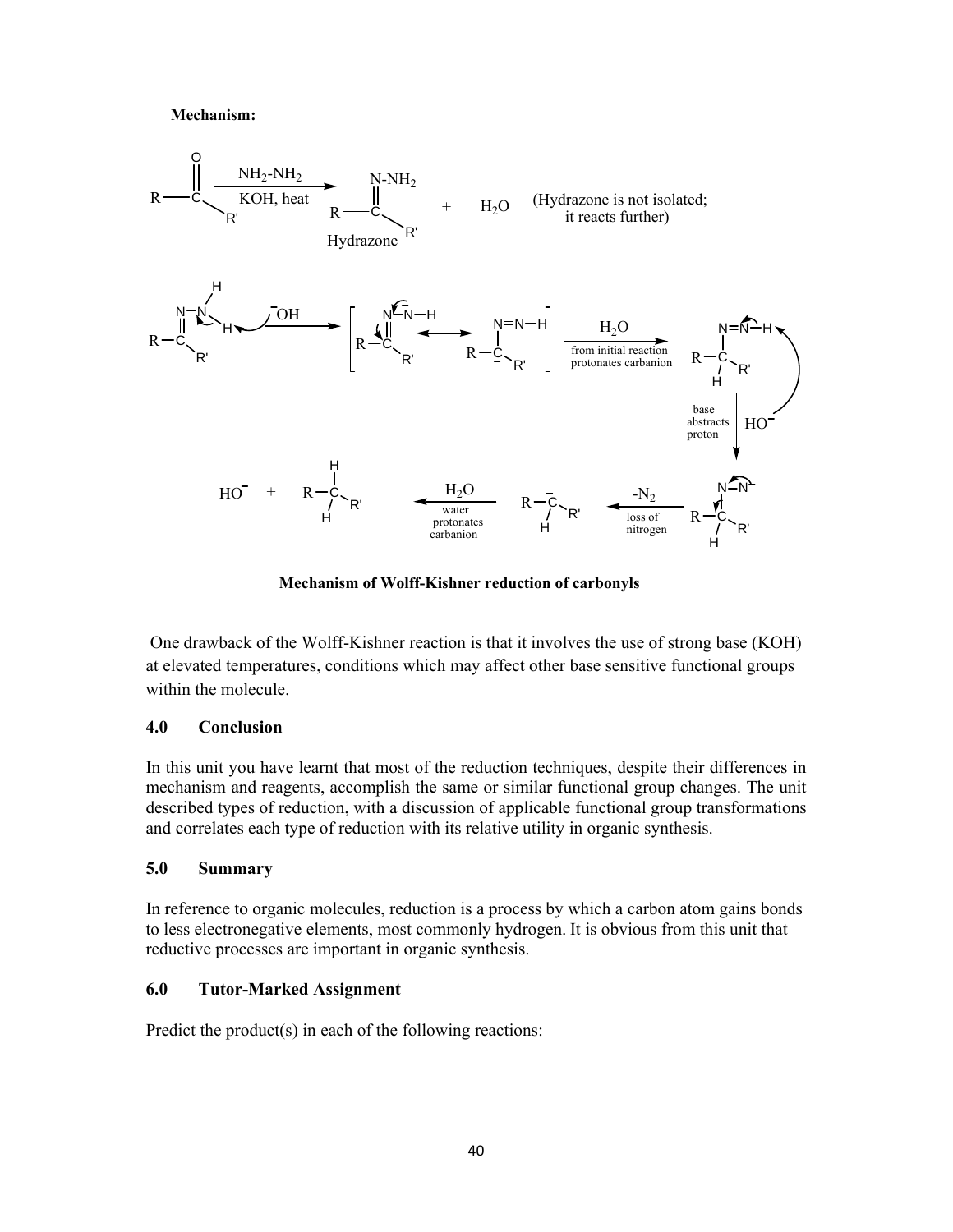**Mechanism:**

$$R-C(=O)-R' \xrightarrow[\text{KOH, heat}]{NH_2\text{-}NH_2} R-C(=N\text{-}NH_2)-R' + H_2O$$

Hydrazone

(Hydrazone is not isolated; it reacts further)

$$R_2C=N-NH-H \xrightarrow{^-OH} \left[ R_2C=N-\bar{N}-H \longleftrightarrow R_2\bar{C}-N=N-H \right] \xrightarrow[\text{from initial reaction protonates carbanion}]{H_2O} R_2CH-N=N-H$$

$$\xrightarrow[\text{base abstracts proton}]{HO^-} R_2CH-N=N^- \xrightarrow[\text{loss of nitrogen}]{-N_2} R-\bar{C}H-R' \xrightarrow[\text{water protonates carbanion}]{H_2O} R-CH_2-R' + HO^-$$

**Mechanism of Wolff-Kishner reduction of carbonyls**

One drawback of the Wolff-Kishner reaction is that it involves the use of strong base (KOH) at elevated temperatures, conditions which may affect other base sensitive functional groups within the molecule.

## 4.0 Conclusion

In this unit you have learnt that most of the reduction techniques, despite their differences in mechanism and reagents, accomplish the same or similar functional group changes. The unit described types of reduction, with a discussion of applicable functional group transformations and correlates each type of reduction with its relative utility in organic synthesis.

## 5.0 Summary

In reference to organic molecules, reduction is a process by which a carbon atom gains bonds to less electronegative elements, most commonly hydrogen. It is obvious from this unit that reductive processes are important in organic synthesis.

## 6.0 Tutor-Marked Assignment

Predict the product(s) in each of the following reactions: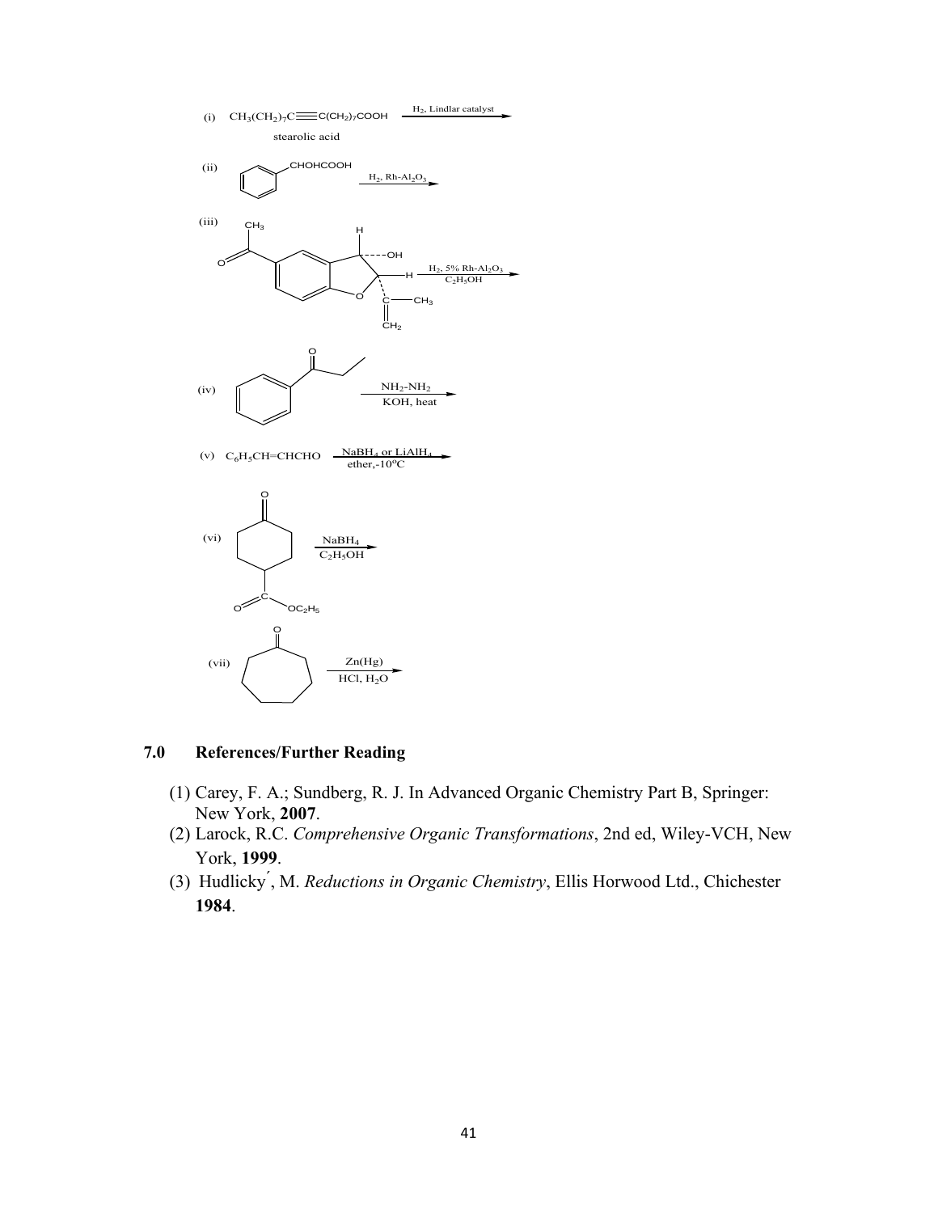(i) $CH_3(CH_2)_7C \equiv C(CH_2)_7COOH$ $\xrightarrow{H_2,\ \text{Lindlar catalyst}}$

stearolic acid

(ii) $C_6H_5CHOHCOOH$ $\xrightarrow{H_2,\ Rh\text{-}Al_2O_3}$

(iii) $\xrightarrow[C_2H_5OH]{H_2,\ 5\%\ Rh\text{-}Al_2O_3}$

(iv) $\xrightarrow[\text{KOH, heat}]{NH_2\text{-}NH_2}$

(v) $C_6H_5CH{=}CHCHO$ $\xrightarrow[\text{ether},\ -10^oC]{NaBH_4 \text{ or } LiAlH_4}$

(vi) $\xrightarrow[C_2H_5OH]{NaBH_4}$

(vii) $\xrightarrow[HCl,\ H_2O]{Zn(Hg)}$

## 7.0 References/Further Reading

(1) Carey, F. A.; Sundberg, R. J. In Advanced Organic Chemistry Part B, Springer: New York, **2007**.

(2) Larock, R.C. *Comprehensive Organic Transformations*, 2nd ed, Wiley-VCH, New York, **1999**.

(3) Hudlický, M. *Reductions in Organic Chemistry*, Ellis Horwood Ltd., Chichester **1984**.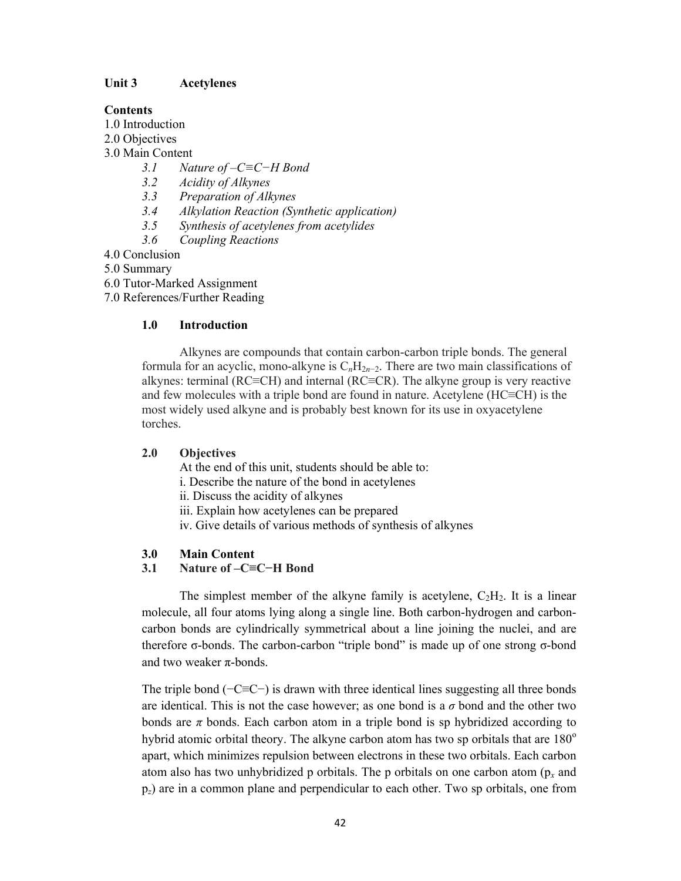## Unit 3 Acetylenes

**Contents**

1.0 Introduction
2.0 Objectives
3.0 Main Content

- *3.1 Nature of –C≡C−H Bond*
- *3.2 Acidity of Alkynes*
- *3.3 Preparation of Alkynes*
- *3.4 Alkylation Reaction (Synthetic application)*
- *3.5 Synthesis of acetylenes from acetylides*
- *3.6 Coupling Reactions*

4.0 Conclusion
5.0 Summary
6.0 Tutor-Marked Assignment
7.0 References/Further Reading

### 1.0 Introduction

Alkynes are compounds that contain carbon-carbon triple bonds. The general formula for an acyclic, mono-alkyne is $C_nH_{2n-2}$. There are two main classifications of alkynes: terminal (RC≡CH) and internal (RC≡CR). The alkyne group is very reactive and few molecules with a triple bond are found in nature. Acetylene (HC≡CH) is the most widely used alkyne and is probably best known for its use in oxyacetylene torches.

### 2.0 Objectives

At the end of this unit, students should be able to:

i. Describe the nature of the bond in acetylenes
ii. Discuss the acidity of alkynes
iii. Explain how acetylenes can be prepared
iv. Give details of various methods of synthesis of alkynes

### 3.0 Main Content

### 3.1 Nature of –C≡C−H Bond

The simplest member of the alkyne family is acetylene, $C_2H_2$. It is a linear molecule, all four atoms lying along a single line. Both carbon-hydrogen and carbon-carbon bonds are cylindrically symmetrical about a line joining the nuclei, and are therefore σ-bonds. The carbon-carbon "triple bond" is made up of one strong σ-bond and two weaker π-bonds.

The triple bond (−C≡C−) is drawn with three identical lines suggesting all three bonds are identical. This is not the case however; as one bond is a *σ* bond and the other two bonds are *π* bonds. Each carbon atom in a triple bond is sp hybridized according to hybrid atomic orbital theory. The alkyne carbon atom has two sp orbitals that are $180^o$ apart, which minimizes repulsion between electrons in these two orbitals. Each carbon atom also has two unhybridized p orbitals. The p orbitals on one carbon atom ($p_x$ and $p_z$) are in a common plane and perpendicular to each other. Two sp orbitals, one from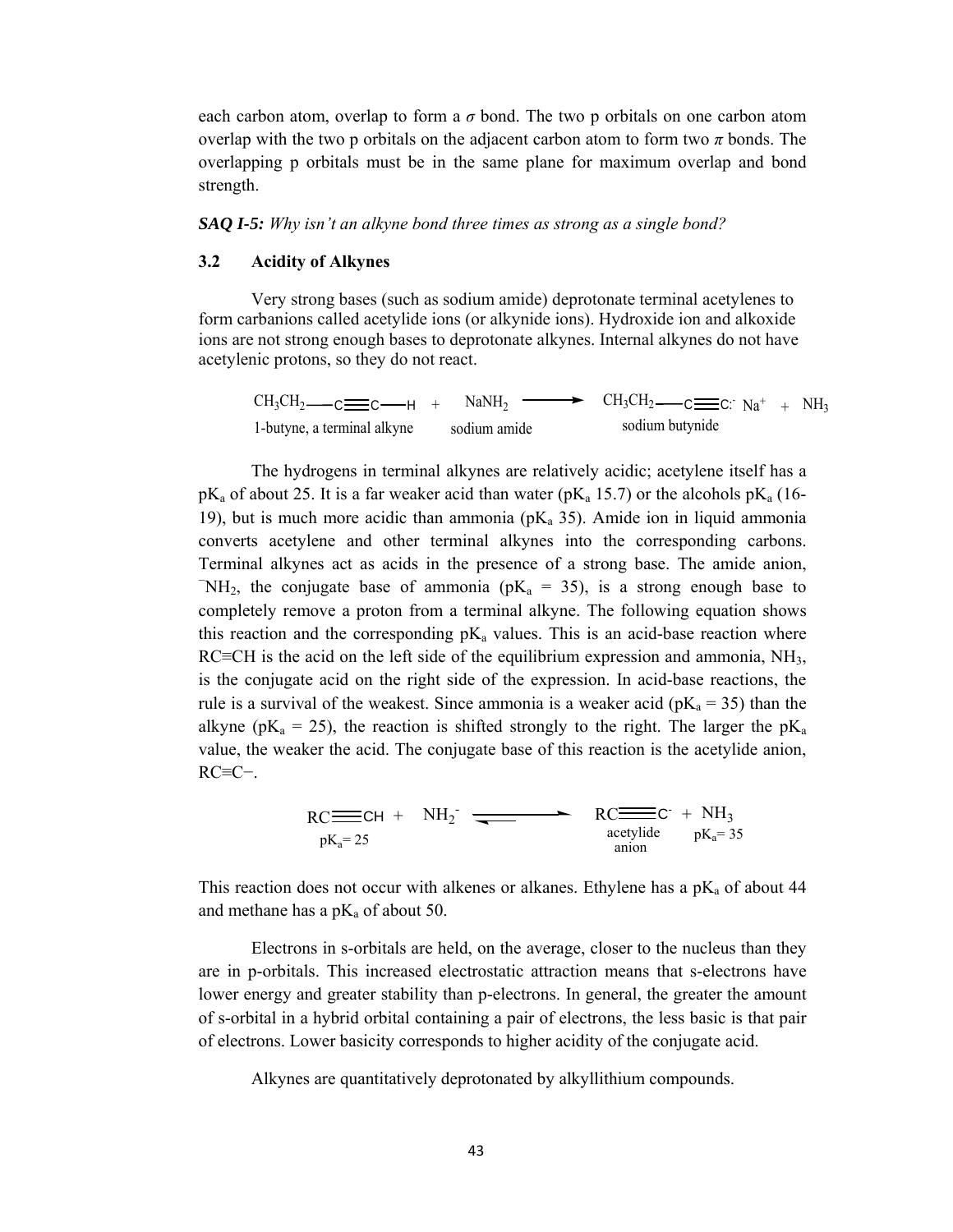each carbon atom, overlap to form a $\sigma$ bond. The two p orbitals on one carbon atom overlap with the two p orbitals on the adjacent carbon atom to form two $\pi$ bonds. The overlapping p orbitals must be in the same plane for maximum overlap and bond strength.

***SAQ I-5:*** *Why isn't an alkyne bond three times as strong as a single bond?*

### 3.2 Acidity of Alkynes

Very strong bases (such as sodium amide) deprotonate terminal acetylenes to form carbanions called acetylide ions (or alkynide ions). Hydroxide ion and alkoxide ions are not strong enough bases to deprotonate alkynes. Internal alkynes do not have acetylenic protons, so they do not react.

$$CH_3CH_2-C\equiv C-H \;+\; NaNH_2 \longrightarrow CH_3CH_2-C\equiv C{:}^- \, Na^+ \;+\; NH_3$$

1-butyne, a terminal alkyne — sodium amide — sodium butynide

The hydrogens in terminal alkynes are relatively acidic; acetylene itself has a $pK_a$ of about 25. It is a far weaker acid than water ($pK_a$ 15.7) or the alcohols $pK_a$ (16-19), but is much more acidic than ammonia ($pK_a$ 35). Amide ion in liquid ammonia converts acetylene and other terminal alkynes into the corresponding carbons. Terminal alkynes act as acids in the presence of a strong base. The amide anion, $^-NH_2$, the conjugate base of ammonia ($pK_a$ = 35), is a strong enough base to completely remove a proton from a terminal alkyne. The following equation shows this reaction and the corresponding $pK_a$ values. This is an acid-base reaction where RC≡CH is the acid on the left side of the equilibrium expression and ammonia, $NH_3$, is the conjugate acid on the right side of the expression. In acid-base reactions, the rule is a survival of the weakest. Since ammonia is a weaker acid ($pK_a$ = 35) than the alkyne ($pK_a$ = 25), the reaction is shifted strongly to the right. The larger the $pK_a$ value, the weaker the acid. The conjugate base of this reaction is the acetylide anion, RC≡C−.

$$RC\equiv CH \;+\; NH_2^- \rightleftharpoons RC\equiv C^- \;+\; NH_3$$

$pK_a$= 25 — acetylide anion — $pK_a$= 35

This reaction does not occur with alkenes or alkanes. Ethylene has a $pK_a$ of about 44 and methane has a $pK_a$ of about 50.

Electrons in s-orbitals are held, on the average, closer to the nucleus than they are in p-orbitals. This increased electrostatic attraction means that s-electrons have lower energy and greater stability than p-electrons. In general, the greater the amount of s-orbital in a hybrid orbital containing a pair of electrons, the less basic is that pair of electrons. Lower basicity corresponds to higher acidity of the conjugate acid.

Alkynes are quantitatively deprotonated by alkyllithium compounds.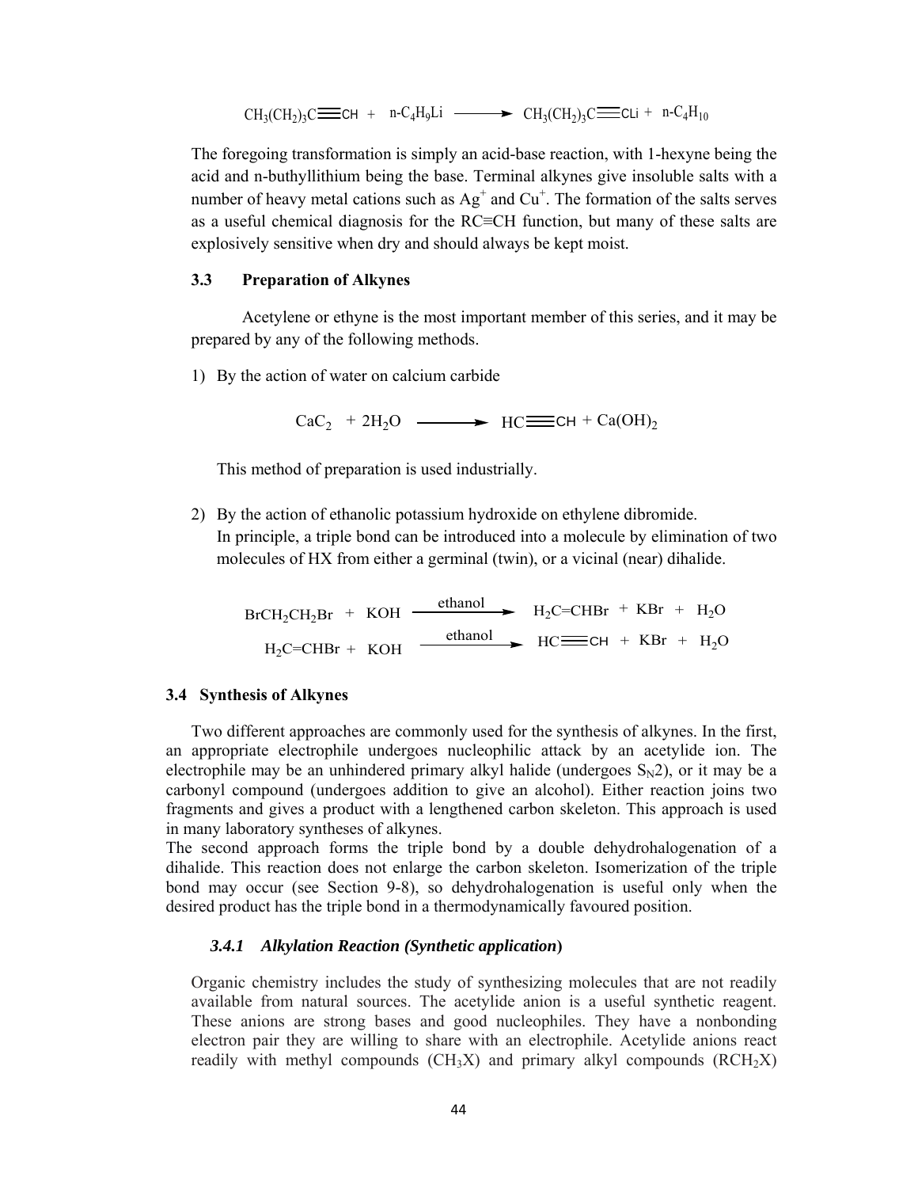$$CH_3(CH_2)_3C\equiv CH + n\text{-}C_4H_9Li \longrightarrow CH_3(CH_2)_3C\equiv CLi + n\text{-}C_4H_{10}$$

The foregoing transformation is simply an acid-base reaction, with 1-hexyne being the acid and n-buthyllithium being the base. Terminal alkynes give insoluble salts with a number of heavy metal cations such as $Ag^+$ and $Cu^+$. The formation of the salts serves as a useful chemical diagnosis for the RC≡CH function, but many of these salts are explosively sensitive when dry and should always be kept moist.

### 3.3 Preparation of Alkynes

Acetylene or ethyne is the most important member of this series, and it may be prepared by any of the following methods.

1) By the action of water on calcium carbide

$$CaC_2 + 2H_2O \longrightarrow HC\equiv CH + Ca(OH)_2$$

This method of preparation is used industrially.

2) By the action of ethanolic potassium hydroxide on ethylene dibromide.
   In principle, a triple bond can be introduced into a molecule by elimination of two molecules of HX from either a germinal (twin), or a vicinal (near) dihalide.

$$BrCH_2CH_2Br + KOH \xrightarrow{\text{ethanol}} H_2C{=}CHBr + KBr + H_2O$$

$$H_2C{=}CHBr + KOH \xrightarrow{\text{ethanol}} HC\equiv CH + KBr + H_2O$$

### 3.4 Synthesis of Alkynes

Two different approaches are commonly used for the synthesis of alkynes. In the first, an appropriate electrophile undergoes nucleophilic attack by an acetylide ion. The electrophile may be an unhindered primary alkyl halide (undergoes $S_N2$), or it may be a carbonyl compound (undergoes addition to give an alcohol). Either reaction joins two fragments and gives a product with a lengthened carbon skeleton. This approach is used in many laboratory syntheses of alkynes.
The second approach forms the triple bond by a double dehydrohalogenation of a dihalide. This reaction does not enlarge the carbon skeleton. Isomerization of the triple bond may occur (see Section 9-8), so dehydrohalogenation is useful only when the desired product has the triple bond in a thermodynamically favoured position.

#### *3.4.1 Alkylation Reaction (Synthetic application)*

Organic chemistry includes the study of synthesizing molecules that are not readily available from natural sources. The acetylide anion is a useful synthetic reagent. These anions are strong bases and good nucleophiles. They have a nonbonding electron pair they are willing to share with an electrophile. Acetylide anions react readily with methyl compounds ($CH_3X$) and primary alkyl compounds ($RCH_2X$)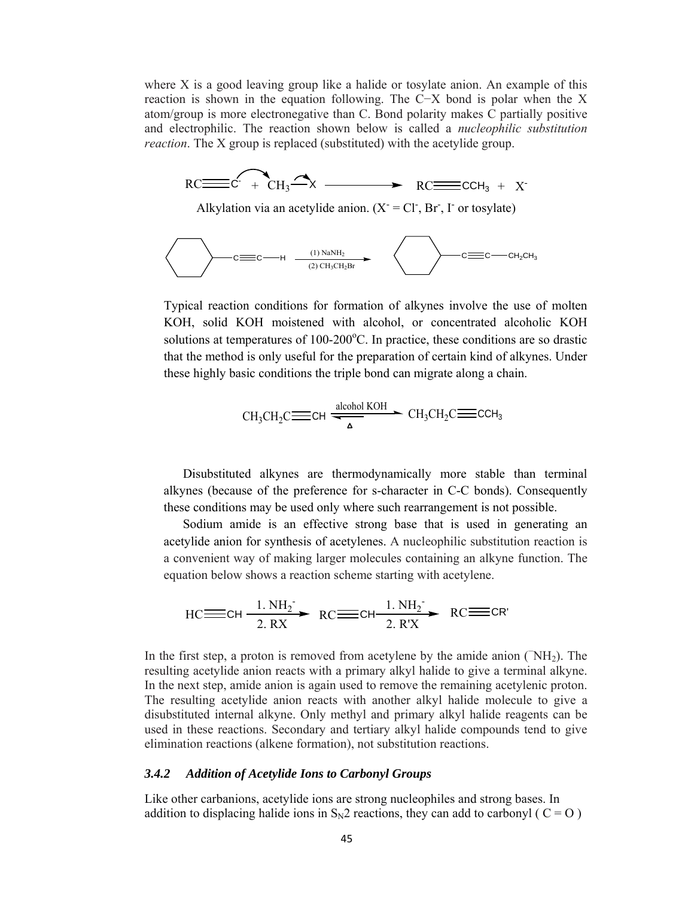where X is a good leaving group like a halide or tosylate anion. An example of this reaction is shown in the equation following. The C−X bond is polar when the X atom/group is more electronegative than C. Bond polarity makes C partially positive and electrophilic. The reaction shown below is called a *nucleophilic substitution reaction*. The X group is replaced (substituted) with the acetylide group.

$$RC{\equiv}C^{-} + CH_3{-}X \longrightarrow RC{\equiv}CCH_3 + X^{-}$$

Alkylation via an acetylide anion. ($X^-$ = $Cl^-$, $Br^-$, $I^-$ or tosylate)

$$C_6H_{11}{-}C{\equiv}C{-}H \xrightarrow[(2)\ CH_3CH_2Br]{(1)\ NaNH_2} C_6H_{11}{-}C{\equiv}C{-}CH_2CH_3$$

Typical reaction conditions for formation of alkynes involve the use of molten KOH, solid KOH moistened with alcohol, or concentrated alcoholic KOH solutions at temperatures of 100-200°C. In practice, these conditions are so drastic that the method is only useful for the preparation of certain kind of alkynes. Under these highly basic conditions the triple bond can migrate along a chain.

$$CH_3CH_2C{\equiv}CH \underset{\Delta}{\overset{\text{alcohol KOH}}{\rightleftharpoons}} CH_3CH_2C{\equiv}CCH_3$$

Disubstituted alkynes are thermodynamically more stable than terminal alkynes (because of the preference for s-character in C-C bonds). Consequently these conditions may be used only where such rearrangement is not possible.

Sodium amide is an effective strong base that is used in generating an acetylide anion for synthesis of acetylenes. A nucleophilic substitution reaction is a convenient way of making larger molecules containing an alkyne function. The equation below shows a reaction scheme starting with acetylene.

$$HC{\equiv}CH \xrightarrow[2.\ RX]{1.\ NH_2^-} RC{\equiv}CH \xrightarrow[2.\ R'X]{1.\ NH_2^-} RC{\equiv}CR'$$

In the first step, a proton is removed from acetylene by the amide anion ($^-NH_2$). The resulting acetylide anion reacts with a primary alkyl halide to give a terminal alkyne. In the next step, amide anion is again used to remove the remaining acetylenic proton. The resulting acetylide anion reacts with another alkyl halide molecule to give a disubstituted internal alkyne. Only methyl and primary alkyl halide reagents can be used in these reactions. Secondary and tertiary alkyl halide compounds tend to give elimination reactions (alkene formation), not substitution reactions.

### *3.4.2 Addition of Acetylide Ions to Carbonyl Groups*

Like other carbanions, acetylide ions are strong nucleophiles and strong bases. In addition to displacing halide ions in $S_N2$ reactions, they can add to carbonyl ( C = O )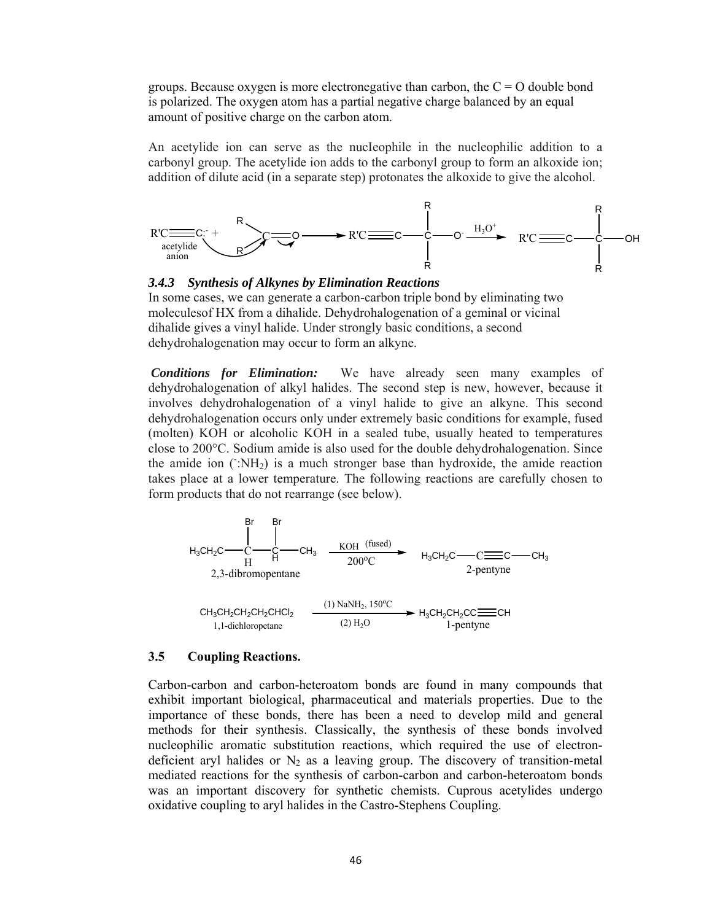groups. Because oxygen is more electronegative than carbon, the C = O double bond is polarized. The oxygen atom has a partial negative charge balanced by an equal amount of positive charge on the carbon atom.

An acetylide ion can serve as the nucIeophile in the nucleophilic addition to a carbonyl group. The acetylide ion adds to the carbonyl group to form an alkoxide ion; addition of dilute acid (in a separate step) protonates the alkoxide to give the alcohol.

$$R'C\equiv C:^- + R_2C{=}O \longrightarrow R'C\equiv C{-}CR_2{-}O^- \xrightarrow{H_3O^+} R'C\equiv C{-}CR_2{-}OH$$

acetylide anion

### *3.4.3 Synthesis of Alkynes by Elimination Reactions*

In some cases, we can generate a carbon-carbon triple bond by eliminating two moleculesof HX from a dihalide. Dehydrohalogenation of a geminal or vicinal dihalide gives a vinyl halide. Under strongly basic conditions, a second dehydrohalogenation may occur to form an alkyne.

***Conditions for Elimination:*** We have already seen many examples of dehydrohalogenation of alkyl halides. The second step is new, however, because it involves dehydrohalogenation of a vinyl halide to give an alkyne. This second dehydrohalogenation occurs only under extremely basic conditions for example, fused (molten) KOH or alcoholic KOH in a sealed tube, usually heated to temperatures close to 200°C. Sodium amide is also used for the double dehydrohalogenation. Since the amide ion ($^-$:$NH_2$) is a much stronger base than hydroxide, the amide reaction takes place at a lower temperature. The following reactions are carefully chosen to form products that do not rearrange (see below).

$$H_3CH_2C{-}CH(Br){-}CH(Br){-}CH_3 \xrightarrow[200^oC]{KOH\ (fused)} H_3CH_2C{-}C\equiv C{-}CH_3$$

2,3-dibromopentane → 2-pentyne

$$CH_3CH_2CH_2CH_2CHCl_2 \xrightarrow[(2)\ H_2O]{(1)\ NaNH_2,\ 150^oC} H_3CH_2CH_2CC\equiv CH$$

1,1-dichloropetane → 1-pentyne

## 3.5 Coupling Reactions.

Carbon-carbon and carbon-heteroatom bonds are found in many compounds that exhibit important biological, pharmaceutical and materials properties. Due to the importance of these bonds, there has been a need to develop mild and general methods for their synthesis. Classically, the synthesis of these bonds involved nucleophilic aromatic substitution reactions, which required the use of electron-deficient aryl halides or $N_2$ as a leaving group. The discovery of transition-metal mediated reactions for the synthesis of carbon-carbon and carbon-heteroatom bonds was an important discovery for synthetic chemists. Cuprous acetylides undergo oxidative coupling to aryl halides in the Castro-Stephens Coupling.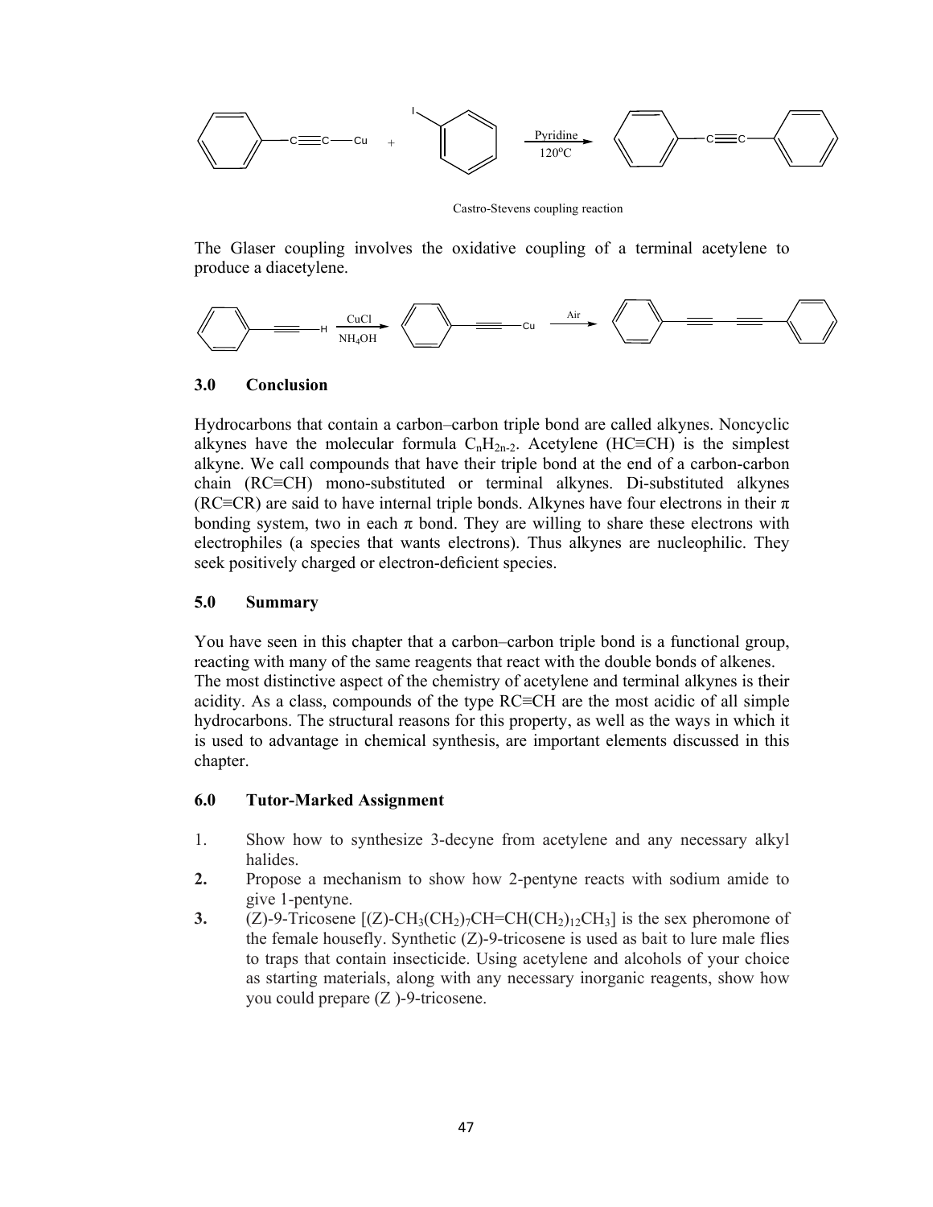Castro-Stevens coupling reaction

The Glaser coupling involves the oxidative coupling of a terminal acetylene to produce a diacetylene.

## 3.0 Conclusion

Hydrocarbons that contain a carbon–carbon triple bond are called alkynes. Noncyclic alkynes have the molecular formula $C_nH_{2n-2}$. Acetylene (HC≡CH) is the simplest alkyne. We call compounds that have their triple bond at the end of a carbon-carbon chain (RC≡CH) mono-substituted or terminal alkynes. Di-substituted alkynes (RC≡CR) are said to have internal triple bonds. Alkynes have four electrons in their π bonding system, two in each π bond. They are willing to share these electrons with electrophiles (a species that wants electrons). Thus alkynes are nucleophilic. They seek positively charged or electron-deficient species.

## 5.0 Summary

You have seen in this chapter that a carbon–carbon triple bond is a functional group, reacting with many of the same reagents that react with the double bonds of alkenes. The most distinctive aspect of the chemistry of acetylene and terminal alkynes is their acidity. As a class, compounds of the type RC≡CH are the most acidic of all simple hydrocarbons. The structural reasons for this property, as well as the ways in which it is used to advantage in chemical synthesis, are important elements discussed in this chapter.

## 6.0 Tutor-Marked Assignment

1. Show how to synthesize 3-decyne from acetylene and any necessary alkyl halides.
2. Propose a mechanism to show how 2-pentyne reacts with sodium amide to give 1-pentyne.
3. (Z)-9-Tricosene [(Z)-$CH_3(CH_2)_7CH{=}CH(CH_2)_{12}CH_3$] is the sex pheromone of the female housefly. Synthetic (Z)-9-tricosene is used as bait to lure male flies to traps that contain insecticide. Using acetylene and alcohols of your choice as starting materials, along with any necessary inorganic reagents, show how you could prepare (Z )-9-tricosene.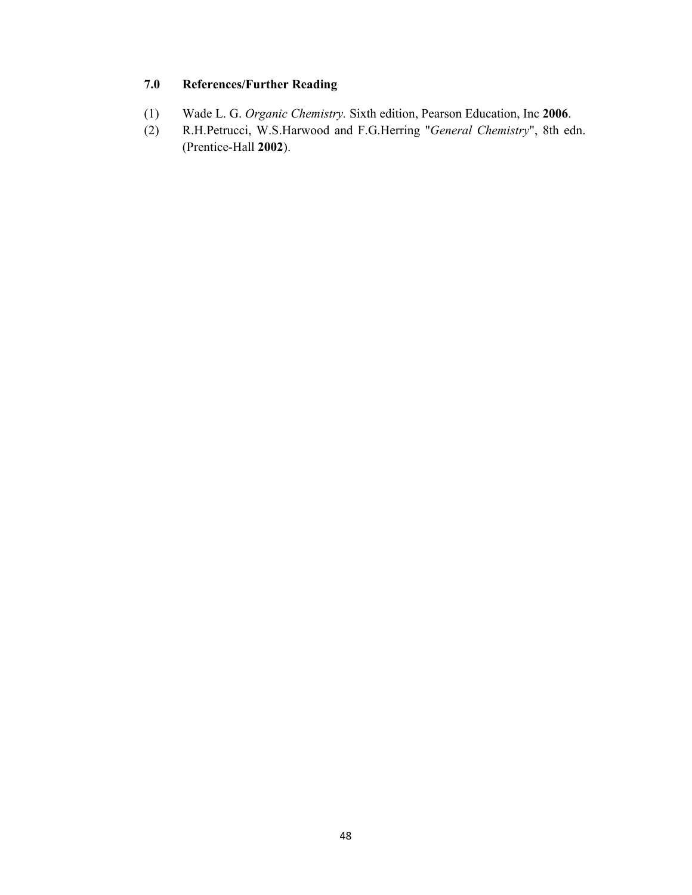## 7.0 References/Further Reading

(1) Wade L. G. *Organic Chemistry.* Sixth edition, Pearson Education, Inc **2006**.

(2) R.H.Petrucci, W.S.Harwood and F.G.Herring "*General Chemistry*", 8th edn. (Prentice-Hall **2002**).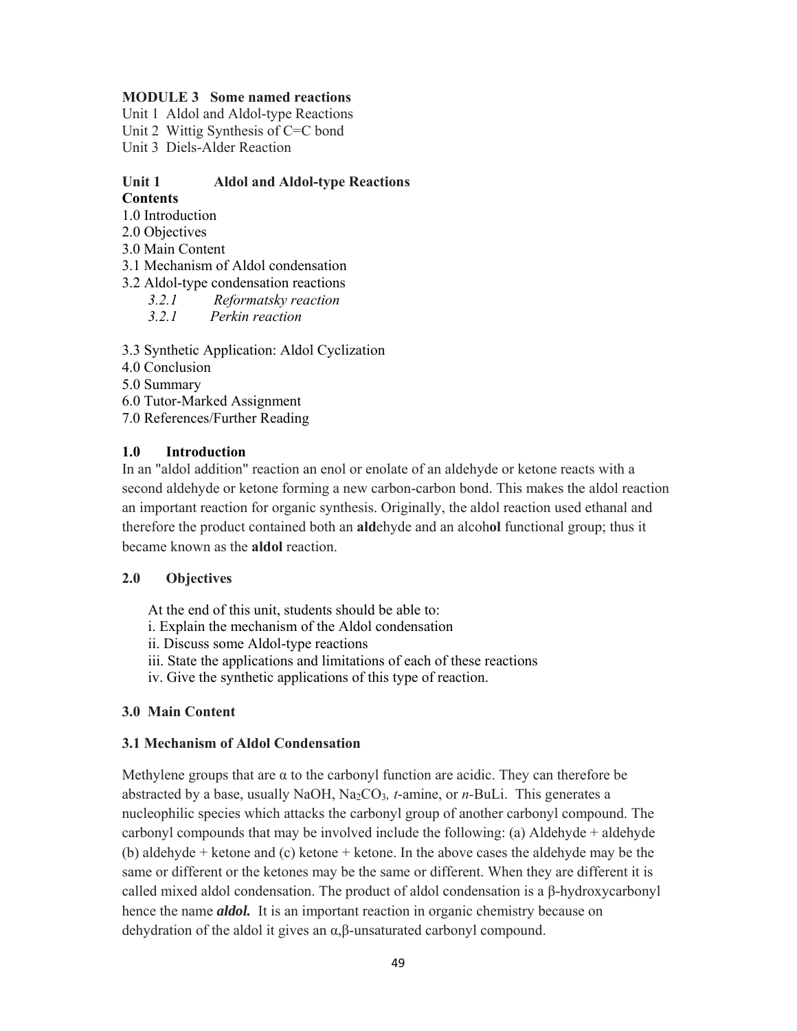**MODULE 3 Some named reactions**

Unit 1 Aldol and Aldol-type Reactions
Unit 2 Wittig Synthesis of C=C bond
Unit 3 Diels-Alder Reaction

**Unit 1 Aldol and Aldol-type Reactions**

**Contents**

1.0 Introduction
2.0 Objectives
3.0 Main Content
3.1 Mechanism of Aldol condensation
3.2 Aldol-type condensation reactions
  *3.2.1 Reformatsky reaction*
  *3.2.1 Perkin reaction*

3.3 Synthetic Application: Aldol Cyclization
4.0 Conclusion
5.0 Summary
6.0 Tutor-Marked Assignment
7.0 References/Further Reading

## 1.0 Introduction

In an "aldol addition" reaction an enol or enolate of an aldehyde or ketone reacts with a second aldehyde or ketone forming a new carbon-carbon bond. This makes the aldol reaction an important reaction for organic synthesis. Originally, the aldol reaction used ethanal and therefore the product contained both an **ald**ehyde and an alcoh**ol** functional group; thus it became known as the **aldol** reaction.

## 2.0 Objectives

At the end of this unit, students should be able to:
i. Explain the mechanism of the Aldol condensation
ii. Discuss some Aldol-type reactions
iii. State the applications and limitations of each of these reactions
iv. Give the synthetic applications of this type of reaction.

## 3.0 Main Content

### 3.1 Mechanism of Aldol Condensation

Methylene groups that are α to the carbonyl function are acidic. They can therefore be abstracted by a base, usually NaOH, $Na_2CO_3$, *t*-amine, or *n*-BuLi. This generates a nucleophilic species which attacks the carbonyl group of another carbonyl compound. The carbonyl compounds that may be involved include the following: (a) Aldehyde + aldehyde (b) aldehyde + ketone and (c) ketone + ketone. In the above cases the aldehyde may be the same or different or the ketones may be the same or different. When they are different it is called mixed aldol condensation. The product of aldol condensation is a β-hydroxycarbonyl hence the name ***aldol.*** It is an important reaction in organic chemistry because on dehydration of the aldol it gives an α,β-unsaturated carbonyl compound.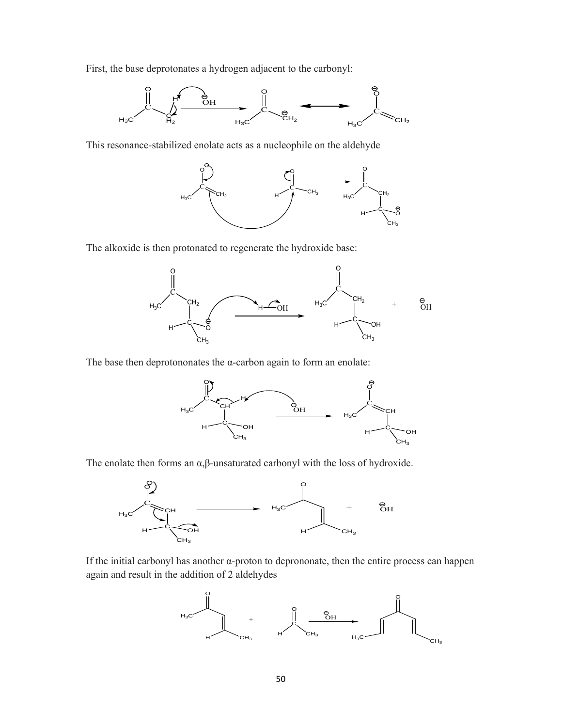First, the base deprotonates a hydrogen adjacent to the carbonyl:

This resonance-stabilized enolate acts as a nucleophile on the aldehyde

The alkoxide is then protonated to regenerate the hydroxide base:

The base then deprotononates the α-carbon again to form an enolate:

The enolate then forms an α,β-unsaturated carbonyl with the loss of hydroxide.

If the initial carbonyl has another α-proton to depprononate, then the entire process can happen again and result in the addition of 2 aldehydes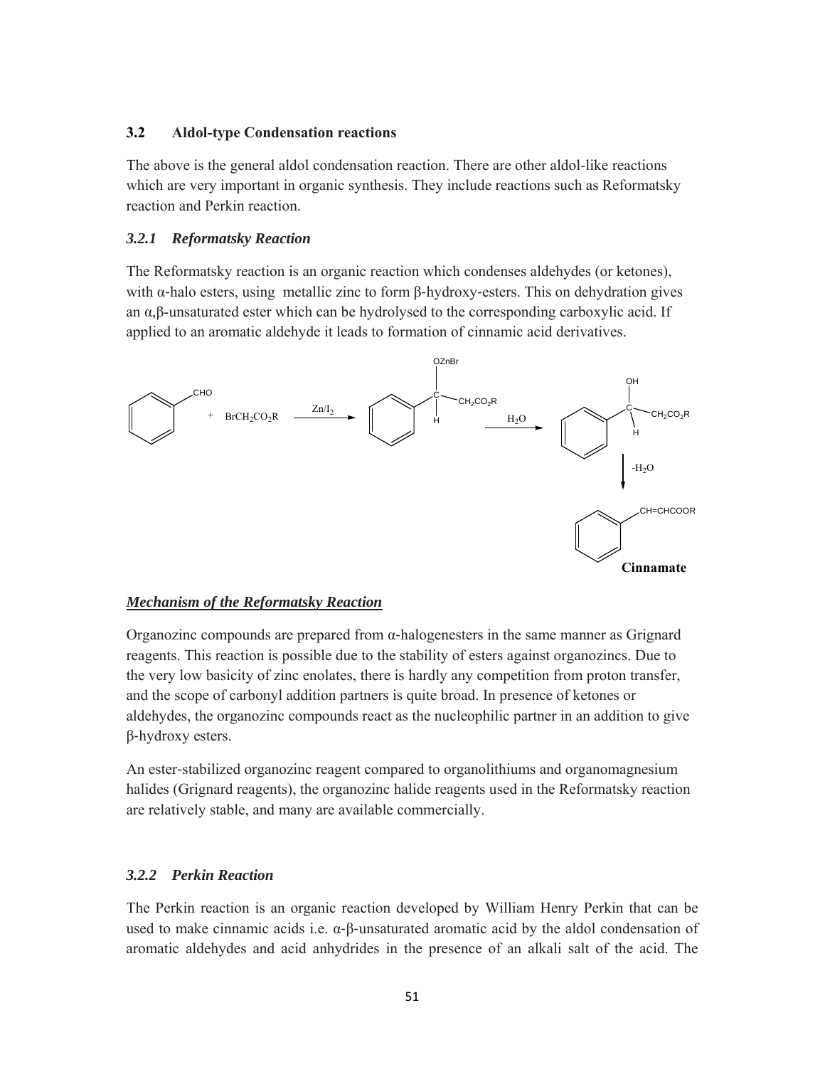### 3.2 Aldol-type Condensation reactions

The above is the general aldol condensation reaction. There are other aldol-like reactions which are very important in organic synthesis. They include reactions such as Reformatsky reaction and Perkin reaction.

#### *3.2.1 Reformatsky Reaction*

The Reformatsky reaction is an organic reaction which condenses aldehydes (or ketones), with α-halo esters, using metallic zinc to form β-hydroxy-esters. This on dehydration gives an α,β-unsaturated ester which can be hydrolysed to the corresponding carboxylic acid. If applied to an aromatic aldehyde it leads to formation of cinnamic acid derivatives.

$$C_6H_5CHO + BrCH_2CO_2R \xrightarrow{Zn/I_2} C_6H_5CH(OZnBr)CH_2CO_2R \xrightarrow{H_2O} C_6H_5CH(OH)CH_2CO_2R \xrightarrow{-H_2O} C_6H_5CH{=}CHCOOR$$

**Cinnamate**

***<u>Mechanism of the Reformatsky Reaction</u>***

Organozinc compounds are prepared from α-halogenesters in the same manner as Grignard reagents. This reaction is possible due to the stability of esters against organozincs. Due to the very low basicity of zinc enolates, there is hardly any competition from proton transfer, and the scope of carbonyl addition partners is quite broad. In presence of ketones or aldehydes, the organozinc compounds react as the nucleophilic partner in an addition to give β-hydroxy esters.

An ester-stabilized organozinc reagent compared to organolithiums and organomagnesium halides (Grignard reagents), the organozinc halide reagents used in the Reformatsky reaction are relatively stable, and many are available commercially.

#### *3.2.2 Perkin Reaction*

The Perkin reaction is an organic reaction developed by William Henry Perkin that can be used to make cinnamic acids i.e. α-β-unsaturated aromatic acid by the aldol condensation of aromatic aldehydes and acid anhydrides in the presence of an alkali salt of the acid. The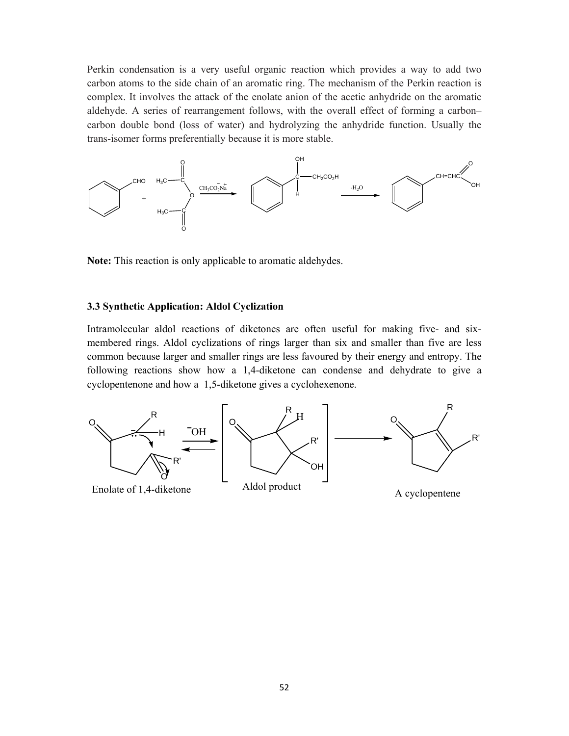Perkin condensation is a very useful organic reaction which provides a way to add two carbon atoms to the side chain of an aromatic ring. The mechanism of the Perkin reaction is complex. It involves the attack of the enolate anion of the acetic anhydride on the aromatic aldehyde. A series of rearrangement follows, with the overall effect of forming a carbon–carbon double bond (loss of water) and hydrolyzing the anhydride function. Usually the trans-isomer forms preferentially because it is more stable.

**Note:** This reaction is only applicable to aromatic aldehydes.

### 3.3 Synthetic Application: Aldol Cyclization

Intramolecular aldol reactions of diketones are often useful for making five- and six-membered rings. Aldol cyclizations of rings larger than six and smaller than five are less common because larger and smaller rings are less favoured by their energy and entropy. The following reactions show how a 1,4-diketone can condense and dehydrate to give a cyclopentenone and how a 1,5-diketone gives a cyclohexenone.

Enolate of 1,4-diketone — Aldol product — A cyclopentene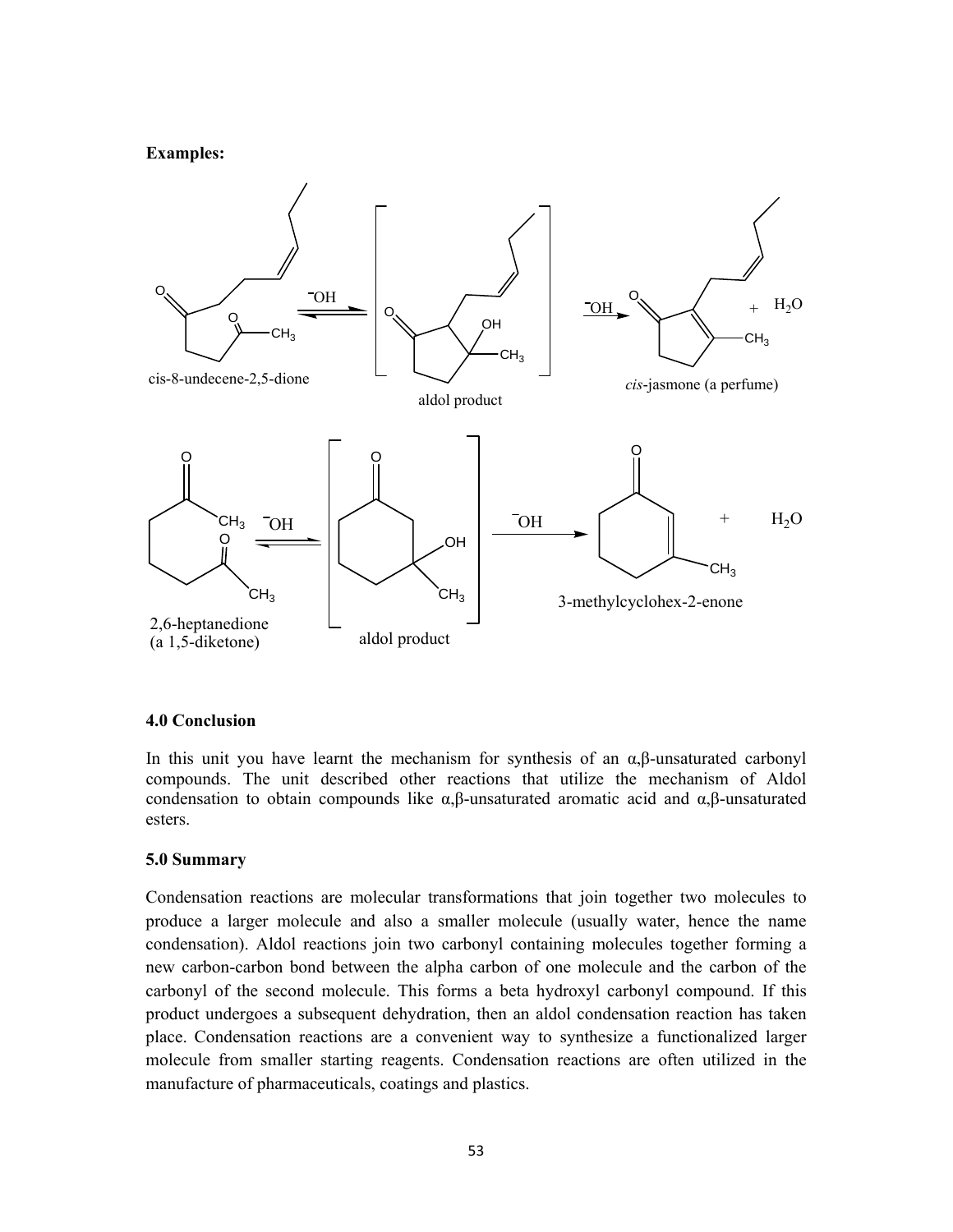**Examples:**

cis-8-undecene-2,5-dione $\xrightleftharpoons{^-OH}$ [aldol product] $\xrightarrow{^-OH}$ *cis*-jasmone (a perfume) + $H_2O$

2,6-heptanedione (a 1,5-diketone) $\xrightleftharpoons{^-OH}$ [aldol product] $\xrightarrow{^-OH}$ 3-methylcyclohex-2-enone + $H_2O$

**4.0 Conclusion**

In this unit you have learnt the mechanism for synthesis of an α,β-unsaturated carbonyl compounds. The unit described other reactions that utilize the mechanism of Aldol condensation to obtain compounds like α,β-unsaturated aromatic acid and α,β-unsaturated esters.

**5.0 Summary**

Condensation reactions are molecular transformations that join together two molecules to produce a larger molecule and also a smaller molecule (usually water, hence the name condensation). Aldol reactions join two carbonyl containing molecules together forming a new carbon-carbon bond between the alpha carbon of one molecule and the carbon of the carbonyl of the second molecule. This forms a beta hydroxyl carbonyl compound. If this product undergoes a subsequent dehydration, then an aldol condensation reaction has taken place. Condensation reactions are a convenient way to synthesize a functionalized larger molecule from smaller starting reagents. Condensation reactions are often utilized in the manufacture of pharmaceuticals, coatings and plastics.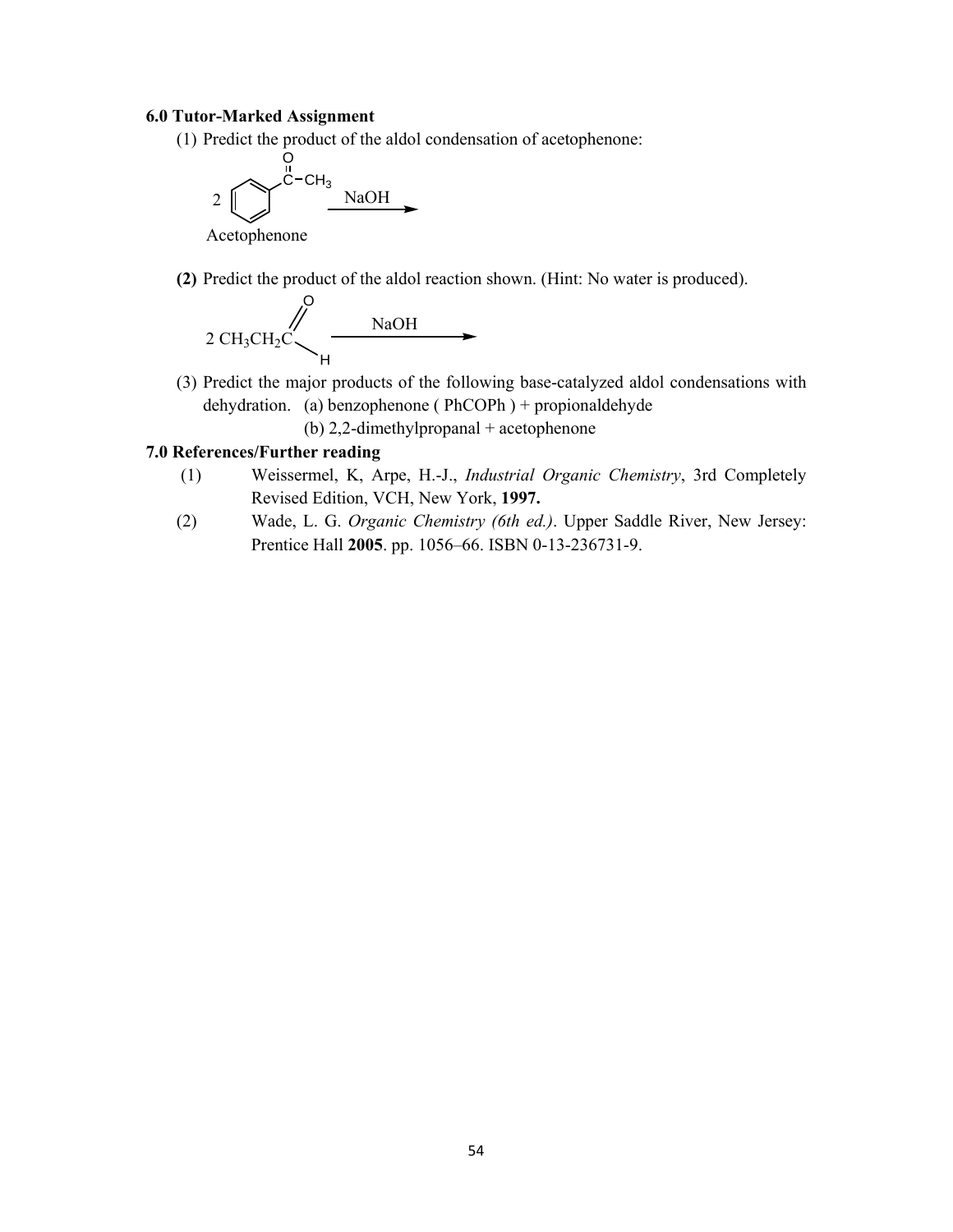### 6.0 Tutor-Marked Assignment

(1) Predict the product of the aldol condensation of acetophenone:

$$2\ C_6H_5\text{–}C(=O)\text{–}CH_3 \xrightarrow{NaOH}$$

Acetophenone

**(2)** Predict the product of the aldol reaction shown. (Hint: No water is produced).

$$2\ CH_3CH_2C(=O)H \xrightarrow{NaOH}$$

(3) Predict the major products of the following base-catalyzed aldol condensations with dehydration. (a) benzophenone ( PhCOPh ) + propionaldehyde

(b) 2,2-dimethylpropanal + acetophenone

### 7.0 References/Further reading

(1) Weissermel, K, Arpe, H.-J., *Industrial Organic Chemistry*, 3rd Completely Revised Edition, VCH, New York, **1997.**

(2) Wade, L. G. *Organic Chemistry (6th ed.)*. Upper Saddle River, New Jersey: Prentice Hall **2005**. pp. 1056–66. ISBN 0-13-236731-9.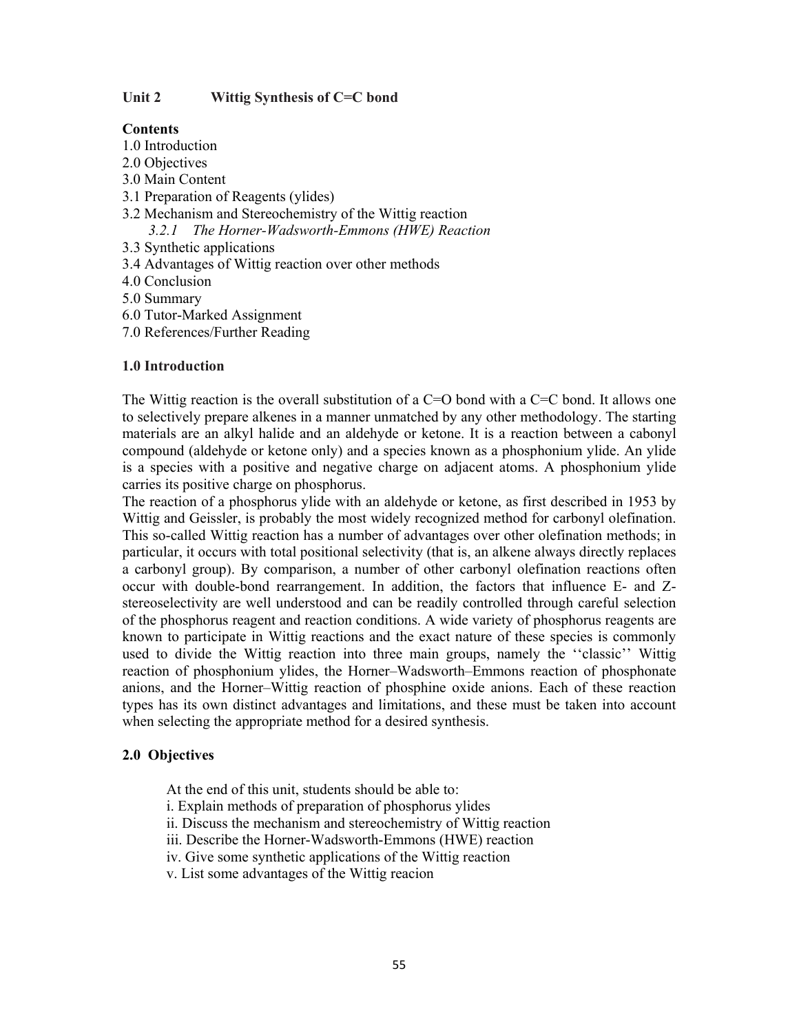## Unit 2 Wittig Synthesis of C=C bond

**Contents**

1.0 Introduction
2.0 Objectives
3.0 Main Content
3.1 Preparation of Reagents (ylides)
3.2 Mechanism and Stereochemistry of the Wittig reaction
    *3.2.1 The Horner-Wadsworth-Emmons (HWE) Reaction*
3.3 Synthetic applications
3.4 Advantages of Wittig reaction over other methods
4.0 Conclusion
5.0 Summary
6.0 Tutor-Marked Assignment
7.0 References/Further Reading

### 1.0 Introduction

The Wittig reaction is the overall substitution of a C=O bond with a C=C bond. It allows one to selectively prepare alkenes in a manner unmatched by any other methodology. The starting materials are an alkyl halide and an aldehyde or ketone. It is a reaction between a cabonyl compound (aldehyde or ketone only) and a species known as a phosphonium ylide. An ylide is a species with a positive and negative charge on adjacent atoms. A phosphonium ylide carries its positive charge on phosphorus.

The reaction of a phosphorus ylide with an aldehyde or ketone, as first described in 1953 by Wittig and Geissler, is probably the most widely recognized method for carbonyl olefination. This so-called Wittig reaction has a number of advantages over other olefination methods; in particular, it occurs with total positional selectivity (that is, an alkene always directly replaces a carbonyl group). By comparison, a number of other carbonyl olefination reactions often occur with double-bond rearrangement. In addition, the factors that influence E- and Z-stereoselectivity are well understood and can be readily controlled through careful selection of the phosphorus reagent and reaction conditions. A wide variety of phosphorus reagents are known to participate in Wittig reactions and the exact nature of these species is commonly used to divide the Wittig reaction into three main groups, namely the ''classic'' Wittig reaction of phosphonium ylides, the Horner–Wadsworth–Emmons reaction of phosphonate anions, and the Horner–Wittig reaction of phosphine oxide anions. Each of these reaction types has its own distinct advantages and limitations, and these must be taken into account when selecting the appropriate method for a desired synthesis.

### 2.0 Objectives

At the end of this unit, students should be able to:

i. Explain methods of preparation of phosphorus ylides
ii. Discuss the mechanism and stereochemistry of Wittig reaction
iii. Describe the Horner-Wadsworth-Emmons (HWE) reaction
iv. Give some synthetic applications of the Wittig reaction
v. List some advantages of the Wittig reacion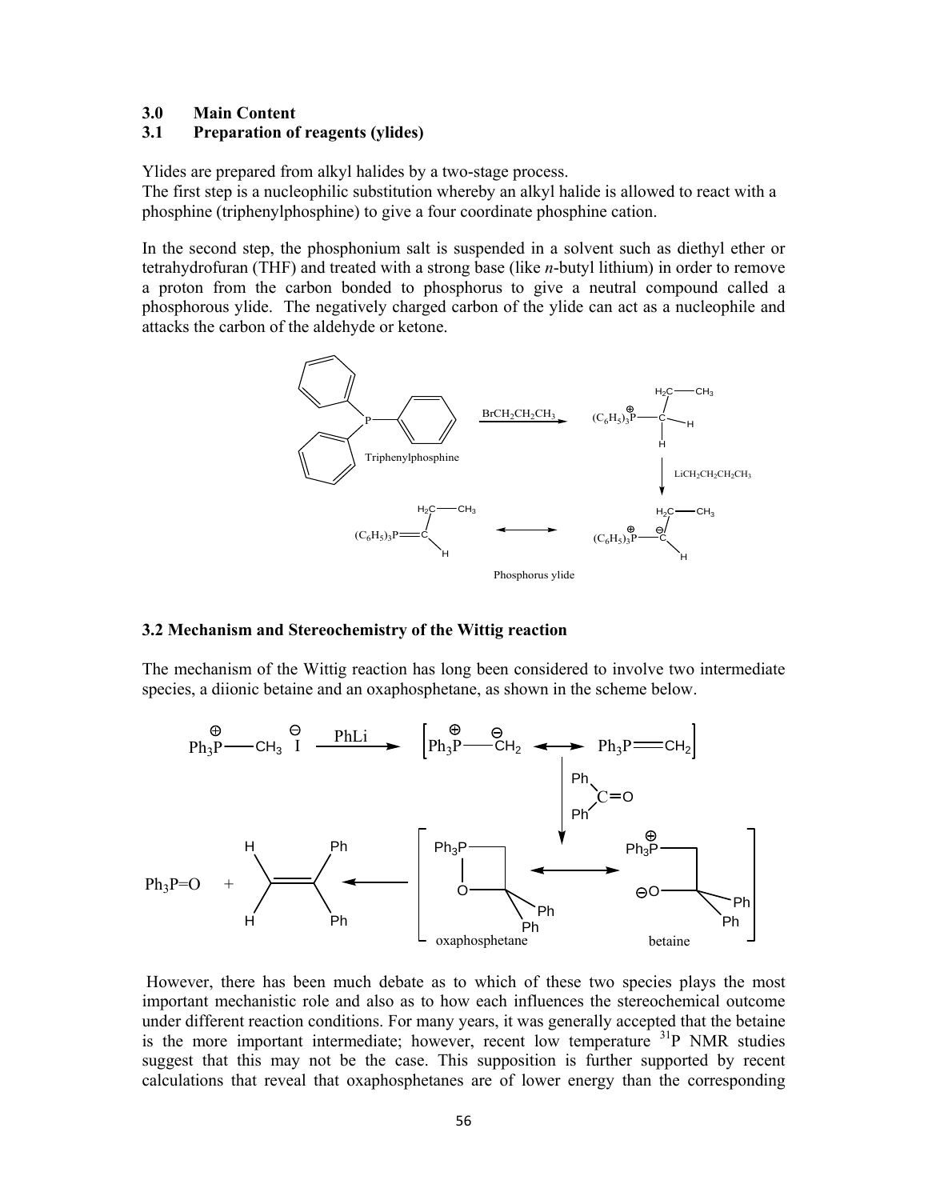### 3.0 Main Content

### 3.1 Preparation of reagents (ylides)

Ylides are prepared from alkyl halides by a two-stage process.
The first step is a nucleophilic substitution whereby an alkyl halide is allowed to react with a phosphine (triphenylphosphine) to give a four coordinate phosphine cation.

In the second step, the phosphonium salt is suspended in a solvent such as diethyl ether or tetrahydrofuran (THF) and treated with a strong base (like *n*-butyl lithium) in order to remove a proton from the carbon bonded to phosphorus to give a neutral compound called a phosphorous ylide. The negatively charged carbon of the ylide can act as a nucleophile and attacks the carbon of the aldehyde or ketone.

Triphenylphosphine $\xrightarrow{BrCH_2CH_2CH_3}$ $(C_6H_5)_3\overset{\oplus}{P}-CH_2CH_2CH_3$ $\xrightarrow{LiCH_2CH_2CH_2CH_3}$ $(C_6H_5)_3\overset{\oplus}{P}-\overset{\ominus}{C}H(CH_2CH_3)$ $\longleftrightarrow$ $(C_6H_5)_3P=CH(CH_2CH_3)$

Phosphorus ylide

### 3.2 Mechanism and Stereochemistry of the Wittig reaction

The mechanism of the Wittig reaction has long been considered to involve two intermediate species, a diionic betaine and an oxaphosphetane, as shown in the scheme below.

$Ph_3\overset{\oplus}{P}-CH_3\ \overset{\ominus}{I}$ $\xrightarrow{PhLi}$ $[Ph_3\overset{\oplus}{P}-\overset{\ominus}{C}H_2 \longleftrightarrow Ph_3P=CH_2]$ $\xrightarrow{Ph_2C=O}$ [oxaphosphetane $\longleftrightarrow$ betaine] $\longrightarrow$ $Ph_3P=O$ + $H_2C=CPh_2$

oxaphosphetane betaine

However, there has been much debate as to which of these two species plays the most important mechanistic role and also as to how each influences the stereochemical outcome under different reaction conditions. For many years, it was generally accepted that the betaine is the more important intermediate; however, recent low temperature $^{31}P$ NMR studies suggest that this may not be the case. This supposition is further supported by recent calculations that reveal that oxaphosphetanes are of lower energy than the corresponding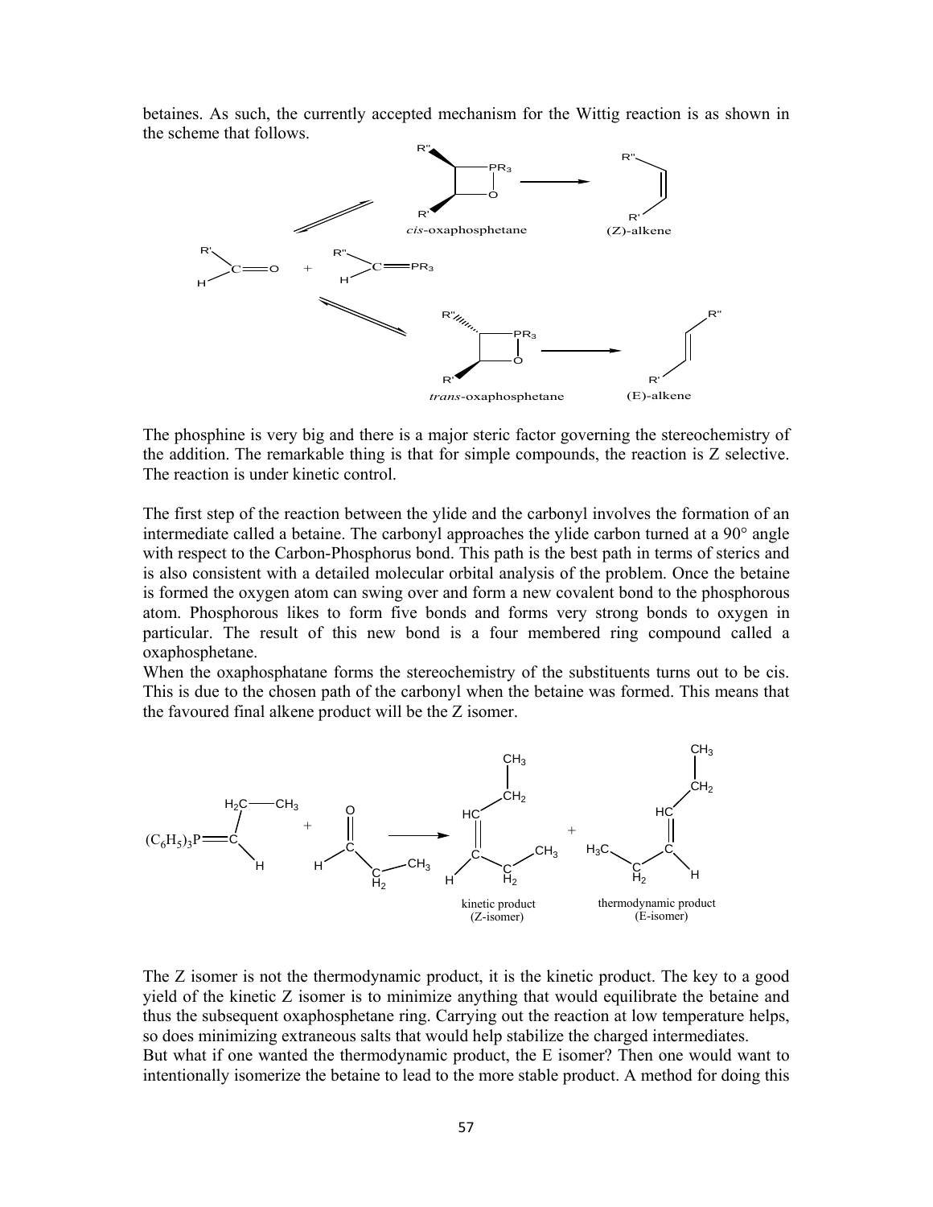betaines. As such, the currently accepted mechanism for the Wittig reaction is as shown in the scheme that follows.

The phosphine is very big and there is a major steric factor governing the stereochemistry of the addition. The remarkable thing is that for simple compounds, the reaction is Z selective. The reaction is under kinetic control.

The first step of the reaction between the ylide and the carbonyl involves the formation of an intermediate called a betaine. The carbonyl approaches the ylide carbon turned at a 90° angle with respect to the Carbon-Phosphorus bond. This path is the best path in terms of sterics and is also consistent with a detailed molecular orbital analysis of the problem. Once the betaine is formed the oxygen atom can swing over and form a new covalent bond to the phosphorous atom. Phosphorous likes to form five bonds and forms very strong bonds to oxygen in particular. The result of this new bond is a four membered ring compound called a oxaphosphetane.

When the oxaphosphatane forms the stereochemistry of the substituents turns out to be cis. This is due to the chosen path of the carbonyl when the betaine was formed. This means that the favoured final alkene product will be the Z isomer.

The Z isomer is not the thermodynamic product, it is the kinetic product. The key to a good yield of the kinetic Z isomer is to minimize anything that would equilibrate the betaine and thus the subsequent oxaphosphetane ring. Carrying out the reaction at low temperature helps, so does minimizing extraneous salts that would help stabilize the charged intermediates.

But what if one wanted the thermodynamic product, the E isomer? Then one would want to intentionally isomerize the betaine to lead to the more stable product. A method for doing this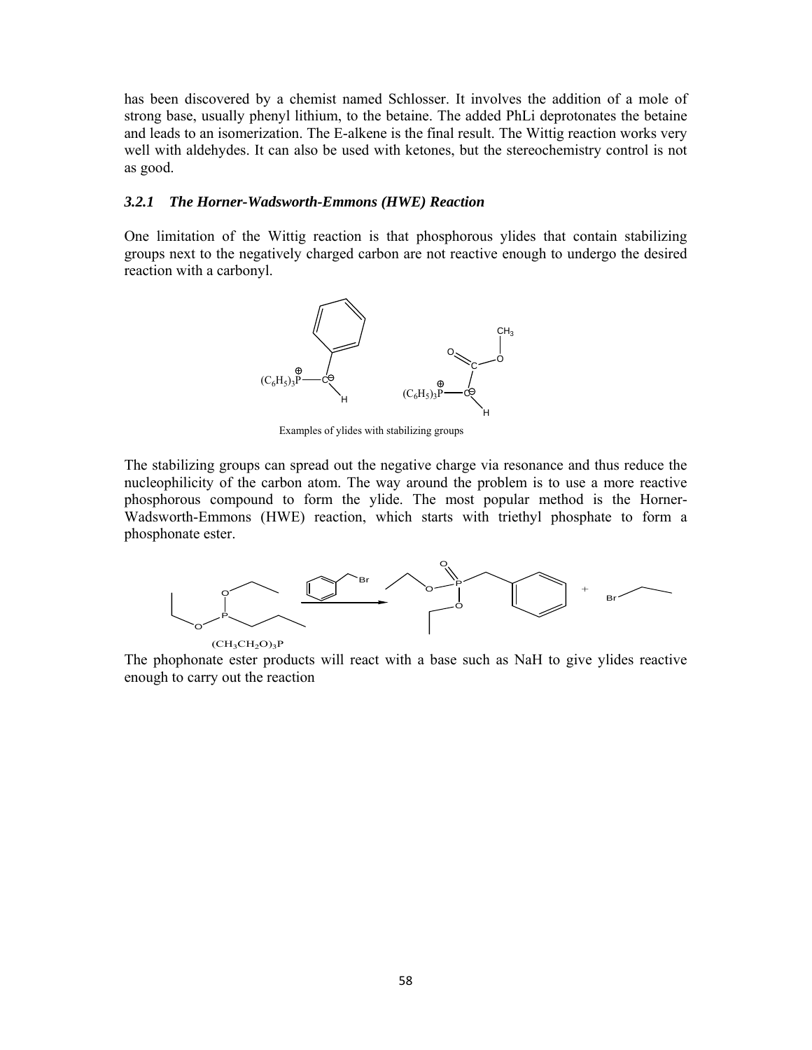has been discovered by a chemist named Schlosser. It involves the addition of a mole of strong base, usually phenyl lithium, to the betaine. The added PhLi deprotonates the betaine and leads to an isomerization. The E-alkene is the final result. The Wittig reaction works very well with aldehydes. It can also be used with ketones, but the stereochemistry control is not as good.

### *3.2.1 The Horner-Wadsworth-Emmons (HWE) Reaction*

One limitation of the Wittig reaction is that phosphorous ylides that contain stabilizing groups next to the negatively charged carbon are not reactive enough to undergo the desired reaction with a carbonyl.

Examples of ylides with stabilizing groups

The stabilizing groups can spread out the negative charge via resonance and thus reduce the nucleophilicity of the carbon atom. The way around the problem is to use a more reactive phosphorous compound to form the ylide. The most popular method is the Horner-Wadsworth-Emmons (HWE) reaction, which starts with triethyl phosphate to form a phosphonate ester.

$(CH_3CH_2O)_3P$

The phophonate ester products will react with a base such as NaH to give ylides reactive enough to carry out the reaction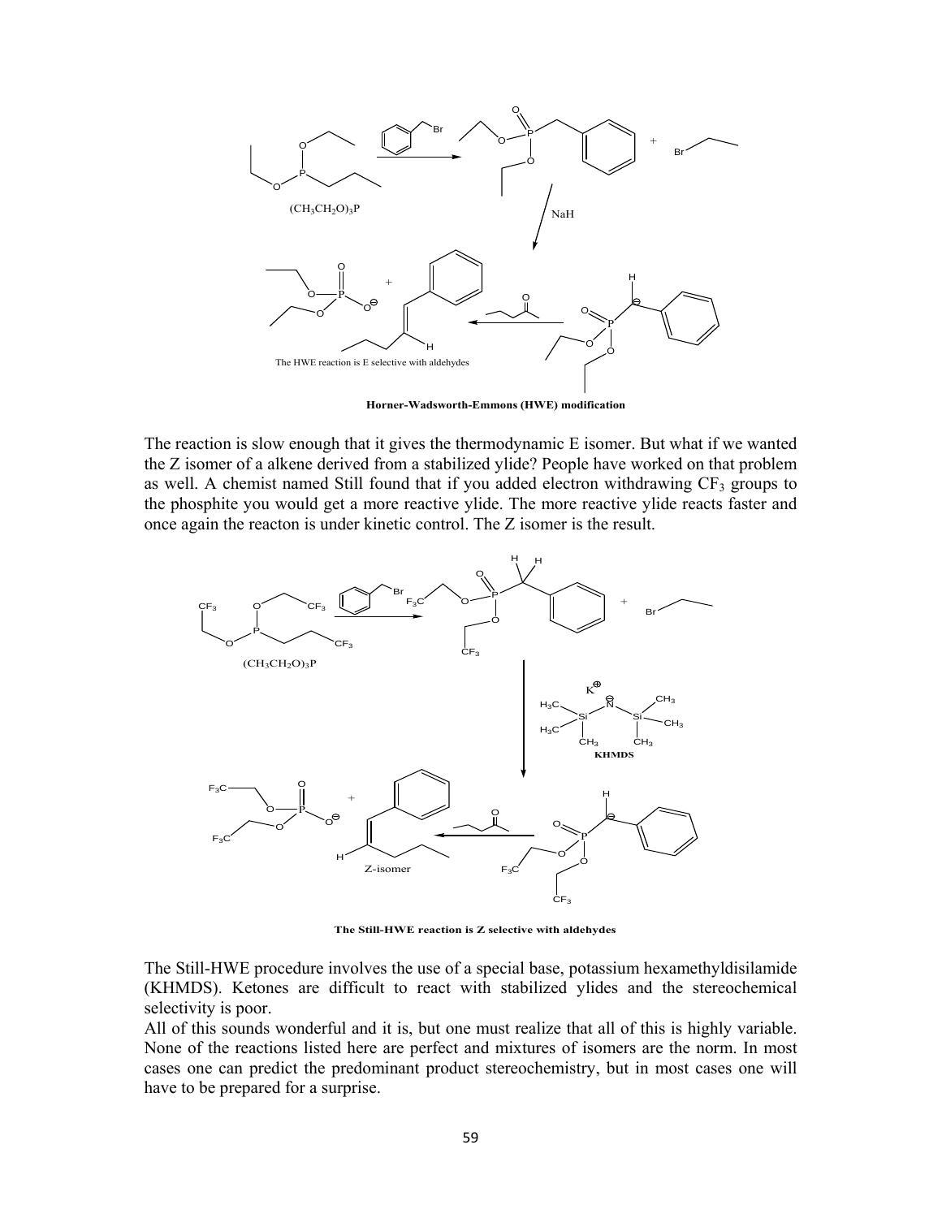$(CH_3CH_2O)_3P$

The HWE reaction is E selective with aldehydes

**Horner-Wadsworth-Emmons (HWE) modification**

The reaction is slow enough that it gives the thermodynamic E isomer. But what if we wanted the Z isomer of a alkene derived from a stabilized ylide? People have worked on that problem as well. A chemist named Still found that if you added electron withdrawing $CF_3$ groups to the phosphite you would get a more reactive ylide. The more reactive ylide reacts faster and once again the reacton is under kinetic control. The Z isomer is the result.

$(CH_3CH_2O)_3P$

KHMDS

Z-isomer

**The Still-HWE reaction is Z selective with aldehydes**

The Still-HWE procedure involves the use of a special base, potassium hexamethyldisilamide (KHMDS). Ketones are difficult to react with stabilized ylides and the stereochemical selectivity is poor.

All of this sounds wonderful and it is, but one must realize that all of this is highly variable. None of the reactions listed here are perfect and mixtures of isomers are the norm. In most cases one can predict the predominant product stereochemistry, but in most cases one will have to be prepared for a surprise.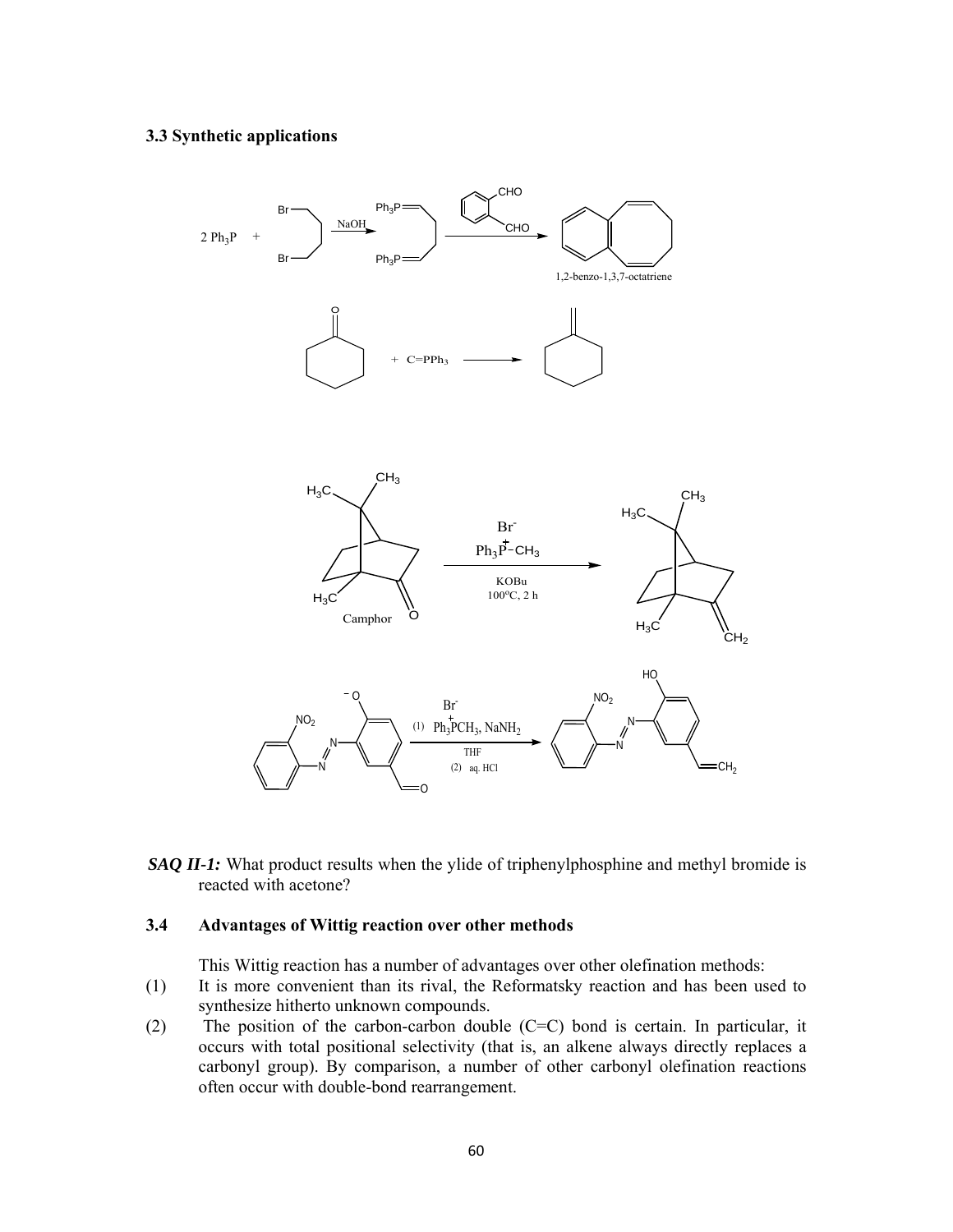### 3.3 Synthetic applications

$2\ Ph_3P\ +$ Br–CH₂CH₂CH₂CH₂–Br $\xrightarrow{NaOH}$ $Ph_3P{=}CH{-}CH_2{-}CH_2{-}CH{=}PPh_3$ $\xrightarrow{\text{o-C}_6H_4(CHO)_2}$ 1,2-benzo-1,3,7-octatriene

Cyclohexanone $+\ C{=}PPh_3 \longrightarrow$ methylenecyclohexane

Camphor $\xrightarrow[\text{KOBu, } 100^oC,\ 2\ h]{Ph_3\overset{+}{P}{-}CH_3\ Br^-}$ methylene derivative ($=CH_2$)

$\xrightarrow[\text{(2) aq. HCl}]{\text{(1) } Ph_3\overset{+}{P}CH_3\ Br^-,\ NaNH_2,\ THF}$ (NO₂-phenylazo phenoxide aldehyde → vinyl phenol with $CH{=}CH_2$)

***SAQ II-1:*** What product results when the ylide of triphenylphosphine and methyl bromide is reacted with acetone?

### 3.4 Advantages of Wittig reaction over other methods

This Wittig reaction has a number of advantages over other olefination methods:

(1) It is more convenient than its rival, the Reformatsky reaction and has been used to synthesize hitherto unknown compounds.

(2) The position of the carbon-carbon double (C=C) bond is certain. In particular, it occurs with total positional selectivity (that is, an alkene always directly replaces a carbonyl group). By comparison, a number of other carbonyl olefination reactions often occur with double-bond rearrangement.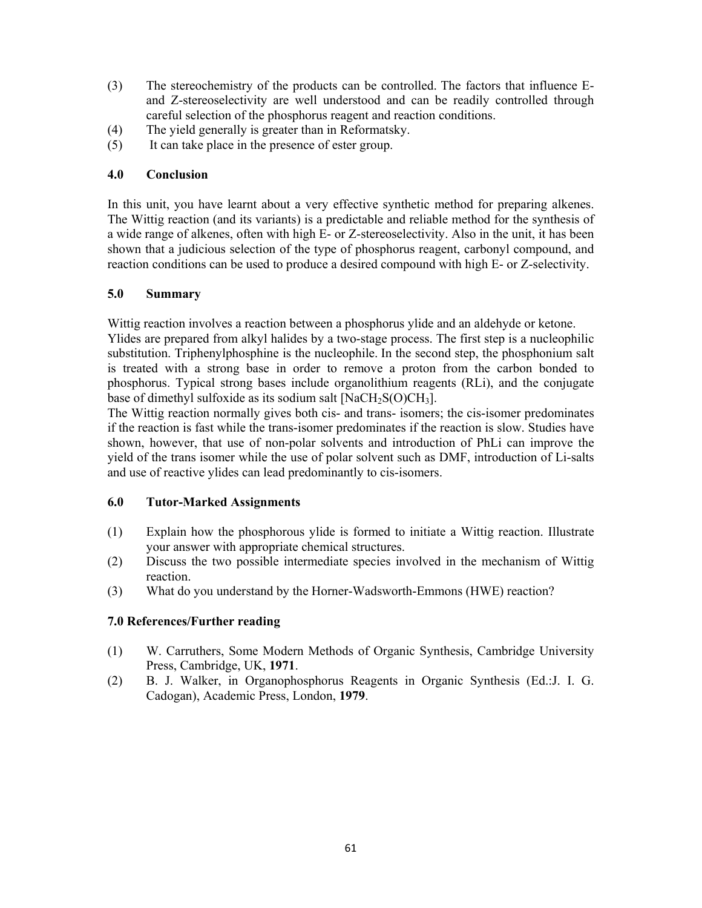(3) The stereochemistry of the products can be controlled. The factors that influence E- and Z-stereoselectivity are well understood and can be readily controlled through careful selection of the phosphorus reagent and reaction conditions.

(4) The yield generally is greater than in Reformatsky.

(5) It can take place in the presence of ester group.

## 4.0 Conclusion

In this unit, you have learnt about a very effective synthetic method for preparing alkenes. The Wittig reaction (and its variants) is a predictable and reliable method for the synthesis of a wide range of alkenes, often with high E- or Z-stereoselectivity. Also in the unit, it has been shown that a judicious selection of the type of phosphorus reagent, carbonyl compound, and reaction conditions can be used to produce a desired compound with high E- or Z-selectivity.

## 5.0 Summary

Wittig reaction involves a reaction between a phosphorus ylide and an aldehyde or ketone.
Ylides are prepared from alkyl halides by a two-stage process. The first step is a nucleophilic substitution. Triphenylphosphine is the nucleophile. In the second step, the phosphonium salt is treated with a strong base in order to remove a proton from the carbon bonded to phosphorus. Typical strong bases include organolithium reagents (RLi), and the conjugate base of dimethyl sulfoxide as its sodium salt [$NaCH_2S(O)CH_3$].
The Wittig reaction normally gives both cis- and trans- isomers; the cis-isomer predominates if the reaction is fast while the trans-isomer predominates if the reaction is slow. Studies have shown, however, that use of non-polar solvents and introduction of PhLi can improve the yield of the trans isomer while the use of polar solvent such as DMF, introduction of Li-salts and use of reactive ylides can lead predominantly to cis-isomers.

## 6.0 Tutor-Marked Assignments

(1) Explain how the phosphorous ylide is formed to initiate a Wittig reaction. Illustrate your answer with appropriate chemical structures.

(2) Discuss the two possible intermediate species involved in the mechanism of Wittig reaction.

(3) What do you understand by the Horner-Wadsworth-Emmons (HWE) reaction?

## 7.0 References/Further reading

(1) W. Carruthers, Some Modern Methods of Organic Synthesis, Cambridge University Press, Cambridge, UK, **1971**.

(2) B. J. Walker, in Organophosphorus Reagents in Organic Synthesis (Ed.:J. I. G. Cadogan), Academic Press, London, **1979**.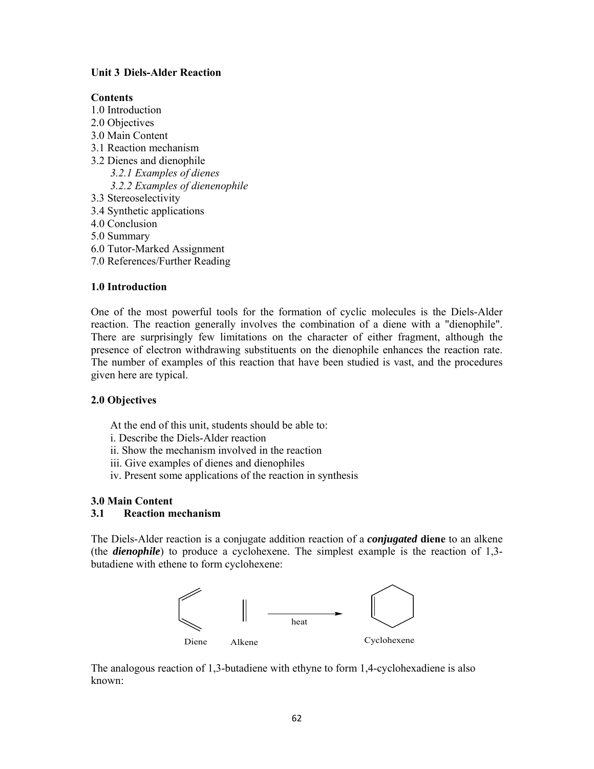**Unit 3 Diels-Alder Reaction**

**Contents**

1.0 Introduction
2.0 Objectives
3.0 Main Content
3.1 Reaction mechanism
3.2 Dienes and dienophile
  *3.2.1 Examples of dienes*
  *3.2.2 Examples of dienenophile*
3.3 Stereoselectivity
3.4 Synthetic applications
4.0 Conclusion
5.0 Summary
6.0 Tutor-Marked Assignment
7.0 References/Further Reading

**1.0 Introduction**

One of the most powerful tools for the formation of cyclic molecules is the Diels-Alder reaction. The reaction generally involves the combination of a diene with a "dienophile". There are surprisingly few limitations on the character of either fragment, although the presence of electron withdrawing substituents on the dienophile enhances the reaction rate. The number of examples of this reaction that have been studied is vast, and the procedures given here are typical.

**2.0 Objectives**

At the end of this unit, students should be able to:

i. Describe the Diels-Alder reaction
ii. Show the mechanism involved in the reaction
iii. Give examples of dienes and dienophiles
iv. Present some applications of the reaction in synthesis

**3.0 Main Content**

**3.1 Reaction mechanism**

The Diels-Alder reaction is a conjugate addition reaction of a ***conjugated* diene** to an alkene (the ***dienophile***) to produce a cyclohexene. The simplest example is the reaction of 1,3-butadiene with ethene to form cyclohexene:

Diene    Alkene    —heat→    Cyclohexene

The analogous reaction of 1,3-butadiene with ethyne to form 1,4-cyclohexadiene is also known: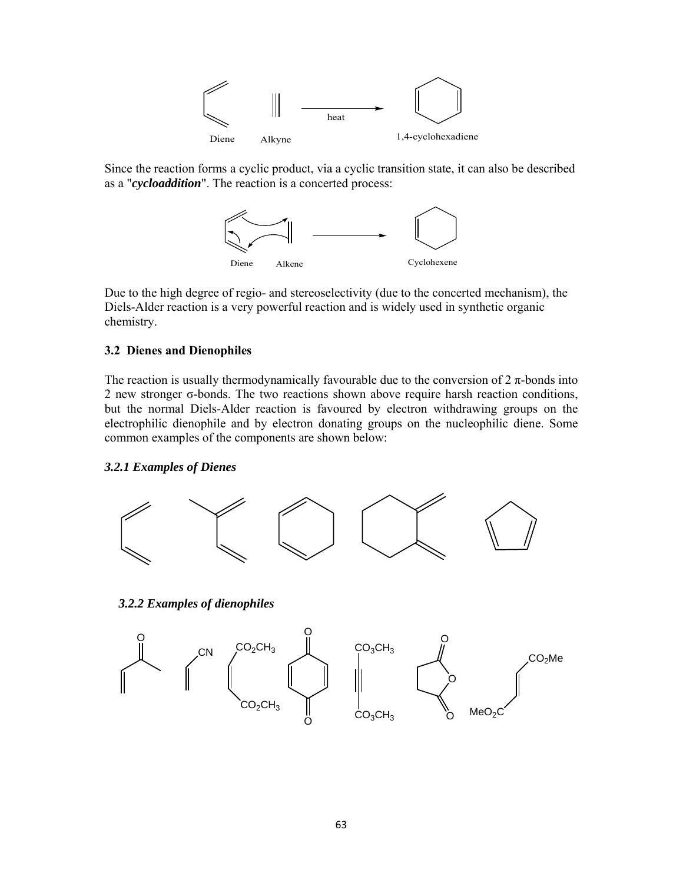Diene Alkyne heat 1,4-cyclohexadiene

Since the reaction forms a cyclic product, via a cyclic transition state, it can also be described as a "***cycloaddition***". The reaction is a concerted process:

Diene Alkene Cyclohexene

Due to the high degree of regio- and stereoselectivity (due to the concerted mechanism), the Diels-Alder reaction is a very powerful reaction and is widely used in synthetic organic chemistry.

### 3.2 Dienes and Dienophiles

The reaction is usually thermodynamically favourable due to the conversion of 2 π-bonds into 2 new stronger σ-bonds. The two reactions shown above require harsh reaction conditions, but the normal Diels-Alder reaction is favoured by electron withdrawing groups on the electrophilic dienophile and by electron donating groups on the nucleophilic diene. Some common examples of the components are shown below:

#### *3.2.1 Examples of Dienes*

#### *3.2.2 Examples of dienophiles*

O CN $CO_2CH_3$ $CO_2CH_3$ O O $CO_3CH_3$ $CO_3CH_3$ O O O $CO_2Me$ $MeO_2C$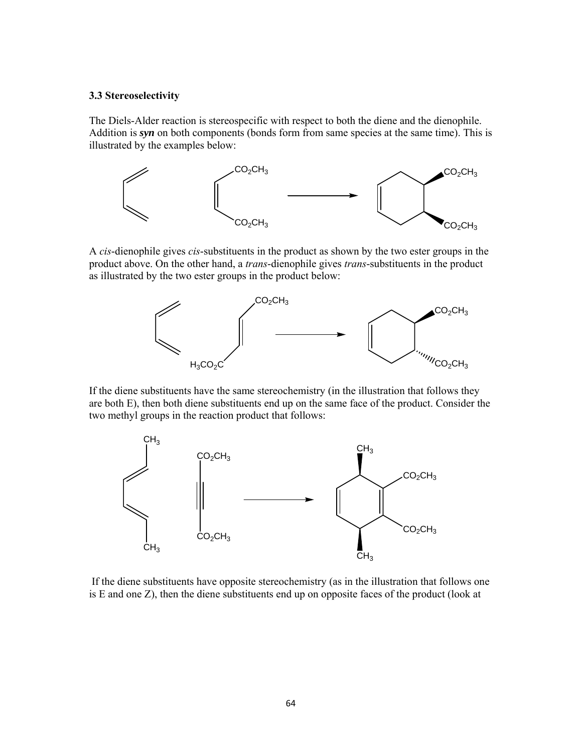### 3.3 Stereoselectivity

The Diels-Alder reaction is stereospecific with respect to both the diene and the dienophile. Addition is ***syn*** on both components (bonds form from same species at the same time). This is illustrated by the examples below:

A *cis*-dienophile gives *cis*-substituents in the product as shown by the two ester groups in the product above. On the other hand, a *trans*-dienophile gives *trans*-substituents in the product as illustrated by the two ester groups in the product below:

If the diene substituents have the same stereochemistry (in the illustration that follows they are both E), then both diene substituents end up on the same face of the product. Consider the two methyl groups in the reaction product that follows:

If the diene substituents have opposite stereochemistry (as in the illustration that follows one is E and one Z), then the diene substituents end up on opposite faces of the product (look at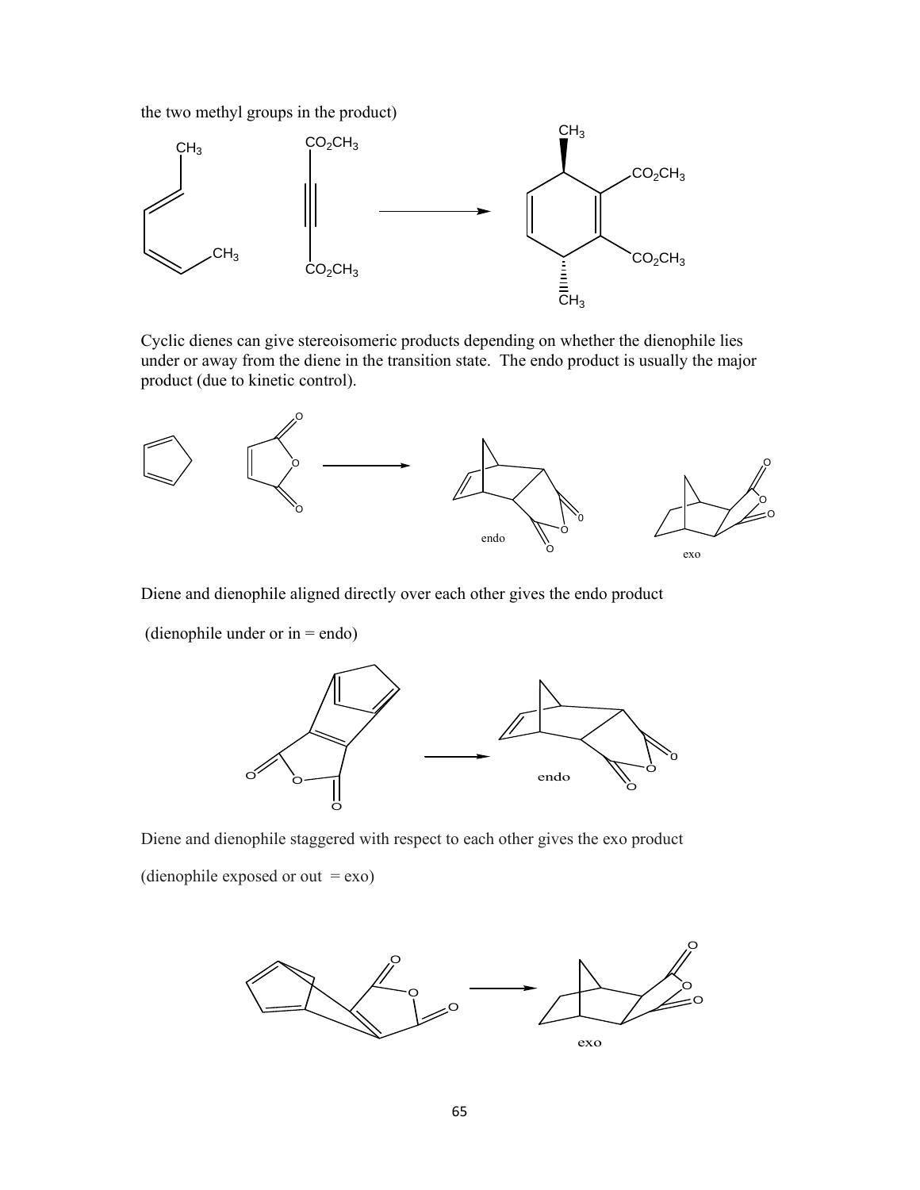the two methyl groups in the product)

Cyclic dienes can give stereoisomeric products depending on whether the dienophile lies under or away from the diene in the transition state. The endo product is usually the major product (due to kinetic control).

endo

exo

Diene and dienophile aligned directly over each other gives the endo product

(dienophile under or in = endo)

endo

Diene and dienophile staggered with respect to each other gives the exo product

(dienophile exposed or out = exo)

exo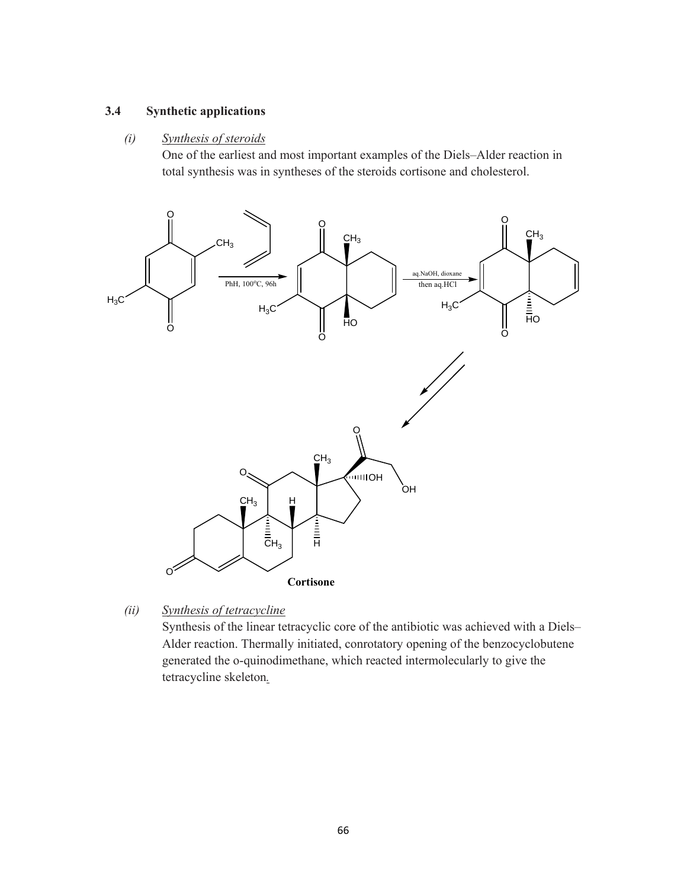### 3.4 Synthetic applications

*(i)* <u>*Synthesis of steroids*</u>

One of the earliest and most important examples of the Diels–Alder reaction in total synthesis was in syntheses of the steroids cortisone and cholesterol.

PhH, 100°C, 96h

aq.NaOH, dioxane then aq.HCl

**Cortisone**

*(ii)* <u>*Synthesis of tetracycline*</u>

Synthesis of the linear tetracyclic core of the antibiotic was achieved with a Diels–Alder reaction. Thermally initiated, conrotatory opening of the benzocyclobutene generated the o-quinodimethane, which reacted intermolecularly to give the tetracycline skeleton.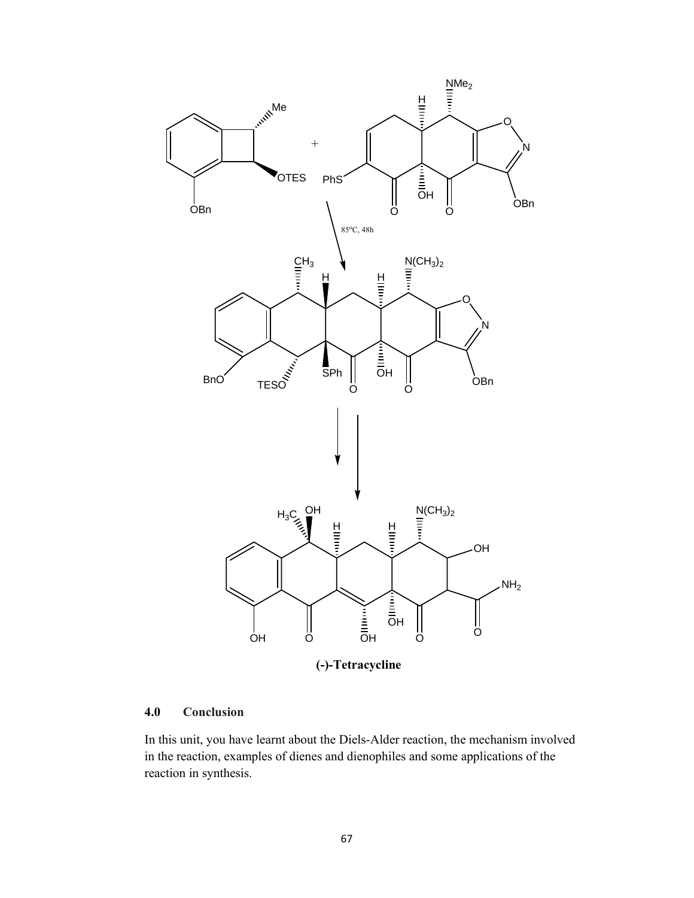85°C, 48h

**(-)-Tetracycline**

## 4.0 Conclusion

In this unit, you have learnt about the Diels-Alder reaction, the mechanism involved in the reaction, examples of dienes and dienophiles and some applications of the reaction in synthesis.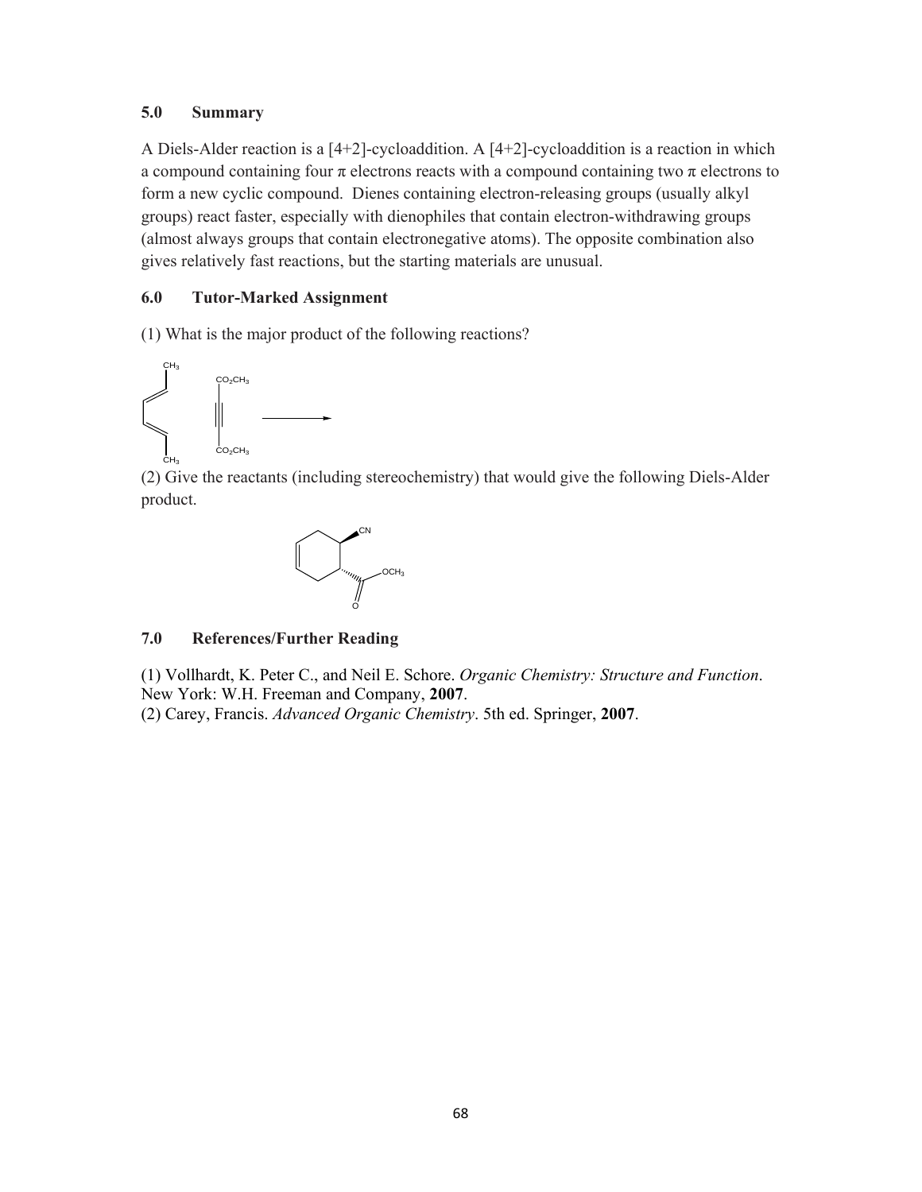## 5.0 Summary

A Diels-Alder reaction is a [4+2]-cycloaddition. A [4+2]-cycloaddition is a reaction in which a compound containing four π electrons reacts with a compound containing two π electrons to form a new cyclic compound. Dienes containing electron-releasing groups (usually alkyl groups) react faster, especially with dienophiles that contain electron-withdrawing groups (almost always groups that contain electronegative atoms). The opposite combination also gives relatively fast reactions, but the starting materials are unusual.

## 6.0 Tutor-Marked Assignment

(1) What is the major product of the following reactions?

$CH_3$ $CO_2CH_3$ $CO_2CH_3$ $CH_3$

(2) Give the reactants (including stereochemistry) that would give the following Diels-Alder product.

CN $OCH_3$ O

## 7.0 References/Further Reading

(1) Vollhardt, K. Peter C., and Neil E. Schore. *Organic Chemistry: Structure and Function*. New York: W.H. Freeman and Company, **2007**.

(2) Carey, Francis. *Advanced Organic Chemistry*. 5th ed. Springer, **2007**.